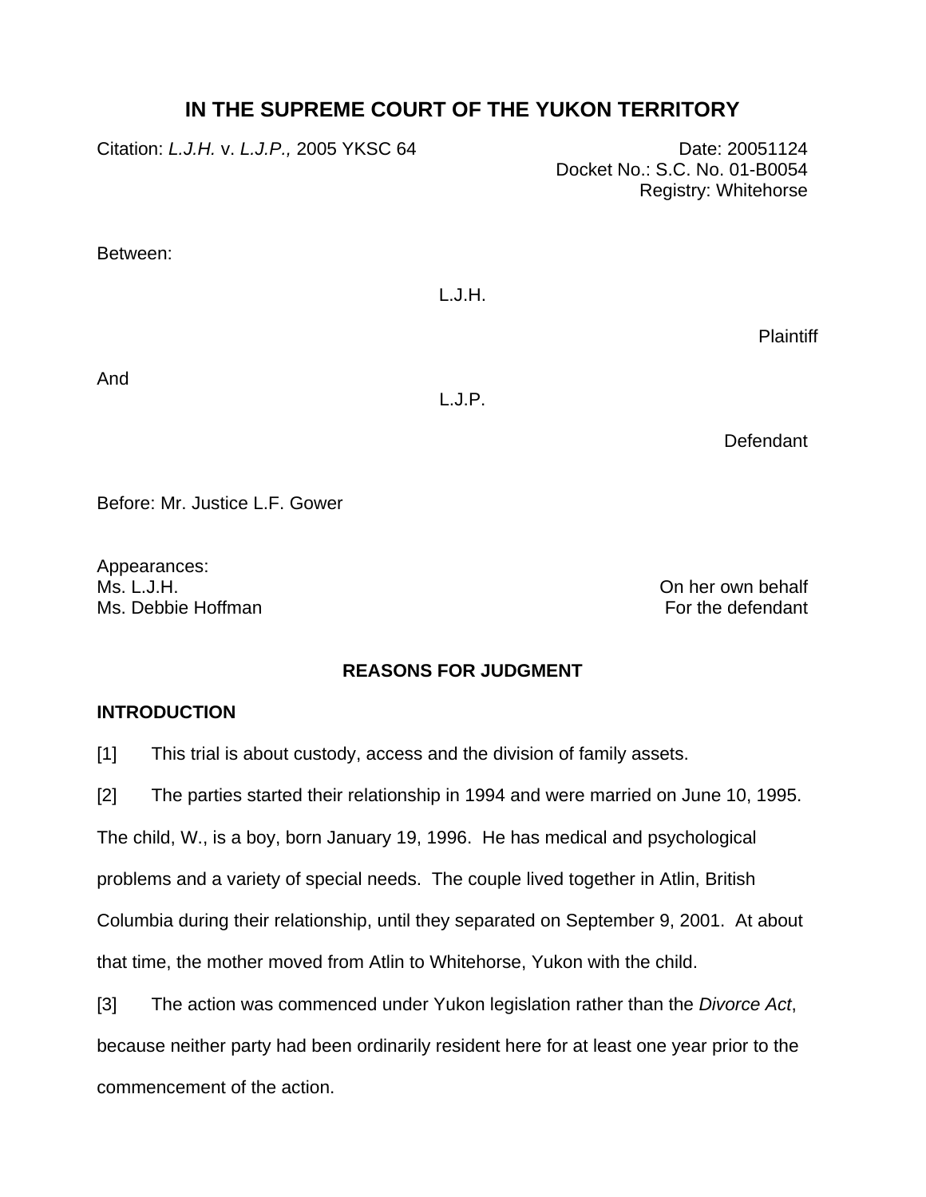# IN THE SUPREME COURT OF THE YUKON TERRITORY

Citation: *L.J.H.* v. *L.J.P.,* 2005 YKSC 64

Date: 20051124
Docket No.: S.C. No. 01-B0054
Registry: Whitehorse

Between:

L.J.H.

Plaintiff

And

L.J.P.

Defendant

Before: Mr. Justice L.F. Gower

Appearances:
Ms. L.J.H. — On her own behalf
Ms. Debbie Hoffman — For the defendant

## REASONS FOR JUDGMENT

### INTRODUCTION

[1] This trial is about custody, access and the division of family assets.

[2] The parties started their relationship in 1994 and were married on June 10, 1995. The child, W., is a boy, born January 19, 1996. He has medical and psychological problems and a variety of special needs. The couple lived together in Atlin, British Columbia during their relationship, until they separated on September 9, 2001. At about that time, the mother moved from Atlin to Whitehorse, Yukon with the child.

[3] The action was commenced under Yukon legislation rather than the *Divorce Act*, because neither party had been ordinarily resident here for at least one year prior to the commencement of the action.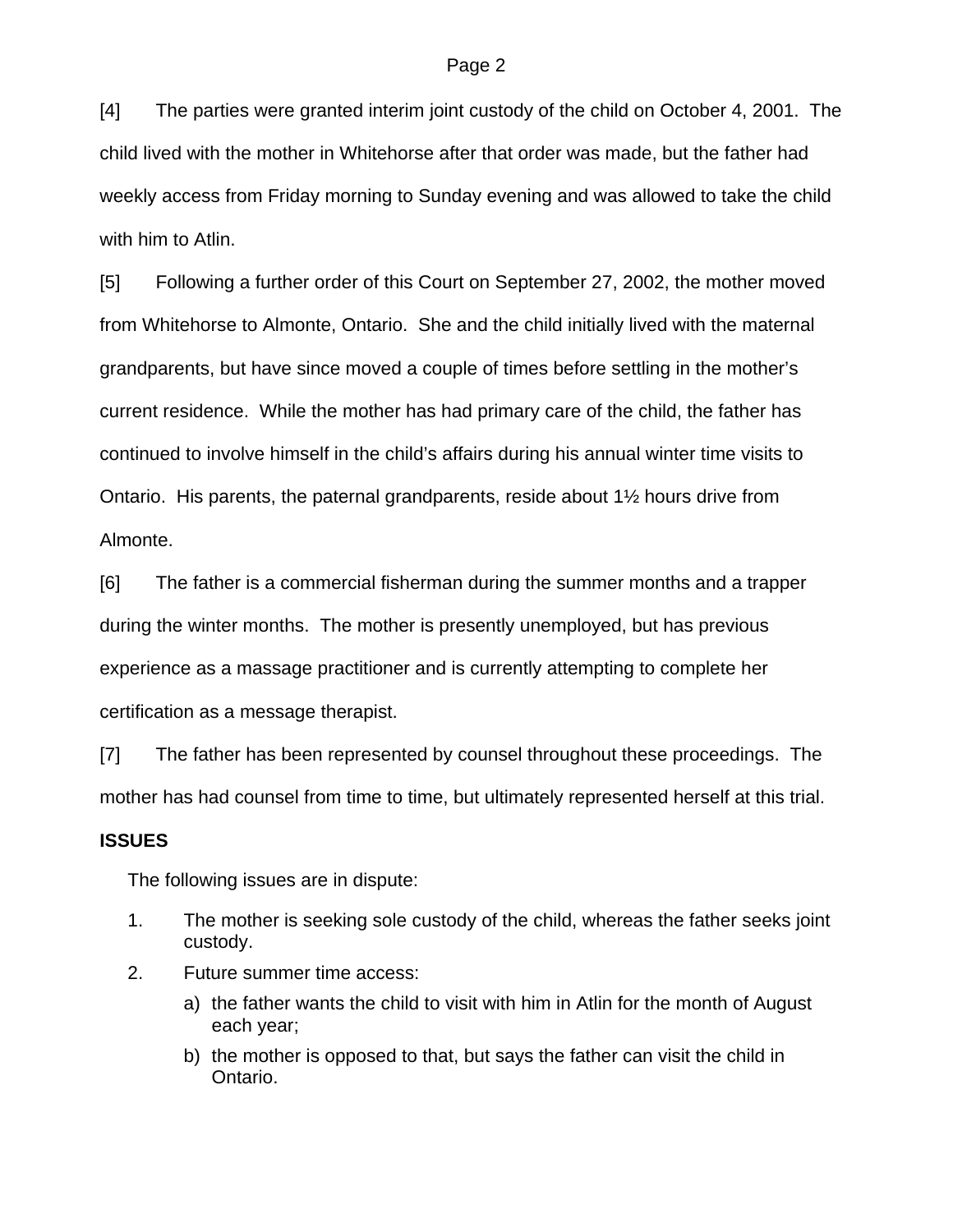[4] The parties were granted interim joint custody of the child on October 4, 2001. The child lived with the mother in Whitehorse after that order was made, but the father had weekly access from Friday morning to Sunday evening and was allowed to take the child with him to Atlin.

[5] Following a further order of this Court on September 27, 2002, the mother moved from Whitehorse to Almonte, Ontario. She and the child initially lived with the maternal grandparents, but have since moved a couple of times before settling in the mother's current residence. While the mother has had primary care of the child, the father has continued to involve himself in the child's affairs during his annual winter time visits to Ontario. His parents, the paternal grandparents, reside about 1½ hours drive from Almonte.

[6] The father is a commercial fisherman during the summer months and a trapper during the winter months. The mother is presently unemployed, but has previous experience as a massage practitioner and is currently attempting to complete her certification as a message therapist.

[7] The father has been represented by counsel throughout these proceedings. The mother has had counsel from time to time, but ultimately represented herself at this trial.

**ISSUES**

The following issues are in dispute:

1. The mother is seeking sole custody of the child, whereas the father seeks joint custody.
2. Future summer time access:
   a) the father wants the child to visit with him in Atlin for the month of August each year;
   b) the mother is opposed to that, but says the father can visit the child in Ontario.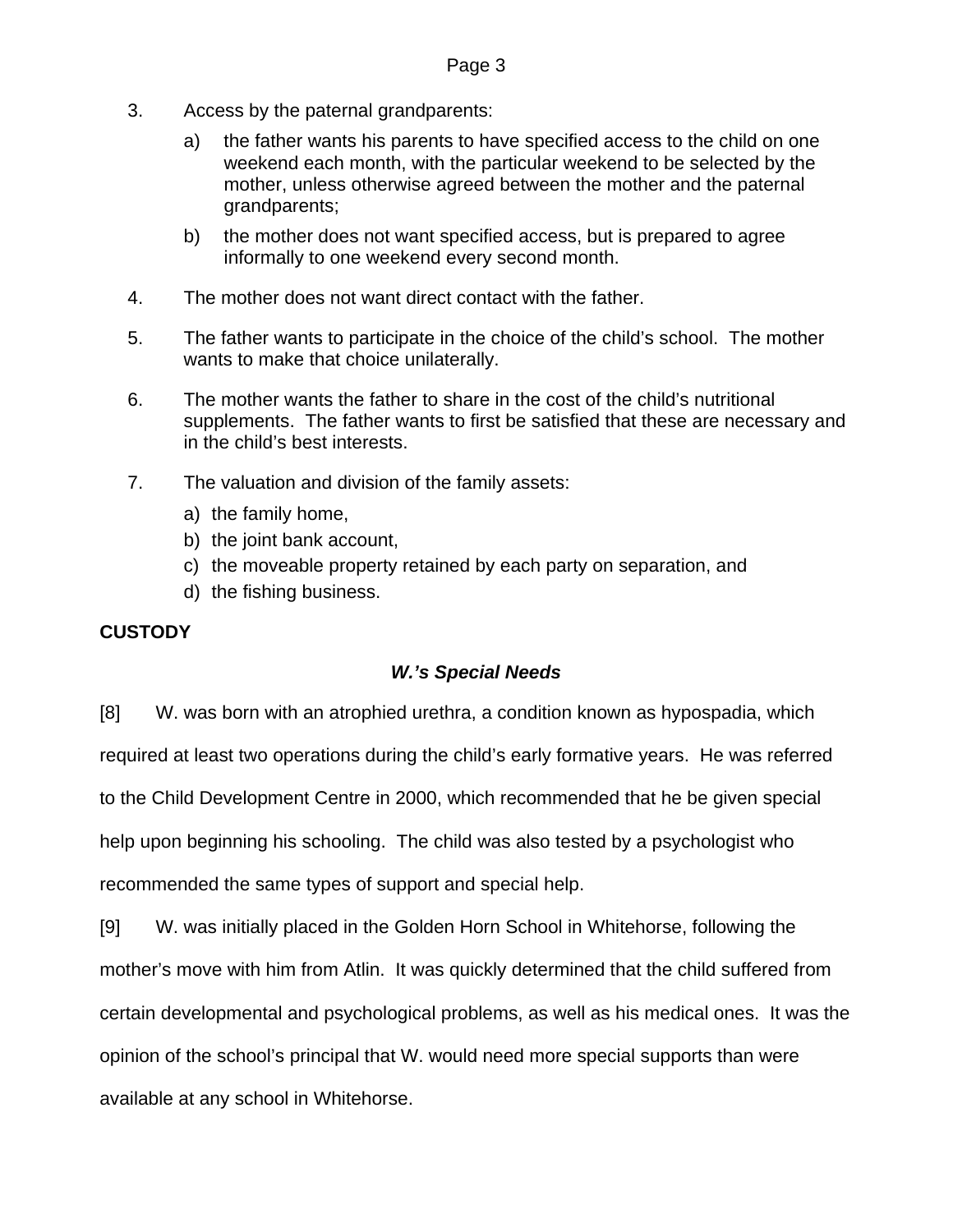3. Access by the paternal grandparents:

   a) the father wants his parents to have specified access to the child on one weekend each month, with the particular weekend to be selected by the mother, unless otherwise agreed between the mother and the paternal grandparents;

   b) the mother does not want specified access, but is prepared to agree informally to one weekend every second month.

4. The mother does not want direct contact with the father.

5. The father wants to participate in the choice of the child's school. The mother wants to make that choice unilaterally.

6. The mother wants the father to share in the cost of the child's nutritional supplements. The father wants to first be satisfied that these are necessary and in the child's best interests.

7. The valuation and division of the family assets:

   a) the family home,
   b) the joint bank account,
   c) the moveable property retained by each party on separation, and
   d) the fishing business.

## CUSTODY

### *W.'s Special Needs*

[8] W. was born with an atrophied urethra, a condition known as hypospadia, which required at least two operations during the child's early formative years. He was referred to the Child Development Centre in 2000, which recommended that he be given special help upon beginning his schooling. The child was also tested by a psychologist who recommended the same types of support and special help.

[9] W. was initially placed in the Golden Horn School in Whitehorse, following the mother's move with him from Atlin. It was quickly determined that the child suffered from certain developmental and psychological problems, as well as his medical ones. It was the opinion of the school's principal that W. would need more special supports than were available at any school in Whitehorse.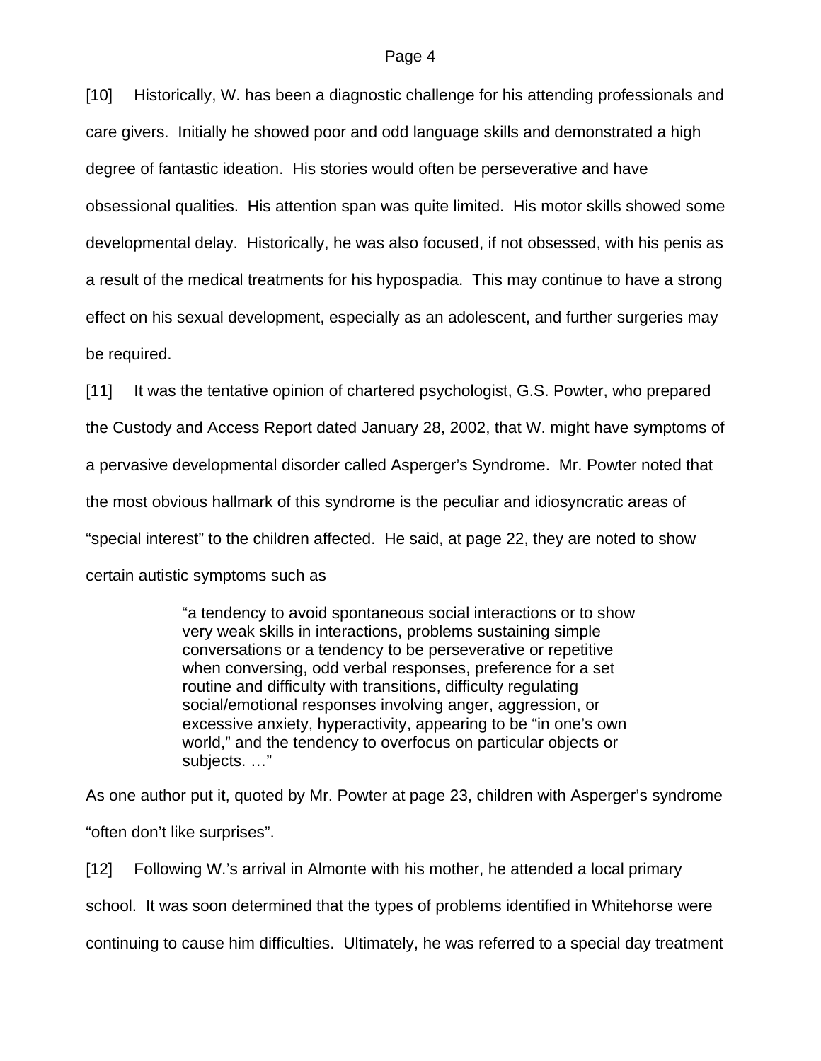[10] Historically, W. has been a diagnostic challenge for his attending professionals and care givers. Initially he showed poor and odd language skills and demonstrated a high degree of fantastic ideation. His stories would often be perseverative and have obsessional qualities. His attention span was quite limited. His motor skills showed some developmental delay. Historically, he was also focused, if not obsessed, with his penis as a result of the medical treatments for his hypospadia. This may continue to have a strong effect on his sexual development, especially as an adolescent, and further surgeries may be required.

[11] It was the tentative opinion of chartered psychologist, G.S. Powter, who prepared the Custody and Access Report dated January 28, 2002, that W. might have symptoms of a pervasive developmental disorder called Asperger's Syndrome. Mr. Powter noted that the most obvious hallmark of this syndrome is the peculiar and idiosyncratic areas of "special interest" to the children affected. He said, at page 22, they are noted to show certain autistic symptoms such as

> "a tendency to avoid spontaneous social interactions or to show very weak skills in interactions, problems sustaining simple conversations or a tendency to be perseverative or repetitive when conversing, odd verbal responses, preference for a set routine and difficulty with transitions, difficulty regulating social/emotional responses involving anger, aggression, or excessive anxiety, hyperactivity, appearing to be "in one's own world," and the tendency to overfocus on particular objects or subjects. …"

As one author put it, quoted by Mr. Powter at page 23, children with Asperger's syndrome "often don't like surprises".

[12] Following W.'s arrival in Almonte with his mother, he attended a local primary school. It was soon determined that the types of problems identified in Whitehorse were continuing to cause him difficulties. Ultimately, he was referred to a special day treatment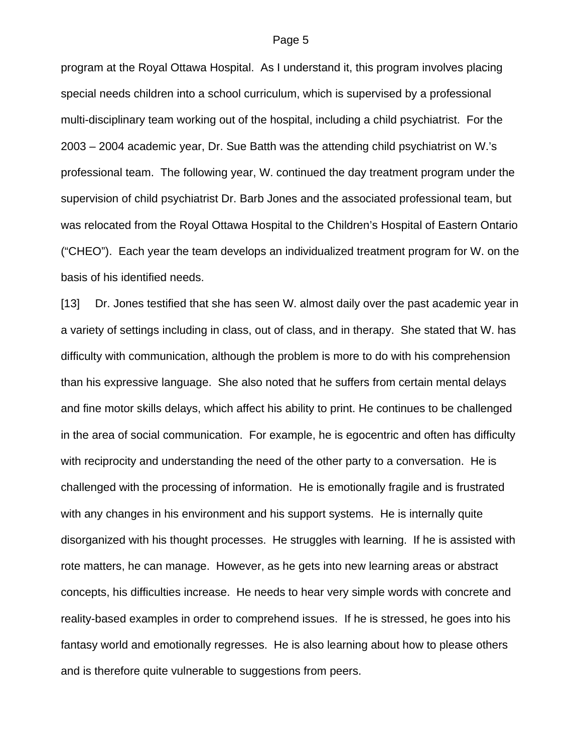program at the Royal Ottawa Hospital. As I understand it, this program involves placing special needs children into a school curriculum, which is supervised by a professional multi-disciplinary team working out of the hospital, including a child psychiatrist. For the 2003 – 2004 academic year, Dr. Sue Batth was the attending child psychiatrist on W.'s professional team. The following year, W. continued the day treatment program under the supervision of child psychiatrist Dr. Barb Jones and the associated professional team, but was relocated from the Royal Ottawa Hospital to the Children's Hospital of Eastern Ontario ("CHEO"). Each year the team develops an individualized treatment program for W. on the basis of his identified needs.

[13] Dr. Jones testified that she has seen W. almost daily over the past academic year in a variety of settings including in class, out of class, and in therapy. She stated that W. has difficulty with communication, although the problem is more to do with his comprehension than his expressive language. She also noted that he suffers from certain mental delays and fine motor skills delays, which affect his ability to print. He continues to be challenged in the area of social communication. For example, he is egocentric and often has difficulty with reciprocity and understanding the need of the other party to a conversation. He is challenged with the processing of information. He is emotionally fragile and is frustrated with any changes in his environment and his support systems. He is internally quite disorganized with his thought processes. He struggles with learning. If he is assisted with rote matters, he can manage. However, as he gets into new learning areas or abstract concepts, his difficulties increase. He needs to hear very simple words with concrete and reality-based examples in order to comprehend issues. If he is stressed, he goes into his fantasy world and emotionally regresses. He is also learning about how to please others and is therefore quite vulnerable to suggestions from peers.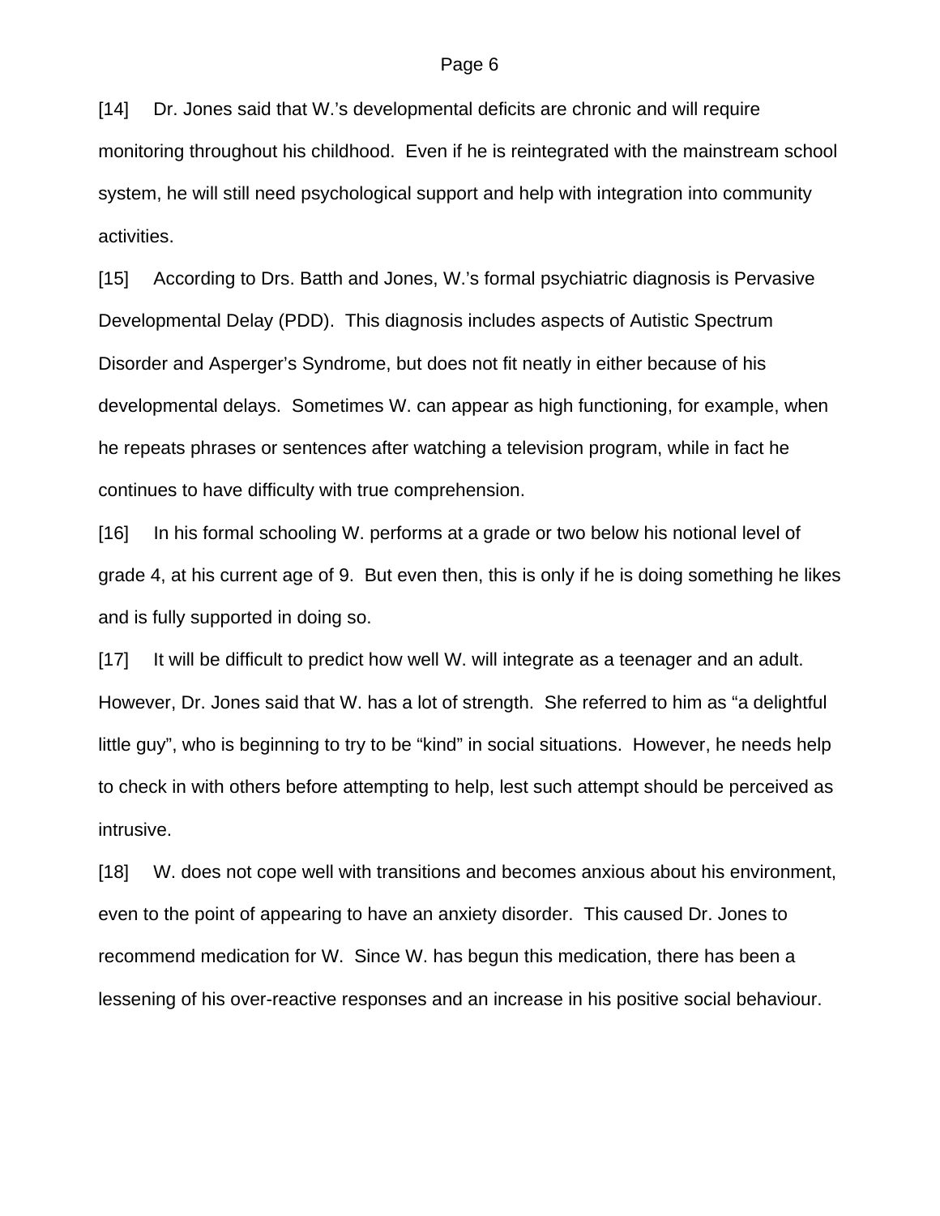[14] Dr. Jones said that W.'s developmental deficits are chronic and will require monitoring throughout his childhood. Even if he is reintegrated with the mainstream school system, he will still need psychological support and help with integration into community activities.

[15] According to Drs. Batth and Jones, W.'s formal psychiatric diagnosis is Pervasive Developmental Delay (PDD). This diagnosis includes aspects of Autistic Spectrum Disorder and Asperger's Syndrome, but does not fit neatly in either because of his developmental delays. Sometimes W. can appear as high functioning, for example, when he repeats phrases or sentences after watching a television program, while in fact he continues to have difficulty with true comprehension.

[16] In his formal schooling W. performs at a grade or two below his notional level of grade 4, at his current age of 9. But even then, this is only if he is doing something he likes and is fully supported in doing so.

[17] It will be difficult to predict how well W. will integrate as a teenager and an adult. However, Dr. Jones said that W. has a lot of strength. She referred to him as "a delightful little guy", who is beginning to try to be "kind" in social situations. However, he needs help to check in with others before attempting to help, lest such attempt should be perceived as intrusive.

[18] W. does not cope well with transitions and becomes anxious about his environment, even to the point of appearing to have an anxiety disorder. This caused Dr. Jones to recommend medication for W. Since W. has begun this medication, there has been a lessening of his over-reactive responses and an increase in his positive social behaviour.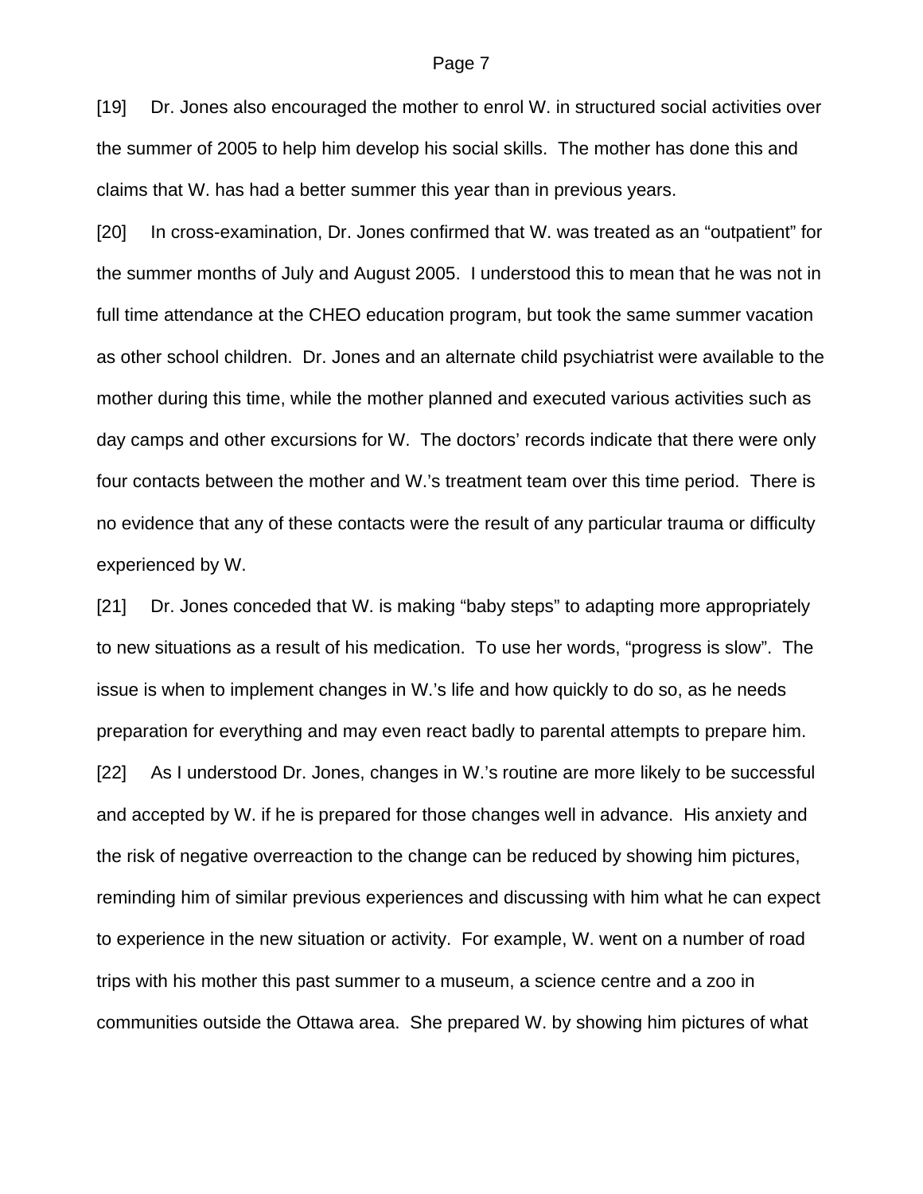[19] Dr. Jones also encouraged the mother to enrol W. in structured social activities over the summer of 2005 to help him develop his social skills. The mother has done this and claims that W. has had a better summer this year than in previous years.

[20] In cross-examination, Dr. Jones confirmed that W. was treated as an "outpatient" for the summer months of July and August 2005. I understood this to mean that he was not in full time attendance at the CHEO education program, but took the same summer vacation as other school children. Dr. Jones and an alternate child psychiatrist were available to the mother during this time, while the mother planned and executed various activities such as day camps and other excursions for W. The doctors' records indicate that there were only four contacts between the mother and W.'s treatment team over this time period. There is no evidence that any of these contacts were the result of any particular trauma or difficulty experienced by W.

[21] Dr. Jones conceded that W. is making "baby steps" to adapting more appropriately to new situations as a result of his medication. To use her words, "progress is slow". The issue is when to implement changes in W.'s life and how quickly to do so, as he needs preparation for everything and may even react badly to parental attempts to prepare him.

[22] As I understood Dr. Jones, changes in W.'s routine are more likely to be successful and accepted by W. if he is prepared for those changes well in advance. His anxiety and the risk of negative overreaction to the change can be reduced by showing him pictures, reminding him of similar previous experiences and discussing with him what he can expect to experience in the new situation or activity. For example, W. went on a number of road trips with his mother this past summer to a museum, a science centre and a zoo in communities outside the Ottawa area. She prepared W. by showing him pictures of what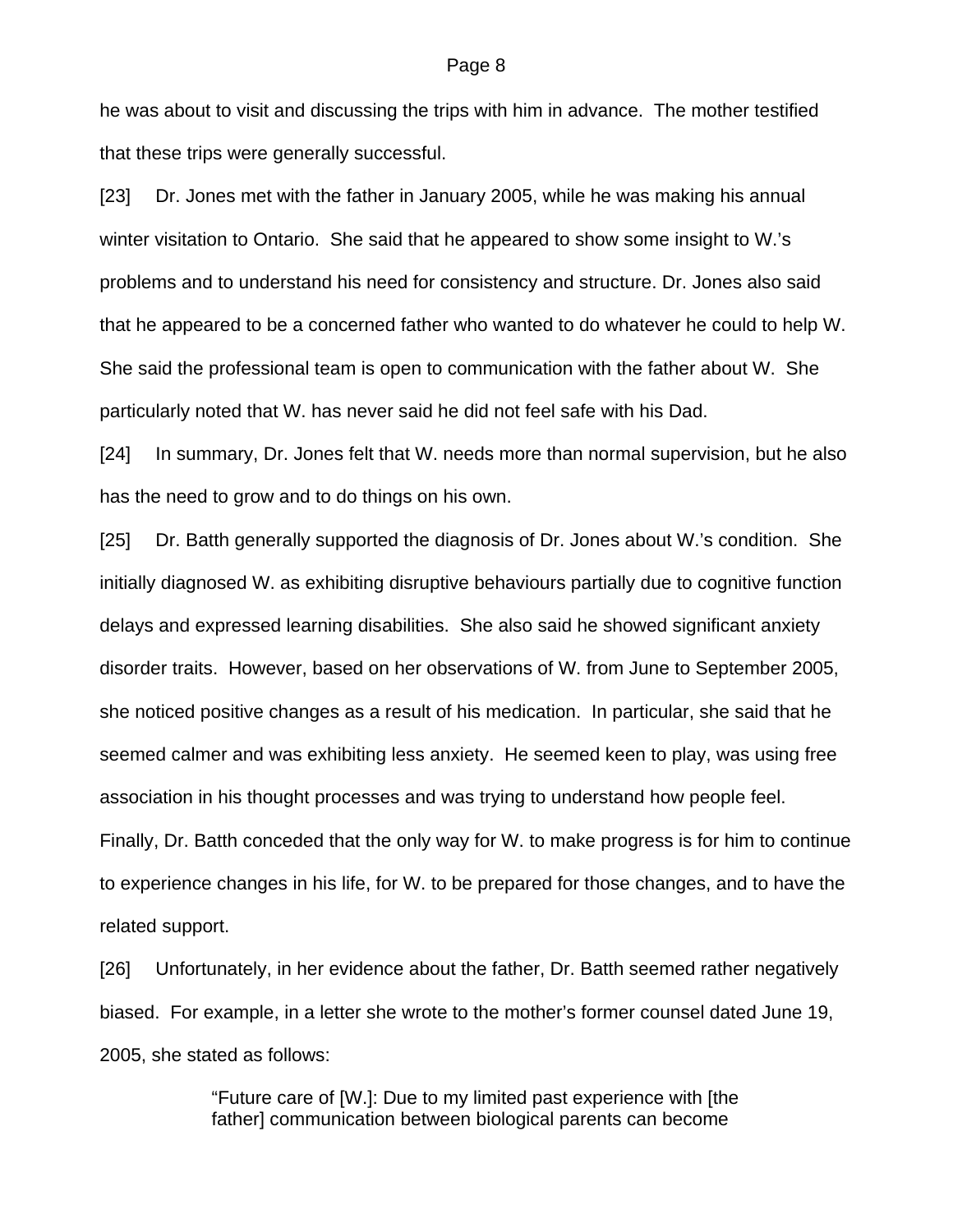he was about to visit and discussing the trips with him in advance. The mother testified that these trips were generally successful.

[23] Dr. Jones met with the father in January 2005, while he was making his annual winter visitation to Ontario. She said that he appeared to show some insight to W.'s problems and to understand his need for consistency and structure. Dr. Jones also said that he appeared to be a concerned father who wanted to do whatever he could to help W. She said the professional team is open to communication with the father about W. She particularly noted that W. has never said he did not feel safe with his Dad.

[24] In summary, Dr. Jones felt that W. needs more than normal supervision, but he also has the need to grow and to do things on his own.

[25] Dr. Batth generally supported the diagnosis of Dr. Jones about W.'s condition. She initially diagnosed W. as exhibiting disruptive behaviours partially due to cognitive function delays and expressed learning disabilities. She also said he showed significant anxiety disorder traits. However, based on her observations of W. from June to September 2005, she noticed positive changes as a result of his medication. In particular, she said that he seemed calmer and was exhibiting less anxiety. He seemed keen to play, was using free association in his thought processes and was trying to understand how people feel. Finally, Dr. Batth conceded that the only way for W. to make progress is for him to continue to experience changes in his life, for W. to be prepared for those changes, and to have the related support.

[26] Unfortunately, in her evidence about the father, Dr. Batth seemed rather negatively biased. For example, in a letter she wrote to the mother's former counsel dated June 19, 2005, she stated as follows:

> "Future care of [W.]: Due to my limited past experience with [the father] communication between biological parents can become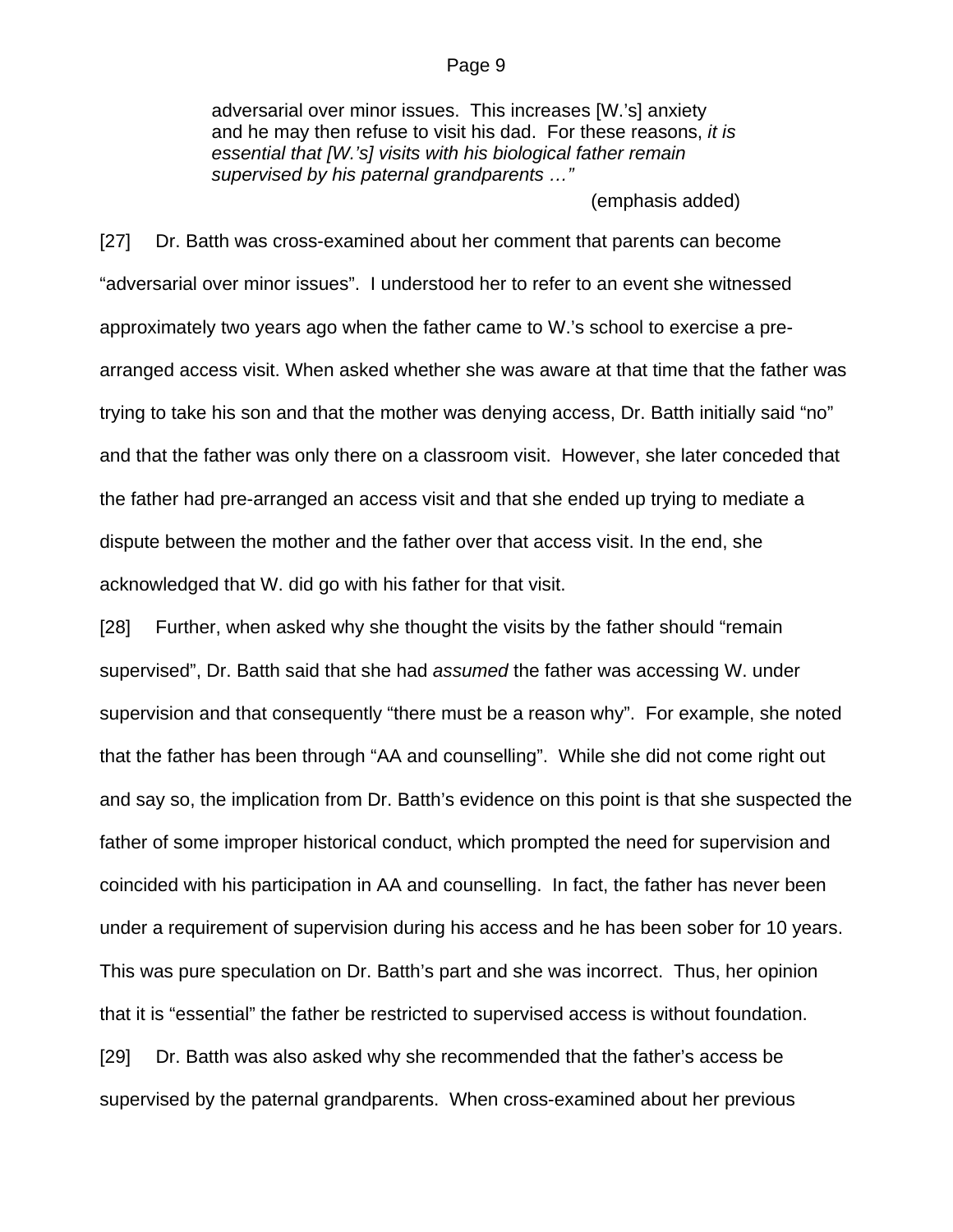> adversarial over minor issues. This increases [W.'s] anxiety and he may then refuse to visit his dad. For these reasons, *it is essential that [W.'s] visits with his biological father remain supervised by his paternal grandparents …"*
>
> (emphasis added)

[27] Dr. Batth was cross-examined about her comment that parents can become "adversarial over minor issues". I understood her to refer to an event she witnessed approximately two years ago when the father came to W.'s school to exercise a pre-arranged access visit. When asked whether she was aware at that time that the father was trying to take his son and that the mother was denying access, Dr. Batth initially said "no" and that the father was only there on a classroom visit. However, she later conceded that the father had pre-arranged an access visit and that she ended up trying to mediate a dispute between the mother and the father over that access visit. In the end, she acknowledged that W. did go with his father for that visit.

[28] Further, when asked why she thought the visits by the father should "remain supervised", Dr. Batth said that she had *assumed* the father was accessing W. under supervision and that consequently "there must be a reason why". For example, she noted that the father has been through "AA and counselling". While she did not come right out and say so, the implication from Dr. Batth's evidence on this point is that she suspected the father of some improper historical conduct, which prompted the need for supervision and coincided with his participation in AA and counselling. In fact, the father has never been under a requirement of supervision during his access and he has been sober for 10 years. This was pure speculation on Dr. Batth's part and she was incorrect. Thus, her opinion that it is "essential" the father be restricted to supervised access is without foundation.

[29] Dr. Batth was also asked why she recommended that the father's access be supervised by the paternal grandparents. When cross-examined about her previous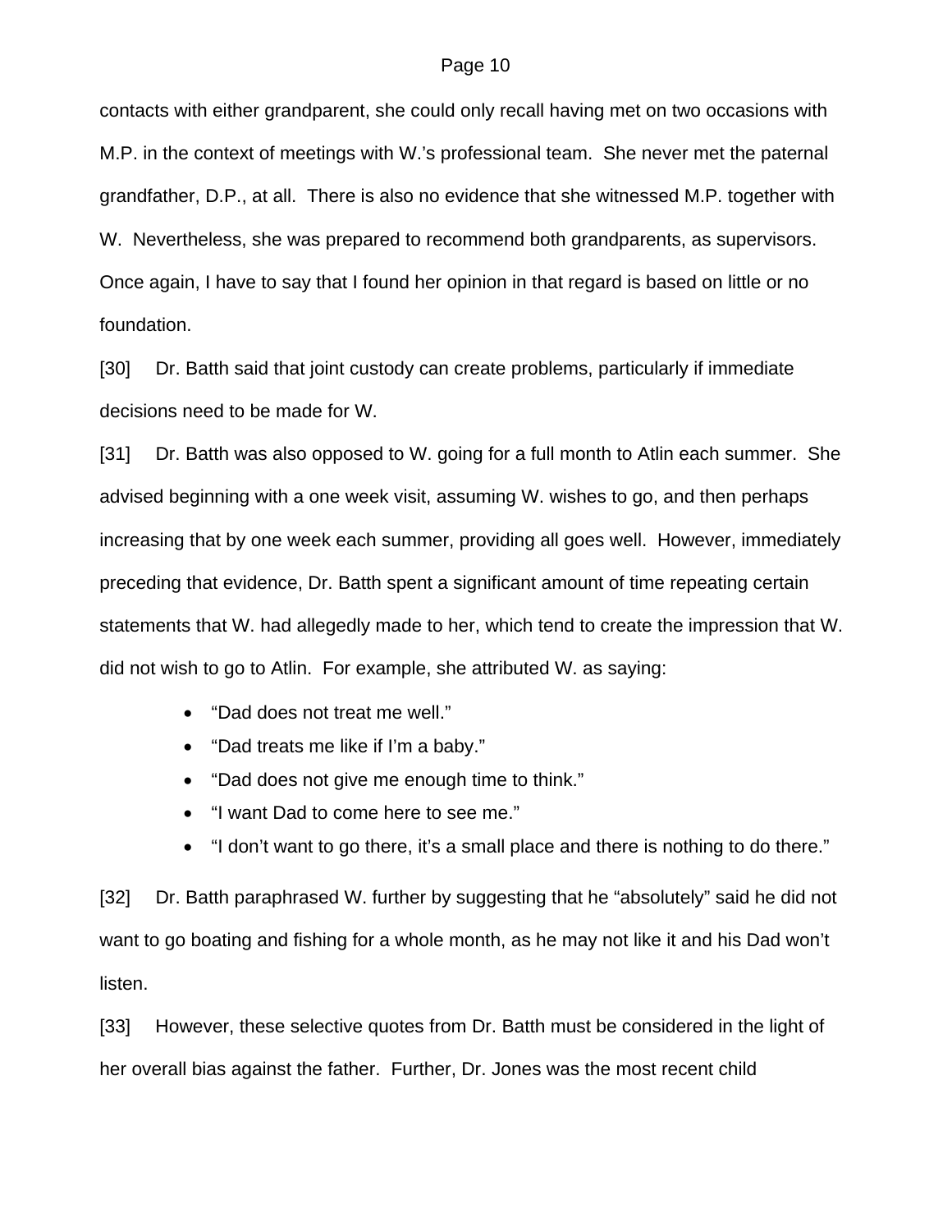contacts with either grandparent, she could only recall having met on two occasions with M.P. in the context of meetings with W.'s professional team. She never met the paternal grandfather, D.P., at all. There is also no evidence that she witnessed M.P. together with W. Nevertheless, she was prepared to recommend both grandparents, as supervisors. Once again, I have to say that I found her opinion in that regard is based on little or no foundation.

[30] Dr. Batth said that joint custody can create problems, particularly if immediate decisions need to be made for W.

[31] Dr. Batth was also opposed to W. going for a full month to Atlin each summer. She advised beginning with a one week visit, assuming W. wishes to go, and then perhaps increasing that by one week each summer, providing all goes well. However, immediately preceding that evidence, Dr. Batth spent a significant amount of time repeating certain statements that W. had allegedly made to her, which tend to create the impression that W. did not wish to go to Atlin. For example, she attributed W. as saying:

- "Dad does not treat me well."
- "Dad treats me like if I'm a baby."
- "Dad does not give me enough time to think."
- "I want Dad to come here to see me."
- "I don't want to go there, it's a small place and there is nothing to do there."

[32] Dr. Batth paraphrased W. further by suggesting that he "absolutely" said he did not want to go boating and fishing for a whole month, as he may not like it and his Dad won't listen.

[33] However, these selective quotes from Dr. Batth must be considered in the light of her overall bias against the father. Further, Dr. Jones was the most recent child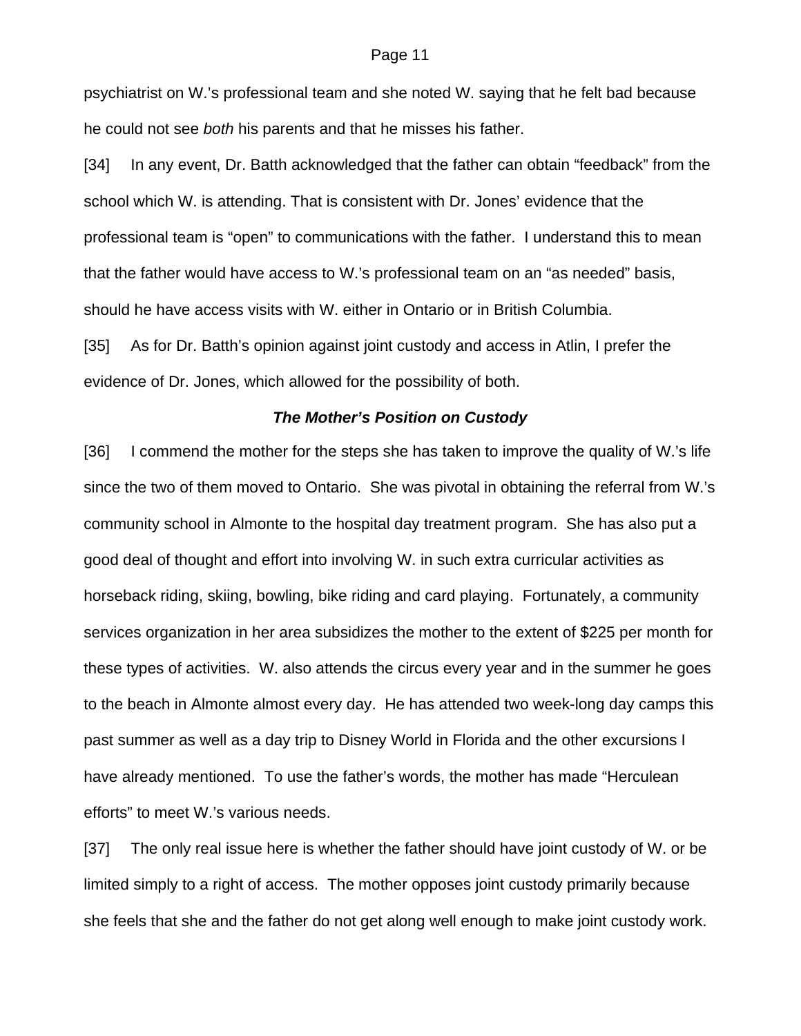psychiatrist on W.'s professional team and she noted W. saying that he felt bad because he could not see *both* his parents and that he misses his father.

[34] In any event, Dr. Batth acknowledged that the father can obtain "feedback" from the school which W. is attending. That is consistent with Dr. Jones' evidence that the professional team is "open" to communications with the father. I understand this to mean that the father would have access to W.'s professional team on an "as needed" basis, should he have access visits with W. either in Ontario or in British Columbia.

[35] As for Dr. Batth's opinion against joint custody and access in Atlin, I prefer the evidence of Dr. Jones, which allowed for the possibility of both.

### ***The Mother's Position on Custody***

[36] I commend the mother for the steps she has taken to improve the quality of W.'s life since the two of them moved to Ontario. She was pivotal in obtaining the referral from W.'s community school in Almonte to the hospital day treatment program. She has also put a good deal of thought and effort into involving W. in such extra curricular activities as horseback riding, skiing, bowling, bike riding and card playing. Fortunately, a community services organization in her area subsidizes the mother to the extent of $225 per month for these types of activities. W. also attends the circus every year and in the summer he goes to the beach in Almonte almost every day. He has attended two week-long day camps this past summer as well as a day trip to Disney World in Florida and the other excursions I have already mentioned. To use the father's words, the mother has made "Herculean efforts" to meet W.'s various needs.

[37] The only real issue here is whether the father should have joint custody of W. or be limited simply to a right of access. The mother opposes joint custody primarily because she feels that she and the father do not get along well enough to make joint custody work.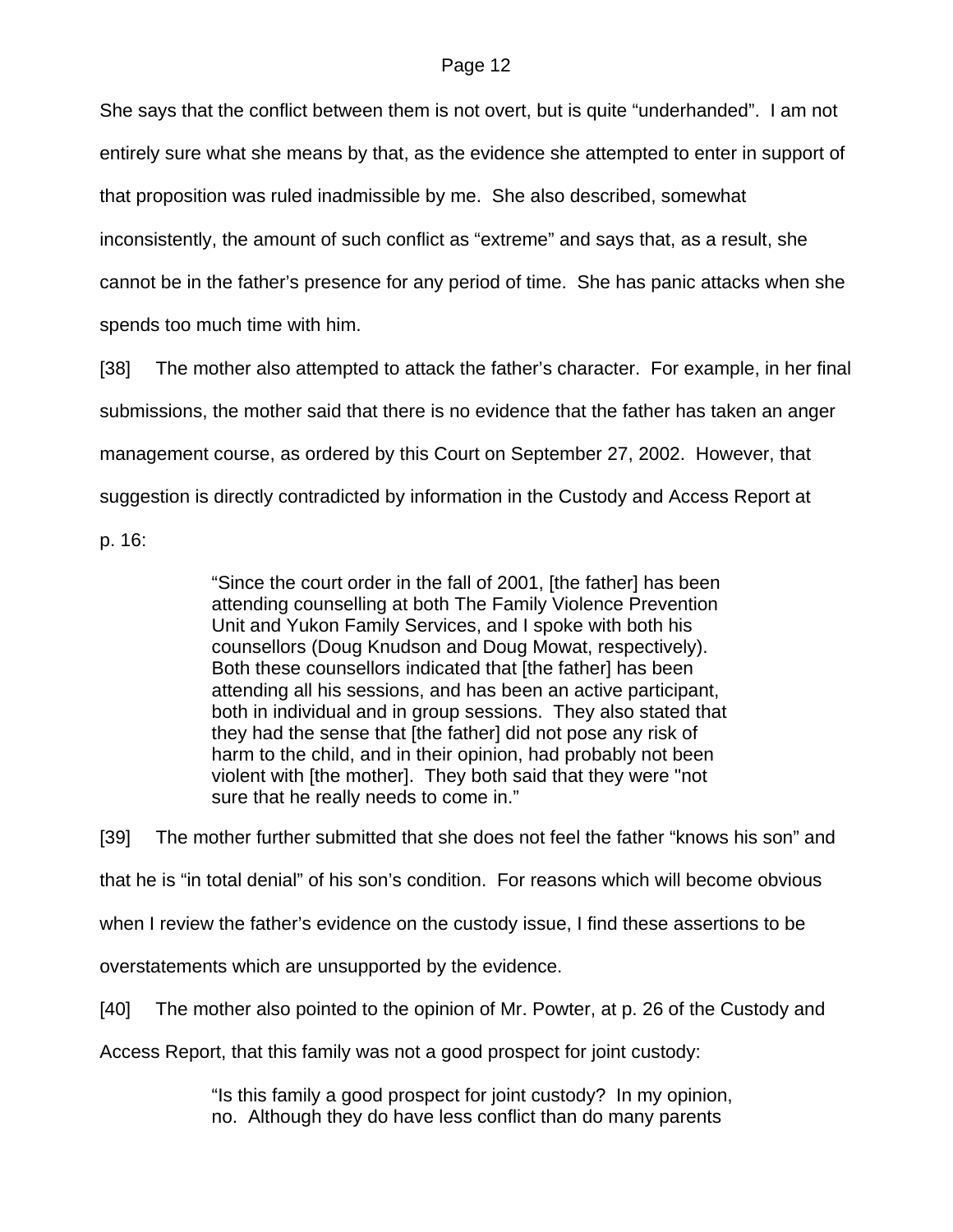She says that the conflict between them is not overt, but is quite "underhanded". I am not entirely sure what she means by that, as the evidence she attempted to enter in support of that proposition was ruled inadmissible by me. She also described, somewhat inconsistently, the amount of such conflict as "extreme" and says that, as a result, she cannot be in the father's presence for any period of time. She has panic attacks when she spends too much time with him.

[38] The mother also attempted to attack the father's character. For example, in her final submissions, the mother said that there is no evidence that the father has taken an anger management course, as ordered by this Court on September 27, 2002. However, that suggestion is directly contradicted by information in the Custody and Access Report at p. 16:

> "Since the court order in the fall of 2001, [the father] has been attending counselling at both The Family Violence Prevention Unit and Yukon Family Services, and I spoke with both his counsellors (Doug Knudson and Doug Mowat, respectively). Both these counsellors indicated that [the father] has been attending all his sessions, and has been an active participant, both in individual and in group sessions. They also stated that they had the sense that [the father] did not pose any risk of harm to the child, and in their opinion, had probably not been violent with [the mother]. They both said that they were "not sure that he really needs to come in."

[39] The mother further submitted that she does not feel the father "knows his son" and that he is "in total denial" of his son's condition. For reasons which will become obvious when I review the father's evidence on the custody issue, I find these assertions to be overstatements which are unsupported by the evidence.

[40] The mother also pointed to the opinion of Mr. Powter, at p. 26 of the Custody and Access Report, that this family was not a good prospect for joint custody:

> "Is this family a good prospect for joint custody? In my opinion, no. Although they do have less conflict than do many parents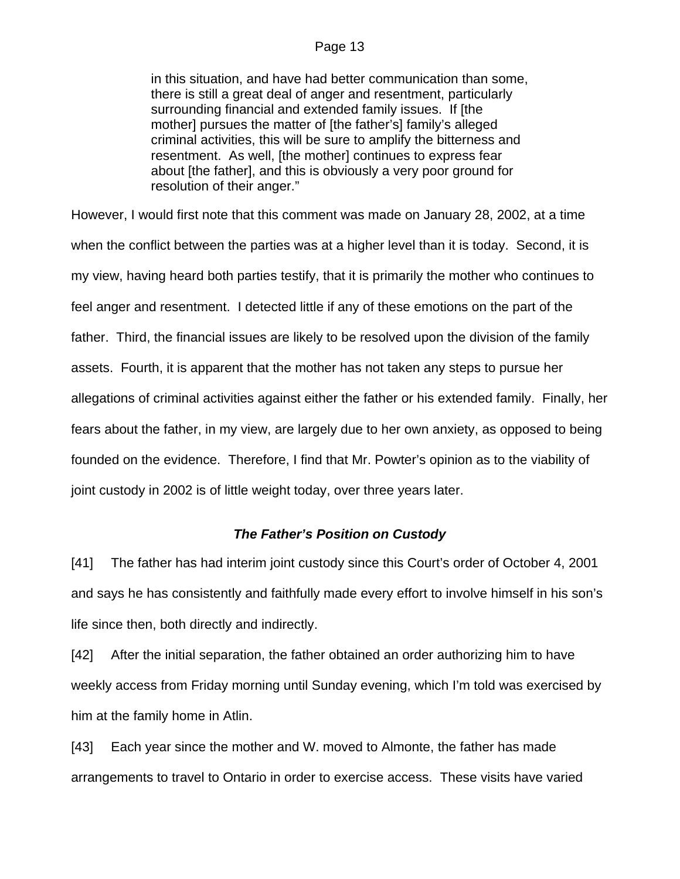> in this situation, and have had better communication than some, there is still a great deal of anger and resentment, particularly surrounding financial and extended family issues. If [the mother] pursues the matter of [the father's] family's alleged criminal activities, this will be sure to amplify the bitterness and resentment. As well, [the mother] continues to express fear about [the father], and this is obviously a very poor ground for resolution of their anger."

However, I would first note that this comment was made on January 28, 2002, at a time when the conflict between the parties was at a higher level than it is today. Second, it is my view, having heard both parties testify, that it is primarily the mother who continues to feel anger and resentment. I detected little if any of these emotions on the part of the father. Third, the financial issues are likely to be resolved upon the division of the family assets. Fourth, it is apparent that the mother has not taken any steps to pursue her allegations of criminal activities against either the father or his extended family. Finally, her fears about the father, in my view, are largely due to her own anxiety, as opposed to being founded on the evidence. Therefore, I find that Mr. Powter's opinion as to the viability of joint custody in 2002 is of little weight today, over three years later.

### *The Father's Position on Custody*

[41] The father has had interim joint custody since this Court's order of October 4, 2001 and says he has consistently and faithfully made every effort to involve himself in his son's life since then, both directly and indirectly.

[42] After the initial separation, the father obtained an order authorizing him to have weekly access from Friday morning until Sunday evening, which I'm told was exercised by him at the family home in Atlin.

[43] Each year since the mother and W. moved to Almonte, the father has made arrangements to travel to Ontario in order to exercise access. These visits have varied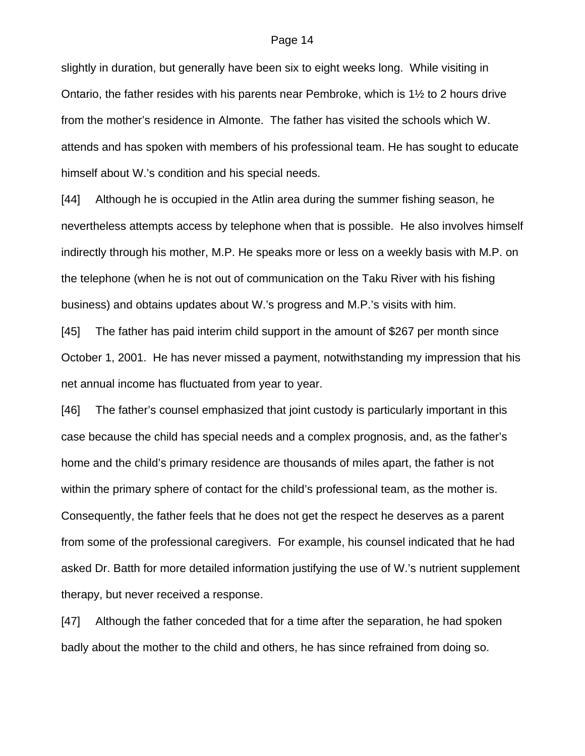slightly in duration, but generally have been six to eight weeks long. While visiting in Ontario, the father resides with his parents near Pembroke, which is 1½ to 2 hours drive from the mother's residence in Almonte. The father has visited the schools which W. attends and has spoken with members of his professional team. He has sought to educate himself about W.'s condition and his special needs.

[44] Although he is occupied in the Atlin area during the summer fishing season, he nevertheless attempts access by telephone when that is possible. He also involves himself indirectly through his mother, M.P. He speaks more or less on a weekly basis with M.P. on the telephone (when he is not out of communication on the Taku River with his fishing business) and obtains updates about W.'s progress and M.P.'s visits with him.

[45] The father has paid interim child support in the amount of $267 per month since October 1, 2001. He has never missed a payment, notwithstanding my impression that his net annual income has fluctuated from year to year.

[46] The father's counsel emphasized that joint custody is particularly important in this case because the child has special needs and a complex prognosis, and, as the father's home and the child's primary residence are thousands of miles apart, the father is not within the primary sphere of contact for the child's professional team, as the mother is. Consequently, the father feels that he does not get the respect he deserves as a parent from some of the professional caregivers. For example, his counsel indicated that he had asked Dr. Batth for more detailed information justifying the use of W.'s nutrient supplement therapy, but never received a response.

[47] Although the father conceded that for a time after the separation, he had spoken badly about the mother to the child and others, he has since refrained from doing so.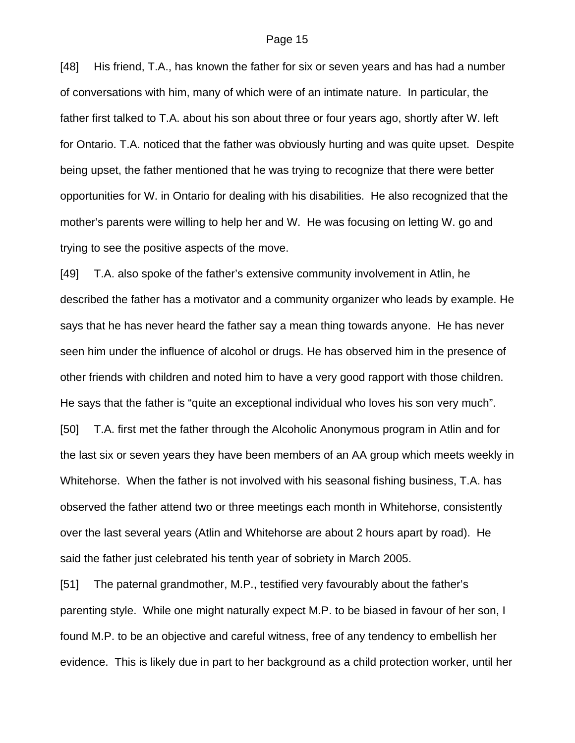[48] His friend, T.A., has known the father for six or seven years and has had a number of conversations with him, many of which were of an intimate nature. In particular, the father first talked to T.A. about his son about three or four years ago, shortly after W. left for Ontario. T.A. noticed that the father was obviously hurting and was quite upset. Despite being upset, the father mentioned that he was trying to recognize that there were better opportunities for W. in Ontario for dealing with his disabilities. He also recognized that the mother's parents were willing to help her and W. He was focusing on letting W. go and trying to see the positive aspects of the move.

[49] T.A. also spoke of the father's extensive community involvement in Atlin, he described the father has a motivator and a community organizer who leads by example. He says that he has never heard the father say a mean thing towards anyone. He has never seen him under the influence of alcohol or drugs. He has observed him in the presence of other friends with children and noted him to have a very good rapport with those children. He says that the father is "quite an exceptional individual who loves his son very much".

[50] T.A. first met the father through the Alcoholic Anonymous program in Atlin and for the last six or seven years they have been members of an AA group which meets weekly in Whitehorse. When the father is not involved with his seasonal fishing business, T.A. has observed the father attend two or three meetings each month in Whitehorse, consistently over the last several years (Atlin and Whitehorse are about 2 hours apart by road). He said the father just celebrated his tenth year of sobriety in March 2005.

[51] The paternal grandmother, M.P., testified very favourably about the father's parenting style. While one might naturally expect M.P. to be biased in favour of her son, I found M.P. to be an objective and careful witness, free of any tendency to embellish her evidence. This is likely due in part to her background as a child protection worker, until her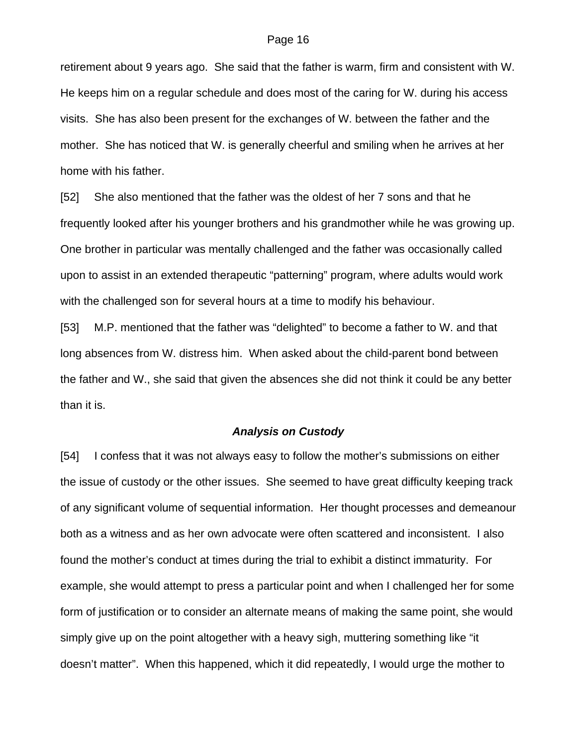retirement about 9 years ago. She said that the father is warm, firm and consistent with W. He keeps him on a regular schedule and does most of the caring for W. during his access visits. She has also been present for the exchanges of W. between the father and the mother. She has noticed that W. is generally cheerful and smiling when he arrives at her home with his father.

[52] She also mentioned that the father was the oldest of her 7 sons and that he frequently looked after his younger brothers and his grandmother while he was growing up. One brother in particular was mentally challenged and the father was occasionally called upon to assist in an extended therapeutic "patterning" program, where adults would work with the challenged son for several hours at a time to modify his behaviour.

[53] M.P. mentioned that the father was "delighted" to become a father to W. and that long absences from W. distress him. When asked about the child-parent bond between the father and W., she said that given the absences she did not think it could be any better than it is.

### ***Analysis on Custody***

[54] I confess that it was not always easy to follow the mother's submissions on either the issue of custody or the other issues. She seemed to have great difficulty keeping track of any significant volume of sequential information. Her thought processes and demeanour both as a witness and as her own advocate were often scattered and inconsistent. I also found the mother's conduct at times during the trial to exhibit a distinct immaturity. For example, she would attempt to press a particular point and when I challenged her for some form of justification or to consider an alternate means of making the same point, she would simply give up on the point altogether with a heavy sigh, muttering something like "it doesn't matter". When this happened, which it did repeatedly, I would urge the mother to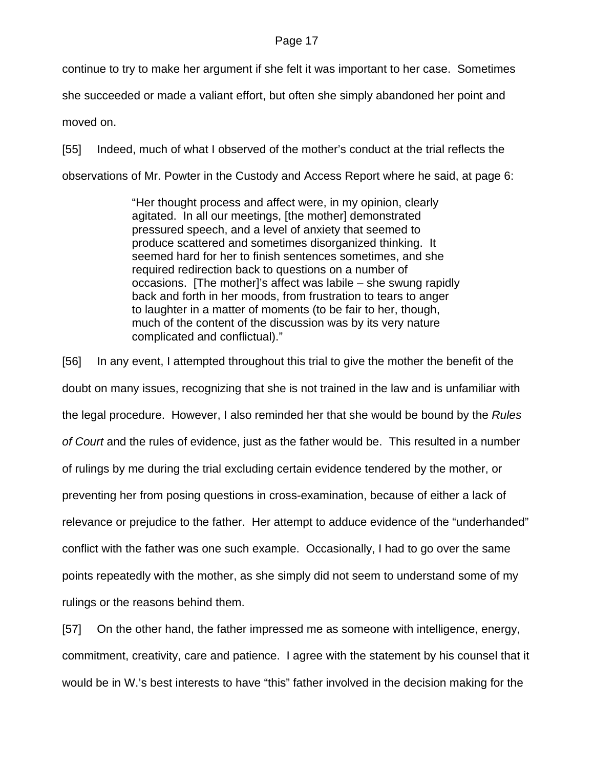continue to try to make her argument if she felt it was important to her case. Sometimes she succeeded or made a valiant effort, but often she simply abandoned her point and moved on.

[55] Indeed, much of what I observed of the mother's conduct at the trial reflects the observations of Mr. Powter in the Custody and Access Report where he said, at page 6:

> "Her thought process and affect were, in my opinion, clearly agitated. In all our meetings, [the mother] demonstrated pressured speech, and a level of anxiety that seemed to produce scattered and sometimes disorganized thinking. It seemed hard for her to finish sentences sometimes, and she required redirection back to questions on a number of occasions. [The mother]'s affect was labile – she swung rapidly back and forth in her moods, from frustration to tears to anger to laughter in a matter of moments (to be fair to her, though, much of the content of the discussion was by its very nature complicated and conflictual)."

[56] In any event, I attempted throughout this trial to give the mother the benefit of the doubt on many issues, recognizing that she is not trained in the law and is unfamiliar with the legal procedure. However, I also reminded her that she would be bound by the *Rules of Court* and the rules of evidence, just as the father would be. This resulted in a number of rulings by me during the trial excluding certain evidence tendered by the mother, or preventing her from posing questions in cross-examination, because of either a lack of relevance or prejudice to the father. Her attempt to adduce evidence of the "underhanded" conflict with the father was one such example. Occasionally, I had to go over the same points repeatedly with the mother, as she simply did not seem to understand some of my rulings or the reasons behind them.

[57] On the other hand, the father impressed me as someone with intelligence, energy, commitment, creativity, care and patience. I agree with the statement by his counsel that it would be in W.'s best interests to have "this" father involved in the decision making for the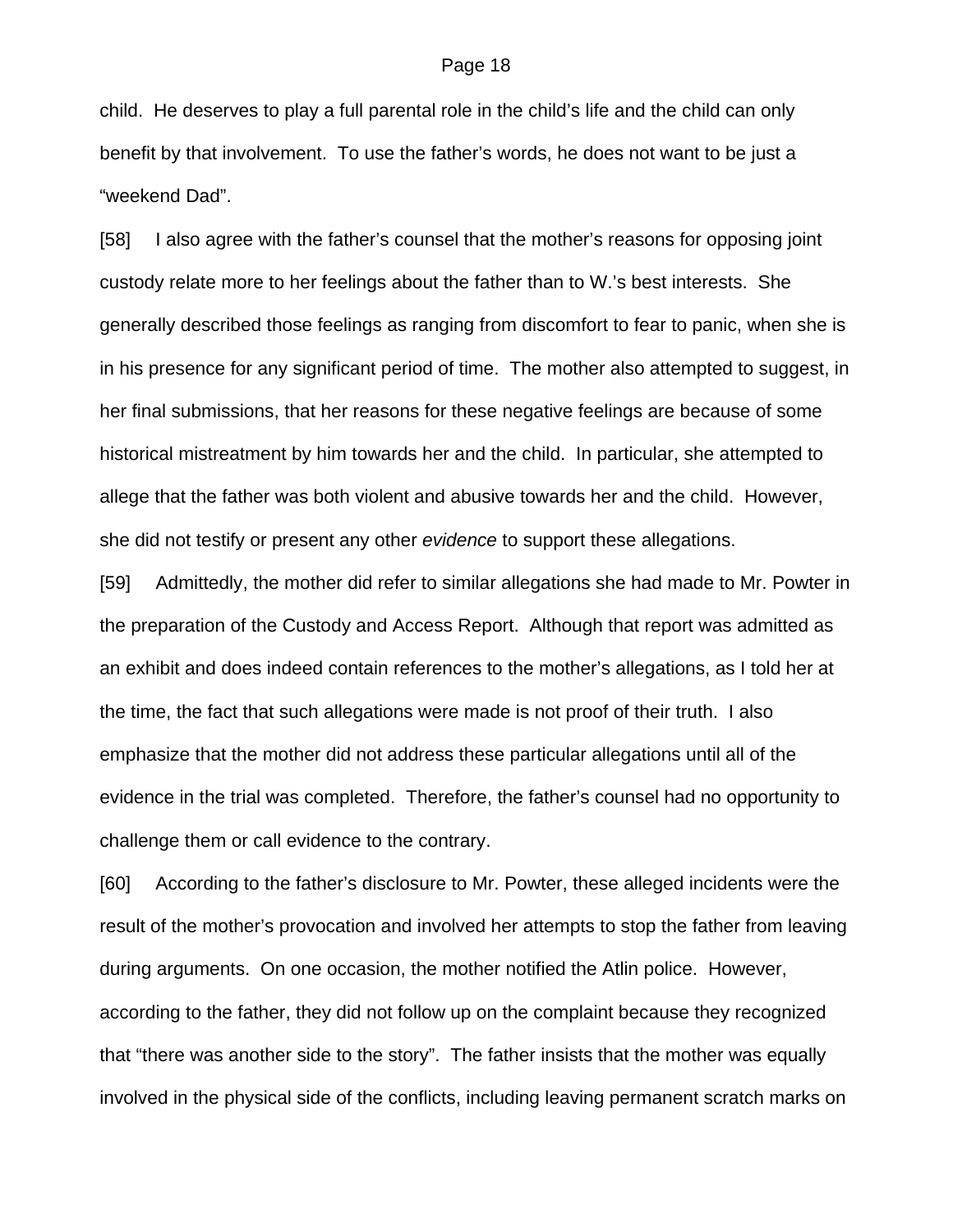child. He deserves to play a full parental role in the child's life and the child can only benefit by that involvement. To use the father's words, he does not want to be just a "weekend Dad".

[58] I also agree with the father's counsel that the mother's reasons for opposing joint custody relate more to her feelings about the father than to W.'s best interests. She generally described those feelings as ranging from discomfort to fear to panic, when she is in his presence for any significant period of time. The mother also attempted to suggest, in her final submissions, that her reasons for these negative feelings are because of some historical mistreatment by him towards her and the child. In particular, she attempted to allege that the father was both violent and abusive towards her and the child. However, she did not testify or present any other *evidence* to support these allegations.

[59] Admittedly, the mother did refer to similar allegations she had made to Mr. Powter in the preparation of the Custody and Access Report. Although that report was admitted as an exhibit and does indeed contain references to the mother's allegations, as I told her at the time, the fact that such allegations were made is not proof of their truth. I also emphasize that the mother did not address these particular allegations until all of the evidence in the trial was completed. Therefore, the father's counsel had no opportunity to challenge them or call evidence to the contrary.

[60] According to the father's disclosure to Mr. Powter, these alleged incidents were the result of the mother's provocation and involved her attempts to stop the father from leaving during arguments. On one occasion, the mother notified the Atlin police. However, according to the father, they did not follow up on the complaint because they recognized that "there was another side to the story". The father insists that the mother was equally involved in the physical side of the conflicts, including leaving permanent scratch marks on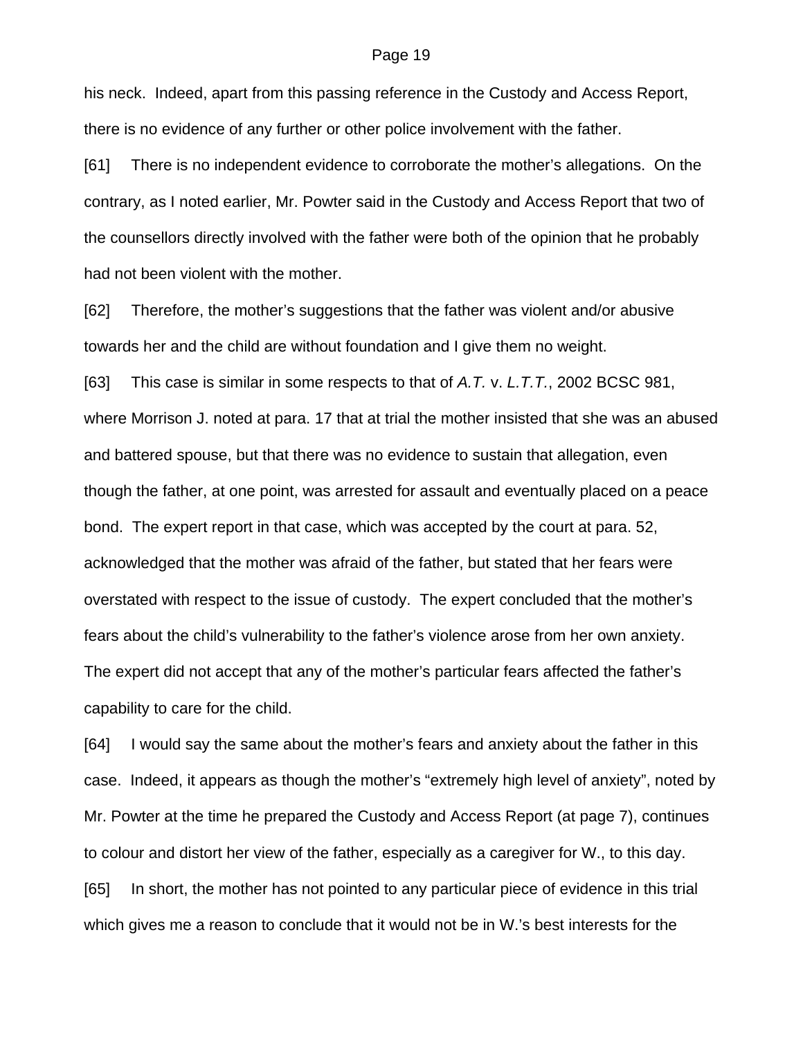his neck. Indeed, apart from this passing reference in the Custody and Access Report, there is no evidence of any further or other police involvement with the father.

[61] There is no independent evidence to corroborate the mother's allegations. On the contrary, as I noted earlier, Mr. Powter said in the Custody and Access Report that two of the counsellors directly involved with the father were both of the opinion that he probably had not been violent with the mother.

[62] Therefore, the mother's suggestions that the father was violent and/or abusive towards her and the child are without foundation and I give them no weight.

[63] This case is similar in some respects to that of *A.T.* v. *L.T.T.*, 2002 BCSC 981, where Morrison J. noted at para. 17 that at trial the mother insisted that she was an abused and battered spouse, but that there was no evidence to sustain that allegation, even though the father, at one point, was arrested for assault and eventually placed on a peace bond. The expert report in that case, which was accepted by the court at para. 52, acknowledged that the mother was afraid of the father, but stated that her fears were overstated with respect to the issue of custody. The expert concluded that the mother's fears about the child's vulnerability to the father's violence arose from her own anxiety. The expert did not accept that any of the mother's particular fears affected the father's capability to care for the child.

[64] I would say the same about the mother's fears and anxiety about the father in this case. Indeed, it appears as though the mother's "extremely high level of anxiety", noted by Mr. Powter at the time he prepared the Custody and Access Report (at page 7), continues to colour and distort her view of the father, especially as a caregiver for W., to this day.

[65] In short, the mother has not pointed to any particular piece of evidence in this trial which gives me a reason to conclude that it would not be in W.'s best interests for the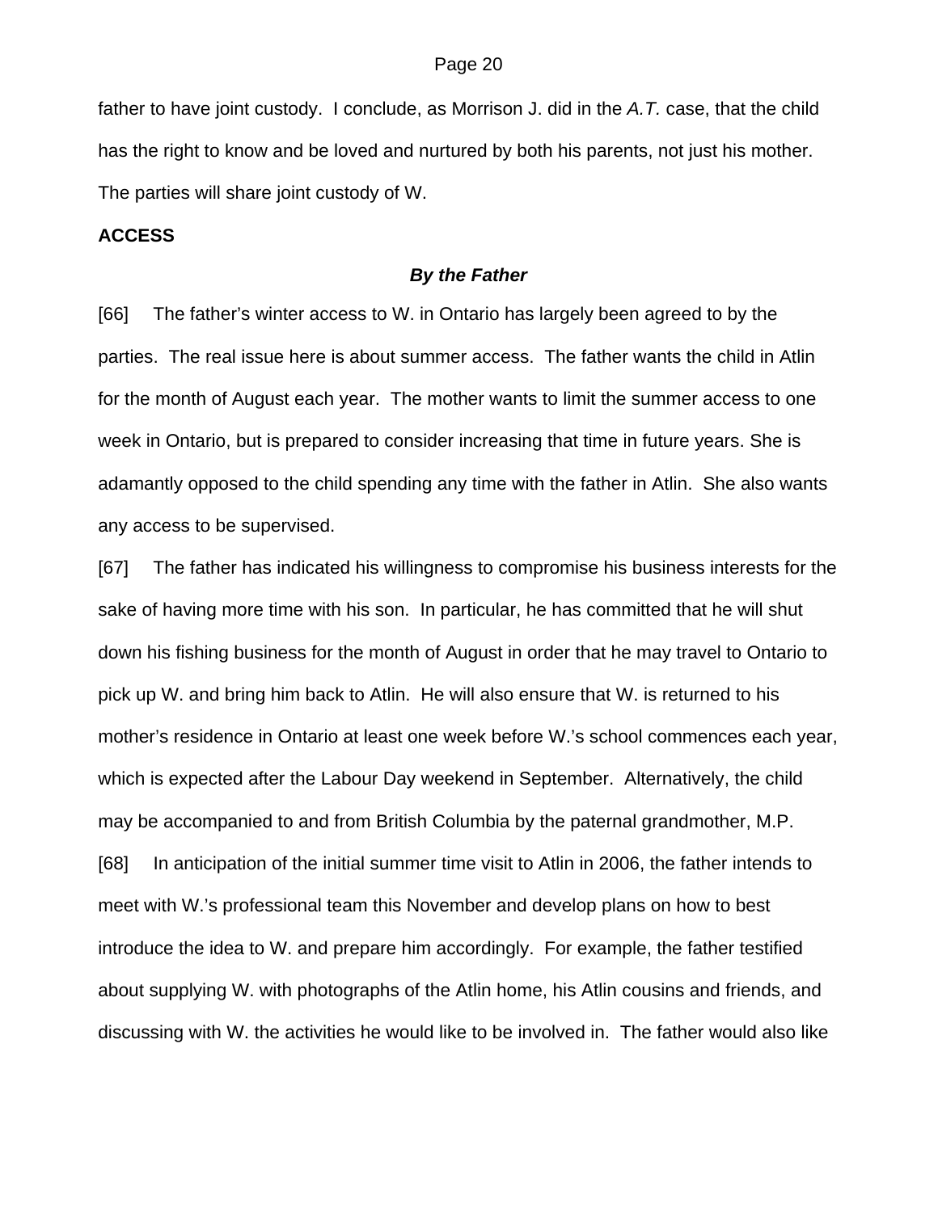father to have joint custody. I conclude, as Morrison J. did in the *A.T.* case, that the child has the right to know and be loved and nurtured by both his parents, not just his mother. The parties will share joint custody of W.

## ACCESS

### *By the Father*

[66] The father's winter access to W. in Ontario has largely been agreed to by the parties. The real issue here is about summer access. The father wants the child in Atlin for the month of August each year. The mother wants to limit the summer access to one week in Ontario, but is prepared to consider increasing that time in future years. She is adamantly opposed to the child spending any time with the father in Atlin. She also wants any access to be supervised.

[67] The father has indicated his willingness to compromise his business interests for the sake of having more time with his son. In particular, he has committed that he will shut down his fishing business for the month of August in order that he may travel to Ontario to pick up W. and bring him back to Atlin. He will also ensure that W. is returned to his mother's residence in Ontario at least one week before W.'s school commences each year, which is expected after the Labour Day weekend in September. Alternatively, the child may be accompanied to and from British Columbia by the paternal grandmother, M.P.

[68] In anticipation of the initial summer time visit to Atlin in 2006, the father intends to meet with W.'s professional team this November and develop plans on how to best introduce the idea to W. and prepare him accordingly. For example, the father testified about supplying W. with photographs of the Atlin home, his Atlin cousins and friends, and discussing with W. the activities he would like to be involved in. The father would also like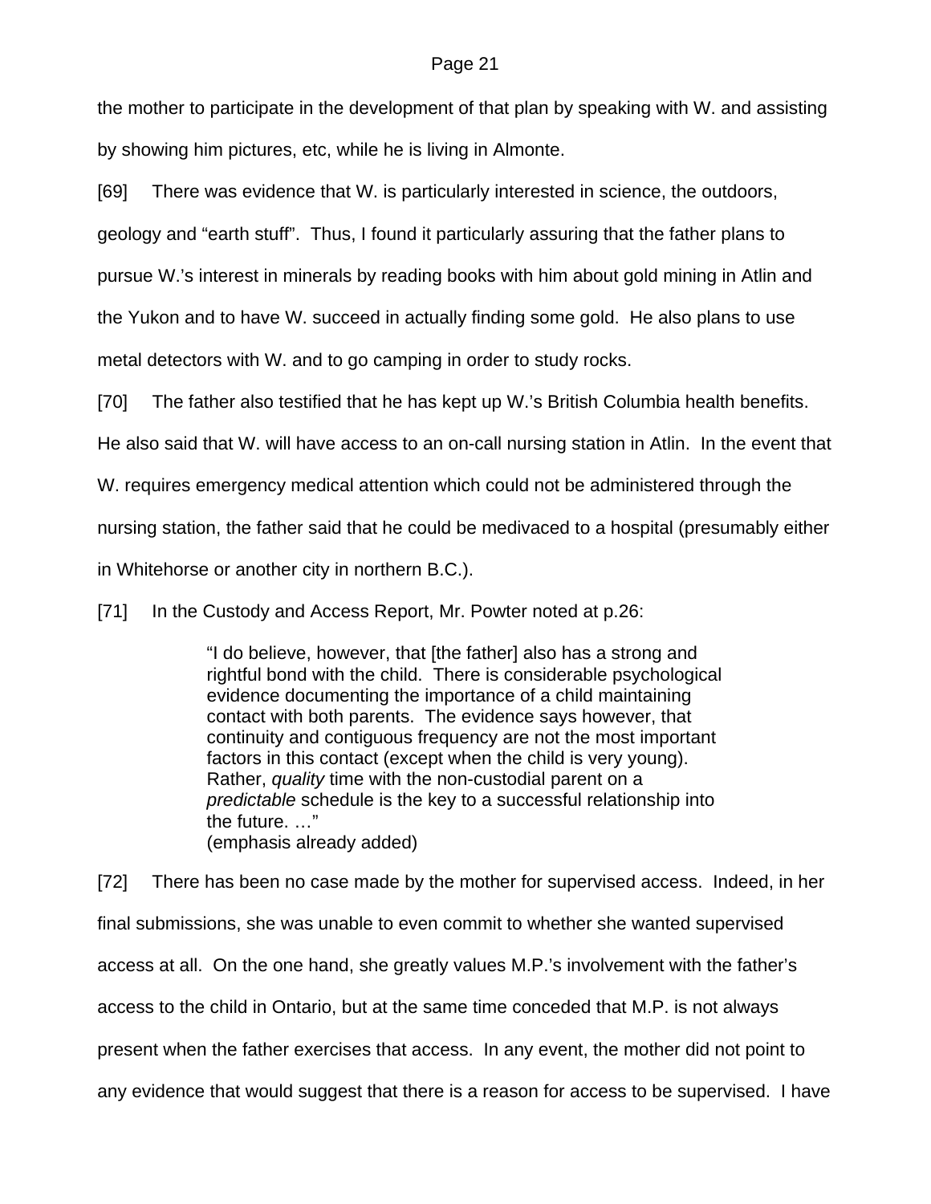the mother to participate in the development of that plan by speaking with W. and assisting by showing him pictures, etc, while he is living in Almonte.

[69] There was evidence that W. is particularly interested in science, the outdoors, geology and "earth stuff". Thus, I found it particularly assuring that the father plans to pursue W.'s interest in minerals by reading books with him about gold mining in Atlin and the Yukon and to have W. succeed in actually finding some gold. He also plans to use metal detectors with W. and to go camping in order to study rocks.

[70] The father also testified that he has kept up W.'s British Columbia health benefits. He also said that W. will have access to an on-call nursing station in Atlin. In the event that W. requires emergency medical attention which could not be administered through the nursing station, the father said that he could be medivaced to a hospital (presumably either in Whitehorse or another city in northern B.C.).

[71] In the Custody and Access Report, Mr. Powter noted at p.26:

> "I do believe, however, that [the father] also has a strong and rightful bond with the child. There is considerable psychological evidence documenting the importance of a child maintaining contact with both parents. The evidence says however, that continuity and contiguous frequency are not the most important factors in this contact (except when the child is very young). Rather, *quality* time with the non-custodial parent on a *predictable* schedule is the key to a successful relationship into the future. …"
> (emphasis already added)

[72] There has been no case made by the mother for supervised access. Indeed, in her final submissions, she was unable to even commit to whether she wanted supervised access at all. On the one hand, she greatly values M.P.'s involvement with the father's access to the child in Ontario, but at the same time conceded that M.P. is not always present when the father exercises that access. In any event, the mother did not point to any evidence that would suggest that there is a reason for access to be supervised. I have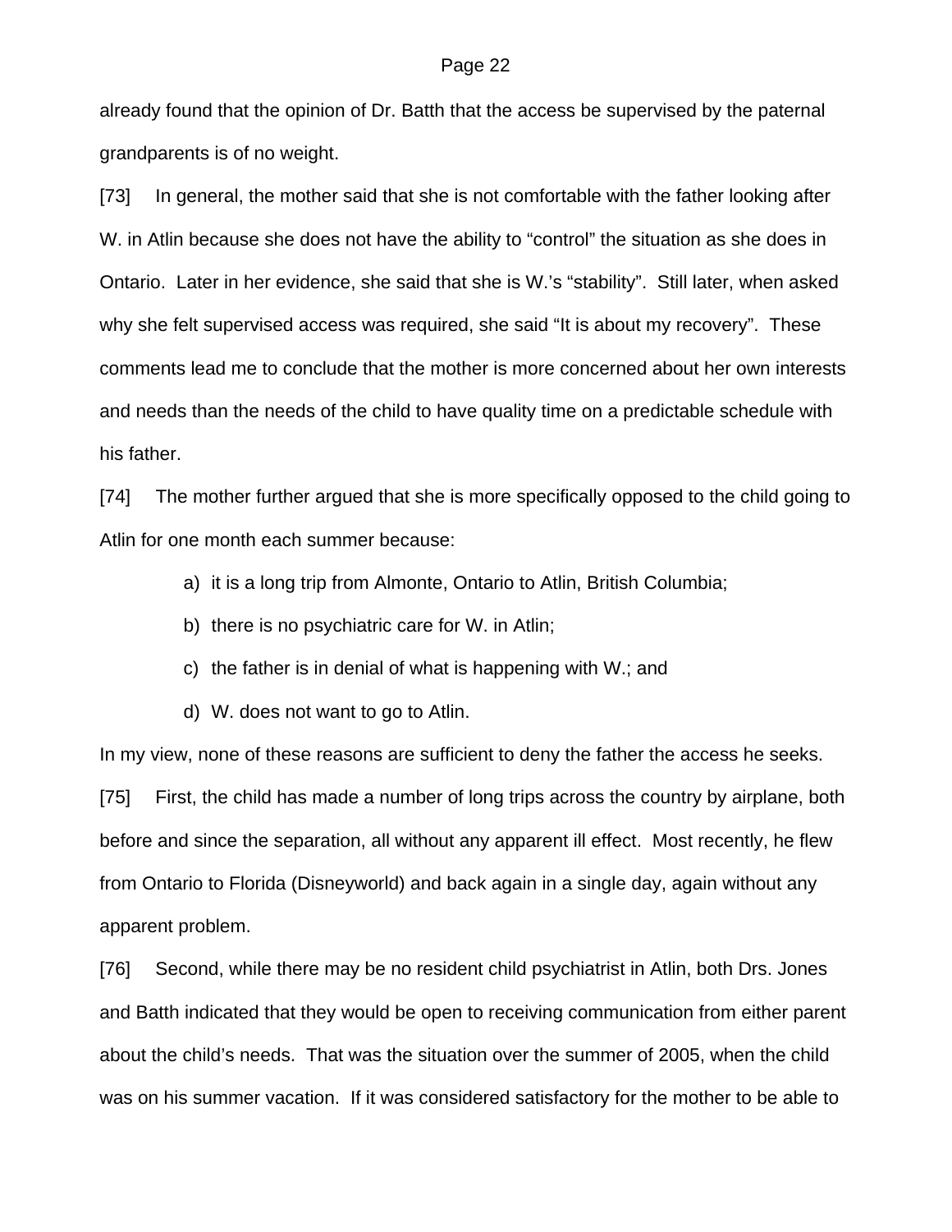already found that the opinion of Dr. Batth that the access be supervised by the paternal grandparents is of no weight.

[73] In general, the mother said that she is not comfortable with the father looking after W. in Atlin because she does not have the ability to "control" the situation as she does in Ontario. Later in her evidence, she said that she is W.'s "stability". Still later, when asked why she felt supervised access was required, she said "It is about my recovery". These comments lead me to conclude that the mother is more concerned about her own interests and needs than the needs of the child to have quality time on a predictable schedule with his father.

[74] The mother further argued that she is more specifically opposed to the child going to Atlin for one month each summer because:

a) it is a long trip from Almonte, Ontario to Atlin, British Columbia;

b) there is no psychiatric care for W. in Atlin;

c) the father is in denial of what is happening with W.; and

d) W. does not want to go to Atlin.

In my view, none of these reasons are sufficient to deny the father the access he seeks.

[75] First, the child has made a number of long trips across the country by airplane, both before and since the separation, all without any apparent ill effect. Most recently, he flew from Ontario to Florida (Disneyworld) and back again in a single day, again without any apparent problem.

[76] Second, while there may be no resident child psychiatrist in Atlin, both Drs. Jones and Batth indicated that they would be open to receiving communication from either parent about the child's needs. That was the situation over the summer of 2005, when the child was on his summer vacation. If it was considered satisfactory for the mother to be able to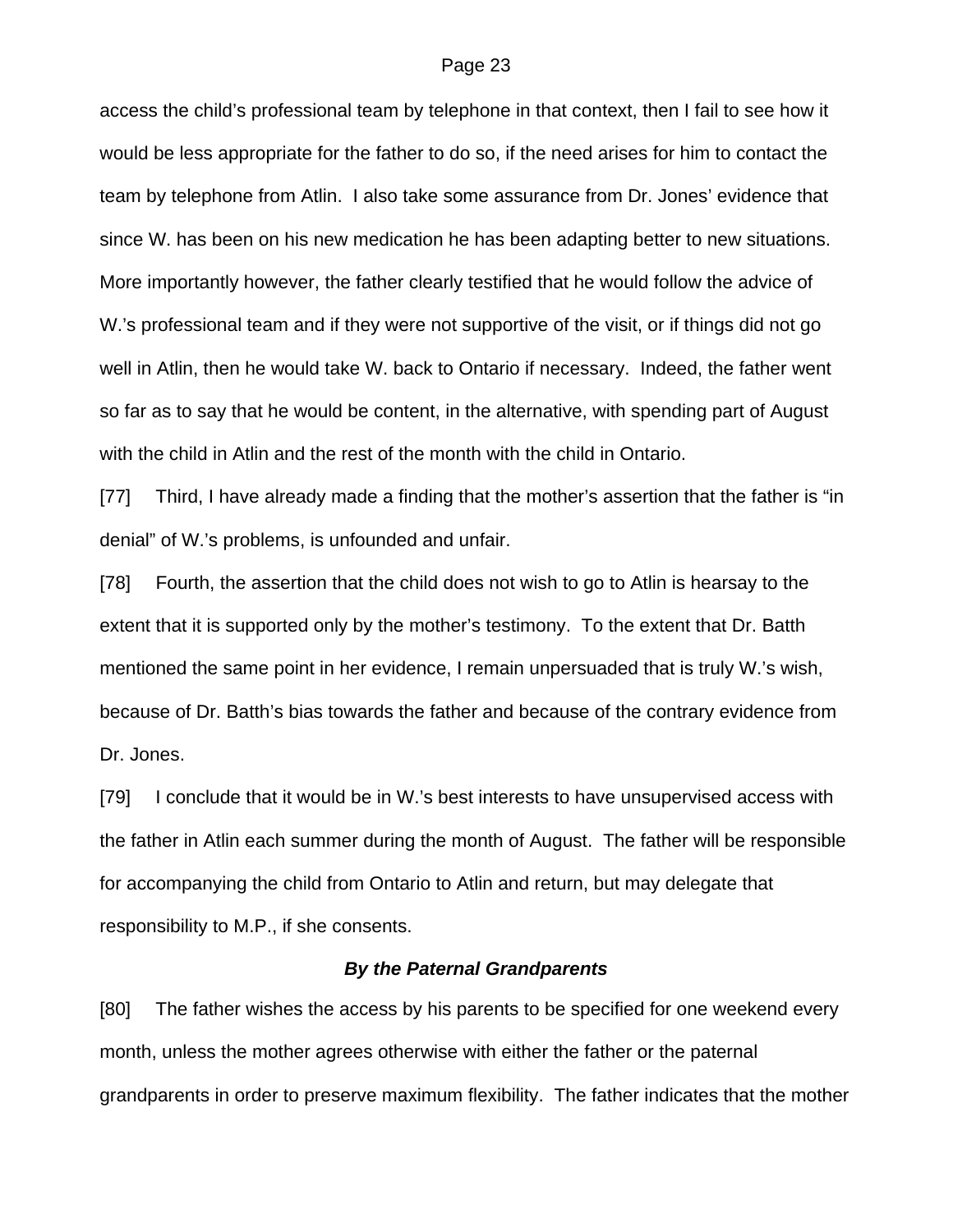access the child's professional team by telephone in that context, then I fail to see how it would be less appropriate for the father to do so, if the need arises for him to contact the team by telephone from Atlin. I also take some assurance from Dr. Jones' evidence that since W. has been on his new medication he has been adapting better to new situations. More importantly however, the father clearly testified that he would follow the advice of W.'s professional team and if they were not supportive of the visit, or if things did not go well in Atlin, then he would take W. back to Ontario if necessary. Indeed, the father went so far as to say that he would be content, in the alternative, with spending part of August with the child in Atlin and the rest of the month with the child in Ontario.

[77] Third, I have already made a finding that the mother's assertion that the father is "in denial" of W.'s problems, is unfounded and unfair.

[78] Fourth, the assertion that the child does not wish to go to Atlin is hearsay to the extent that it is supported only by the mother's testimony. To the extent that Dr. Batth mentioned the same point in her evidence, I remain unpersuaded that is truly W.'s wish, because of Dr. Batth's bias towards the father and because of the contrary evidence from Dr. Jones.

[79] I conclude that it would be in W.'s best interests to have unsupervised access with the father in Atlin each summer during the month of August. The father will be responsible for accompanying the child from Ontario to Atlin and return, but may delegate that responsibility to M.P., if she consents.

### *By the Paternal Grandparents*

[80] The father wishes the access by his parents to be specified for one weekend every month, unless the mother agrees otherwise with either the father or the paternal grandparents in order to preserve maximum flexibility. The father indicates that the mother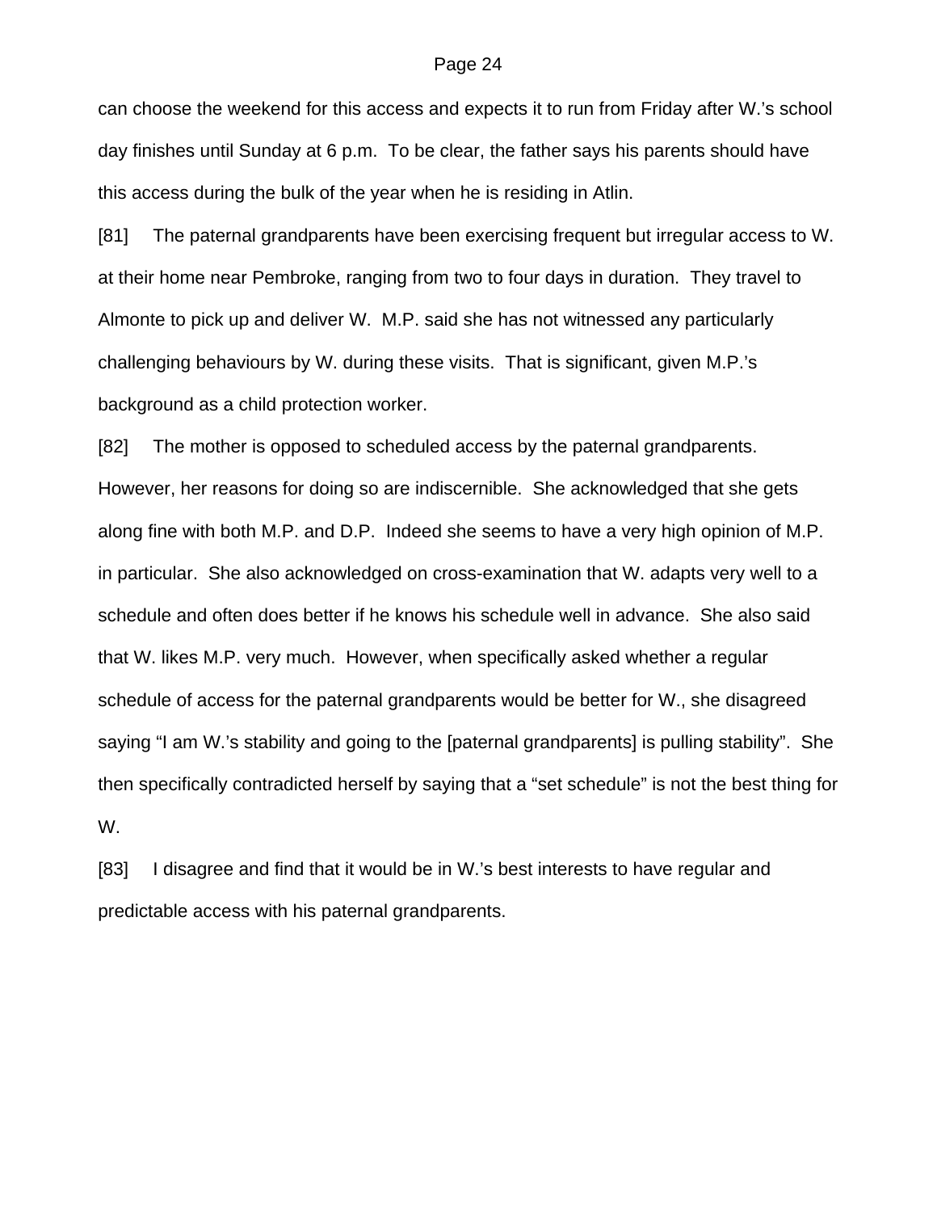can choose the weekend for this access and expects it to run from Friday after W.'s school day finishes until Sunday at 6 p.m. To be clear, the father says his parents should have this access during the bulk of the year when he is residing in Atlin.

[81] The paternal grandparents have been exercising frequent but irregular access to W. at their home near Pembroke, ranging from two to four days in duration. They travel to Almonte to pick up and deliver W. M.P. said she has not witnessed any particularly challenging behaviours by W. during these visits. That is significant, given M.P.'s background as a child protection worker.

[82] The mother is opposed to scheduled access by the paternal grandparents. However, her reasons for doing so are indiscernible. She acknowledged that she gets along fine with both M.P. and D.P. Indeed she seems to have a very high opinion of M.P. in particular. She also acknowledged on cross-examination that W. adapts very well to a schedule and often does better if he knows his schedule well in advance. She also said that W. likes M.P. very much. However, when specifically asked whether a regular schedule of access for the paternal grandparents would be better for W., she disagreed saying "I am W.'s stability and going to the [paternal grandparents] is pulling stability". She then specifically contradicted herself by saying that a "set schedule" is not the best thing for W.

[83] I disagree and find that it would be in W.'s best interests to have regular and predictable access with his paternal grandparents.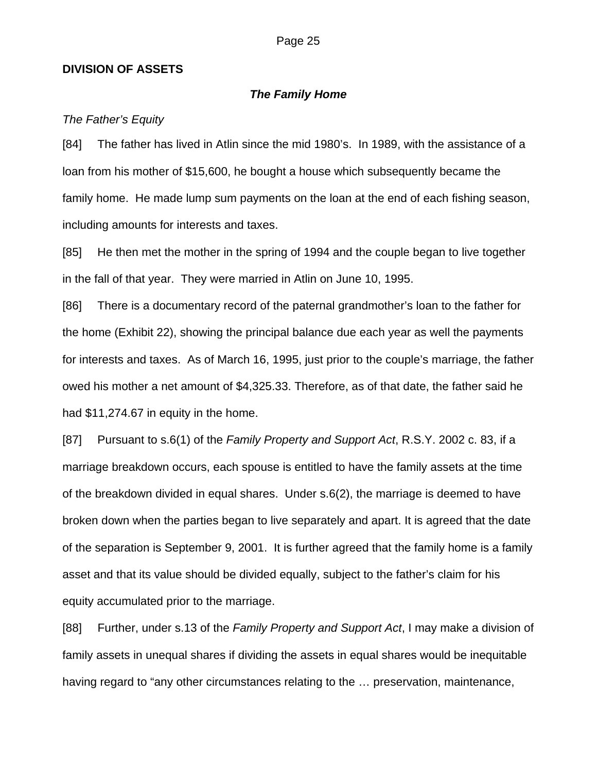**DIVISION OF ASSETS**

***The Family Home***

*The Father's Equity*

[84] The father has lived in Atlin since the mid 1980's. In 1989, with the assistance of a loan from his mother of $15,600, he bought a house which subsequently became the family home. He made lump sum payments on the loan at the end of each fishing season, including amounts for interests and taxes.

[85] He then met the mother in the spring of 1994 and the couple began to live together in the fall of that year. They were married in Atlin on June 10, 1995.

[86] There is a documentary record of the paternal grandmother's loan to the father for the home (Exhibit 22), showing the principal balance due each year as well the payments for interests and taxes. As of March 16, 1995, just prior to the couple's marriage, the father owed his mother a net amount of $4,325.33. Therefore, as of that date, the father said he had $11,274.67 in equity in the home.

[87] Pursuant to s.6(1) of the *Family Property and Support Act*, R.S.Y. 2002 c. 83, if a marriage breakdown occurs, each spouse is entitled to have the family assets at the time of the breakdown divided in equal shares. Under s.6(2), the marriage is deemed to have broken down when the parties began to live separately and apart. It is agreed that the date of the separation is September 9, 2001. It is further agreed that the family home is a family asset and that its value should be divided equally, subject to the father's claim for his equity accumulated prior to the marriage.

[88] Further, under s.13 of the *Family Property and Support Act*, I may make a division of family assets in unequal shares if dividing the assets in equal shares would be inequitable having regard to "any other circumstances relating to the … preservation, maintenance,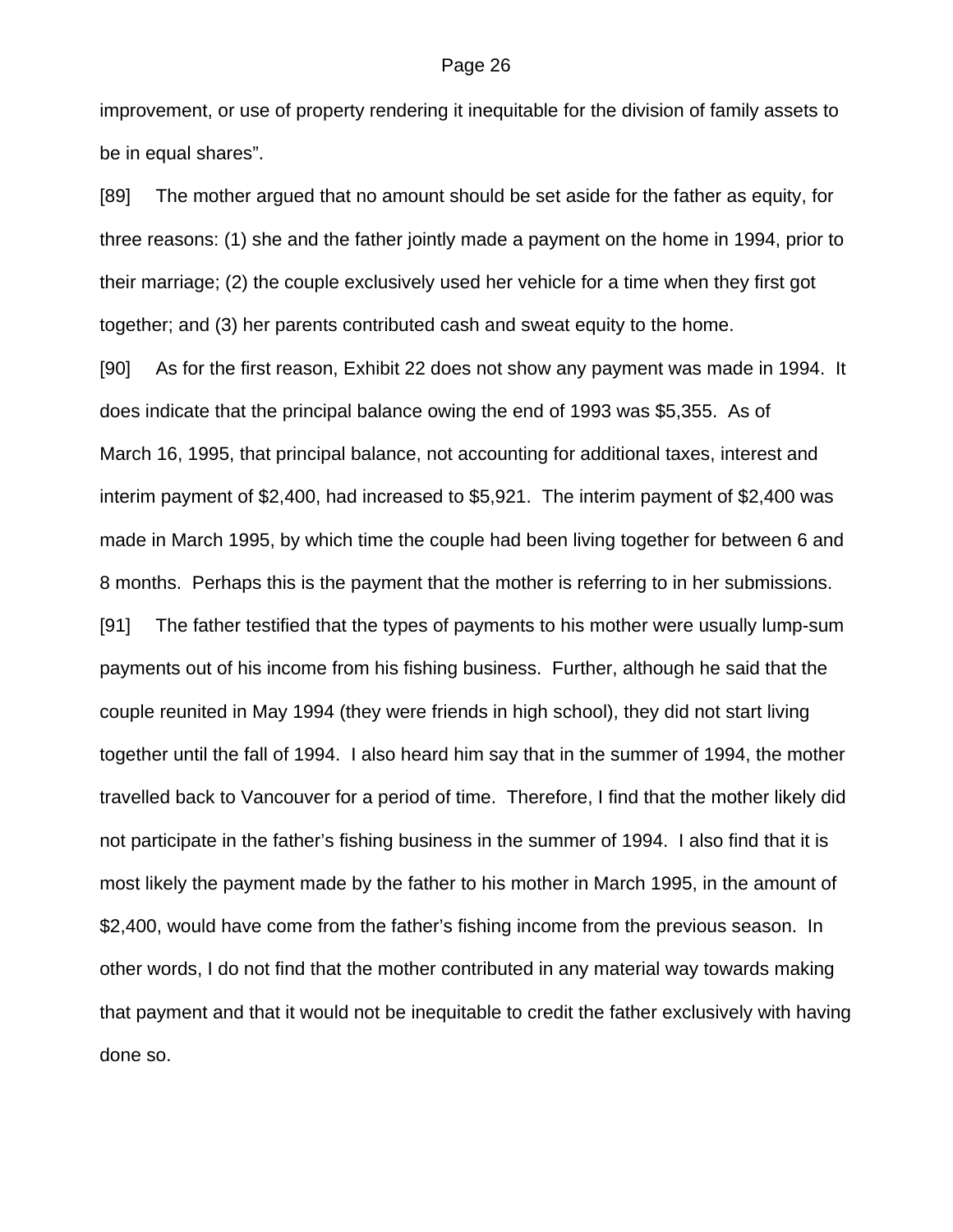improvement, or use of property rendering it inequitable for the division of family assets to be in equal shares".

[89] The mother argued that no amount should be set aside for the father as equity, for three reasons: (1) she and the father jointly made a payment on the home in 1994, prior to their marriage; (2) the couple exclusively used her vehicle for a time when they first got together; and (3) her parents contributed cash and sweat equity to the home.

[90] As for the first reason, Exhibit 22 does not show any payment was made in 1994. It does indicate that the principal balance owing the end of 1993 was $5,355. As of March 16, 1995, that principal balance, not accounting for additional taxes, interest and interim payment of $2,400, had increased to $5,921. The interim payment of $2,400 was made in March 1995, by which time the couple had been living together for between 6 and 8 months. Perhaps this is the payment that the mother is referring to in her submissions.

[91] The father testified that the types of payments to his mother were usually lump-sum payments out of his income from his fishing business. Further, although he said that the couple reunited in May 1994 (they were friends in high school), they did not start living together until the fall of 1994. I also heard him say that in the summer of 1994, the mother travelled back to Vancouver for a period of time. Therefore, I find that the mother likely did not participate in the father's fishing business in the summer of 1994. I also find that it is most likely the payment made by the father to his mother in March 1995, in the amount of $2,400, would have come from the father's fishing income from the previous season. In other words, I do not find that the mother contributed in any material way towards making that payment and that it would not be inequitable to credit the father exclusively with having done so.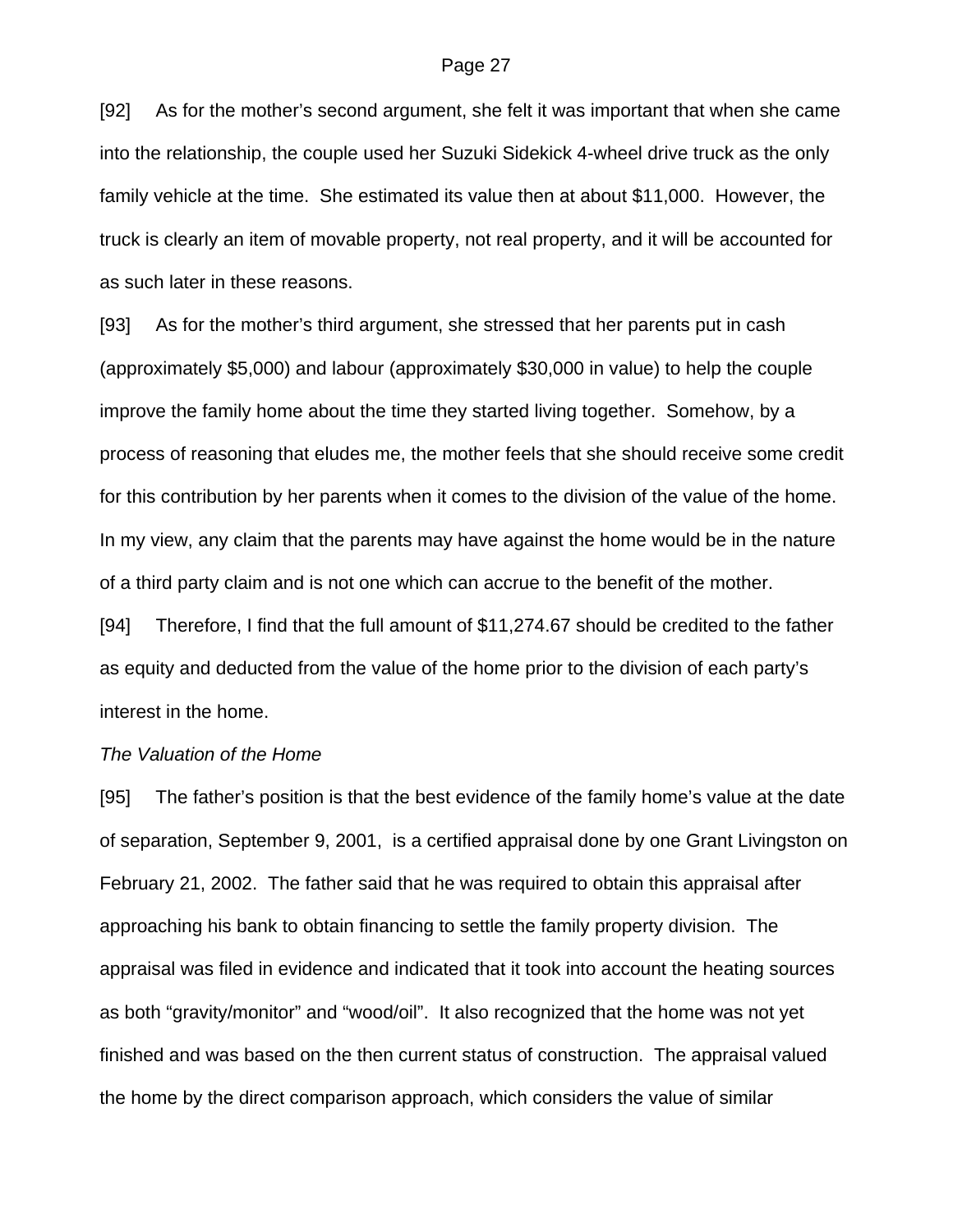[92] As for the mother's second argument, she felt it was important that when she came into the relationship, the couple used her Suzuki Sidekick 4-wheel drive truck as the only family vehicle at the time. She estimated its value then at about $11,000. However, the truck is clearly an item of movable property, not real property, and it will be accounted for as such later in these reasons.

[93] As for the mother's third argument, she stressed that her parents put in cash (approximately $5,000) and labour (approximately $30,000 in value) to help the couple improve the family home about the time they started living together. Somehow, by a process of reasoning that eludes me, the mother feels that she should receive some credit for this contribution by her parents when it comes to the division of the value of the home. In my view, any claim that the parents may have against the home would be in the nature of a third party claim and is not one which can accrue to the benefit of the mother.

[94] Therefore, I find that the full amount of $11,274.67 should be credited to the father as equity and deducted from the value of the home prior to the division of each party's interest in the home.

*The Valuation of the Home*

[95] The father's position is that the best evidence of the family home's value at the date of separation, September 9, 2001, is a certified appraisal done by one Grant Livingston on February 21, 2002. The father said that he was required to obtain this appraisal after approaching his bank to obtain financing to settle the family property division. The appraisal was filed in evidence and indicated that it took into account the heating sources as both "gravity/monitor" and "wood/oil". It also recognized that the home was not yet finished and was based on the then current status of construction. The appraisal valued the home by the direct comparison approach, which considers the value of similar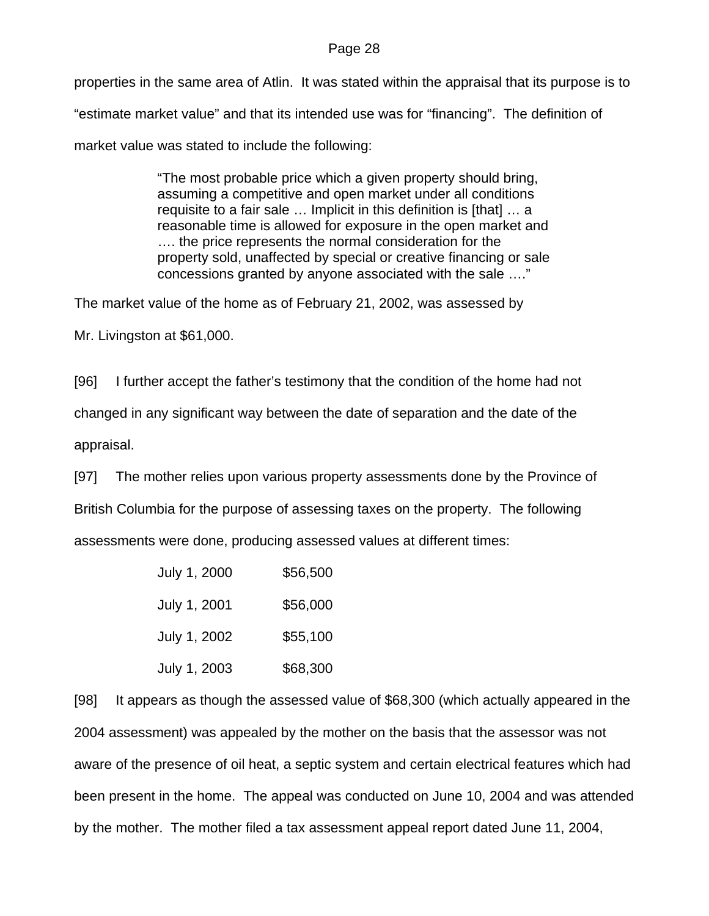properties in the same area of Atlin. It was stated within the appraisal that its purpose is to "estimate market value" and that its intended use was for "financing". The definition of market value was stated to include the following:

> "The most probable price which a given property should bring, assuming a competitive and open market under all conditions requisite to a fair sale … Implicit in this definition is [that] … a reasonable time is allowed for exposure in the open market and …. the price represents the normal consideration for the property sold, unaffected by special or creative financing or sale concessions granted by anyone associated with the sale …."

The market value of the home as of February 21, 2002, was assessed by Mr. Livingston at $61,000.

[96] I further accept the father's testimony that the condition of the home had not changed in any significant way between the date of separation and the date of the appraisal.

[97] The mother relies upon various property assessments done by the Province of British Columbia for the purpose of assessing taxes on the property. The following assessments were done, producing assessed values at different times:

| | |
|---|---|
| July 1, 2000 | $56,500 |
| July 1, 2001 | $56,000 |
| July 1, 2002 | $55,100 |
| July 1, 2003 | $68,300 |

[98] It appears as though the assessed value of $68,300 (which actually appeared in the 2004 assessment) was appealed by the mother on the basis that the assessor was not aware of the presence of oil heat, a septic system and certain electrical features which had been present in the home. The appeal was conducted on June 10, 2004 and was attended by the mother. The mother filed a tax assessment appeal report dated June 11, 2004,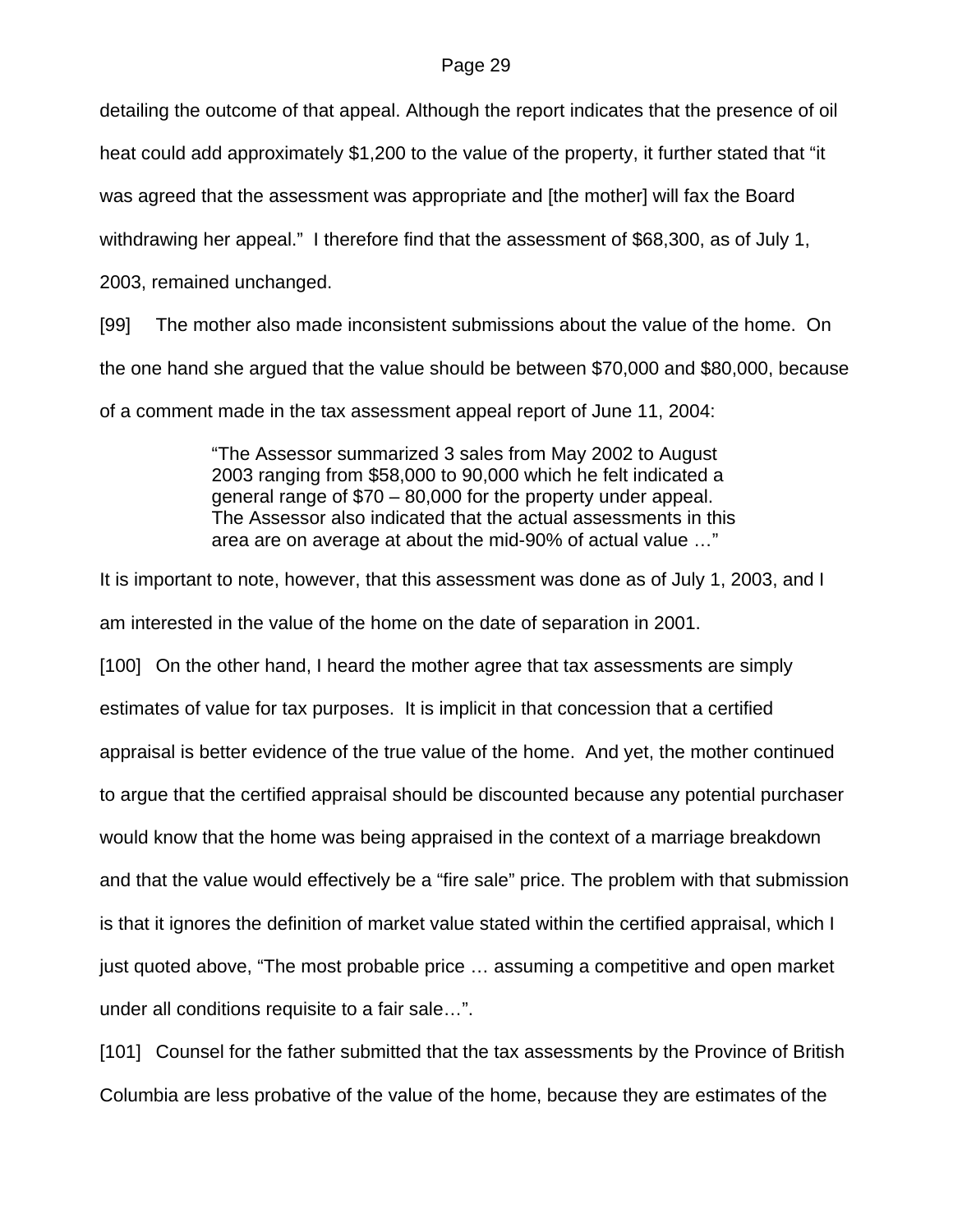detailing the outcome of that appeal. Although the report indicates that the presence of oil heat could add approximately $1,200 to the value of the property, it further stated that "it was agreed that the assessment was appropriate and [the mother] will fax the Board withdrawing her appeal." I therefore find that the assessment of $68,300, as of July 1, 2003, remained unchanged.

[99] The mother also made inconsistent submissions about the value of the home. On the one hand she argued that the value should be between $70,000 and $80,000, because of a comment made in the tax assessment appeal report of June 11, 2004:

> "The Assessor summarized 3 sales from May 2002 to August 2003 ranging from $58,000 to 90,000 which he felt indicated a general range of $70 – 80,000 for the property under appeal. The Assessor also indicated that the actual assessments in this area are on average at about the mid-90% of actual value …"

It is important to note, however, that this assessment was done as of July 1, 2003, and I am interested in the value of the home on the date of separation in 2001.

[100] On the other hand, I heard the mother agree that tax assessments are simply estimates of value for tax purposes. It is implicit in that concession that a certified appraisal is better evidence of the true value of the home. And yet, the mother continued to argue that the certified appraisal should be discounted because any potential purchaser would know that the home was being appraised in the context of a marriage breakdown and that the value would effectively be a "fire sale" price. The problem with that submission is that it ignores the definition of market value stated within the certified appraisal, which I just quoted above, "The most probable price … assuming a competitive and open market under all conditions requisite to a fair sale…".

[101] Counsel for the father submitted that the tax assessments by the Province of British Columbia are less probative of the value of the home, because they are estimates of the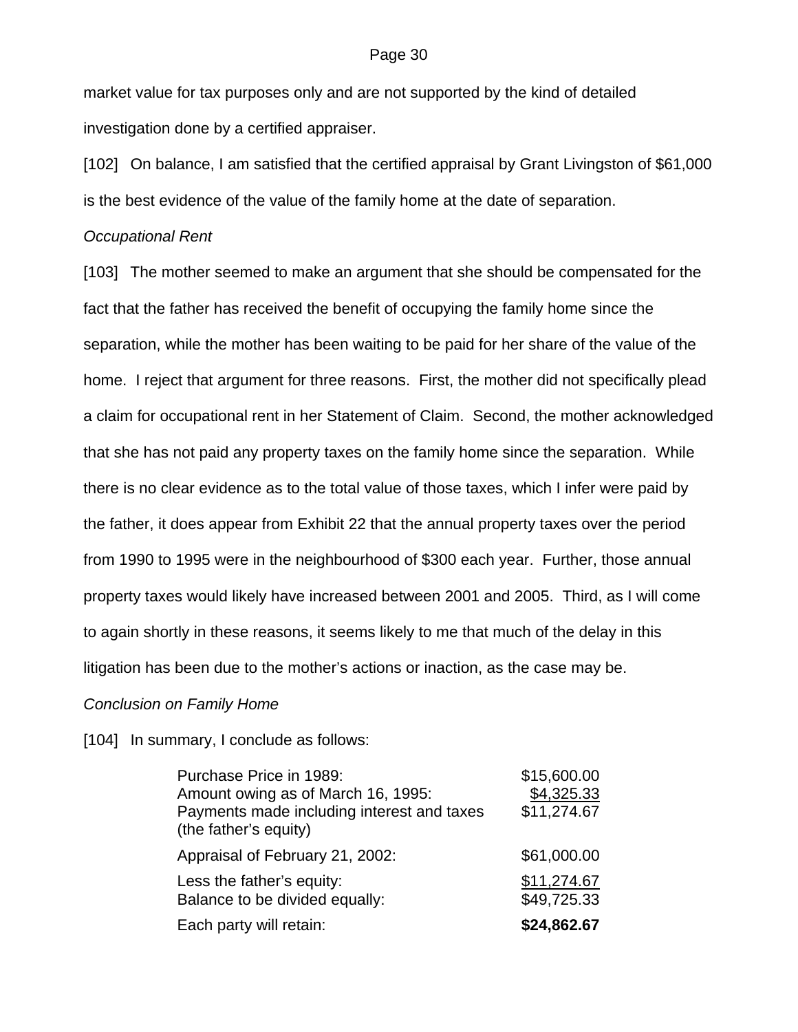market value for tax purposes only and are not supported by the kind of detailed investigation done by a certified appraiser.

[102] On balance, I am satisfied that the certified appraisal by Grant Livingston of $61,000 is the best evidence of the value of the family home at the date of separation.

*Occupational Rent*

[103] The mother seemed to make an argument that she should be compensated for the fact that the father has received the benefit of occupying the family home since the separation, while the mother has been waiting to be paid for her share of the value of the home. I reject that argument for three reasons. First, the mother did not specifically plead a claim for occupational rent in her Statement of Claim. Second, the mother acknowledged that she has not paid any property taxes on the family home since the separation. While there is no clear evidence as to the total value of those taxes, which I infer were paid by the father, it does appear from Exhibit 22 that the annual property taxes over the period from 1990 to 1995 were in the neighbourhood of $300 each year. Further, those annual property taxes would likely have increased between 2001 and 2005. Third, as I will come to again shortly in these reasons, it seems likely to me that much of the delay in this litigation has been due to the mother's actions or inaction, as the case may be.

*Conclusion on Family Home*

[104] In summary, I conclude as follows:

| | |
|---|---:|
| Purchase Price in 1989: | $15,600.00 |
| Amount owing as of March 16, 1995: | $4,325.33 |
| Payments made including interest and taxes (the father's equity) | $11,274.67 |
| Appraisal of February 21, 2002: | $61,000.00 |
| Less the father's equity: | $11,274.67 |
| Balance to be divided equally: | $49,725.33 |
| Each party will retain: | **$24,862.67** |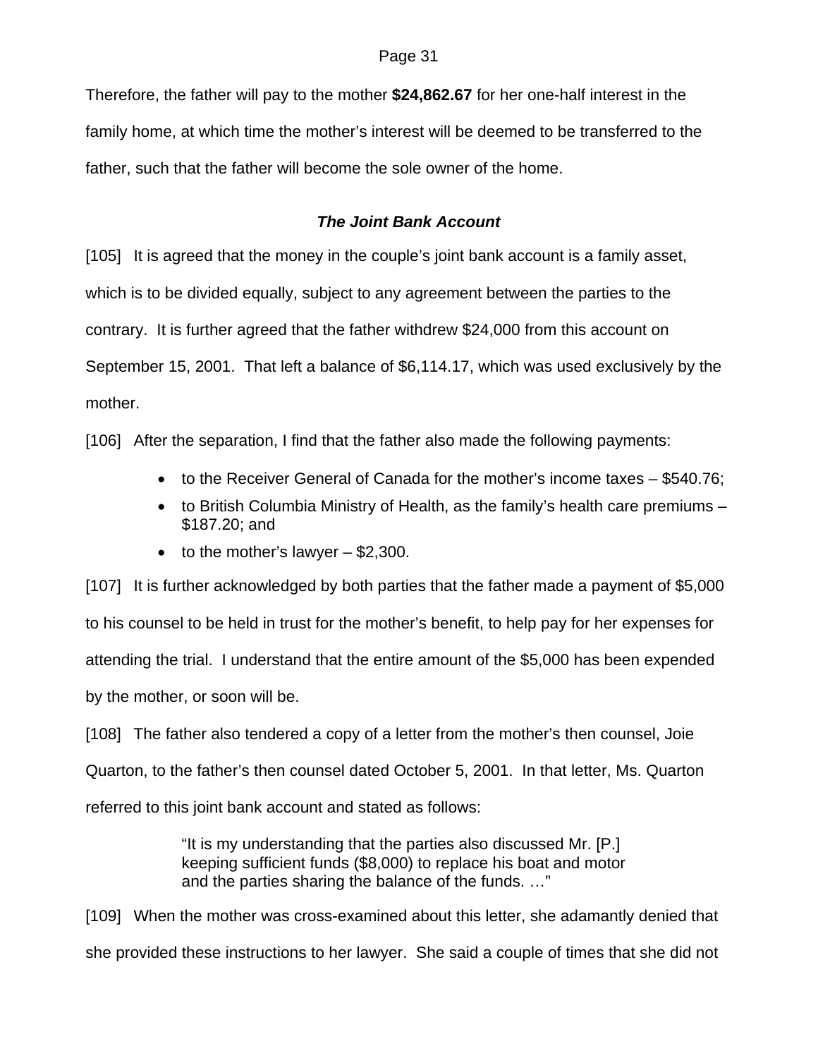Therefore, the father will pay to the mother **$24,862.67** for her one-half interest in the family home, at which time the mother's interest will be deemed to be transferred to the father, such that the father will become the sole owner of the home.

### *The Joint Bank Account*

[105] It is agreed that the money in the couple's joint bank account is a family asset, which is to be divided equally, subject to any agreement between the parties to the contrary. It is further agreed that the father withdrew $24,000 from this account on September 15, 2001. That left a balance of $6,114.17, which was used exclusively by the mother.

[106] After the separation, I find that the father also made the following payments:

- to the Receiver General of Canada for the mother's income taxes – $540.76;
- to British Columbia Ministry of Health, as the family's health care premiums – $187.20; and
- to the mother's lawyer – $2,300.

[107] It is further acknowledged by both parties that the father made a payment of $5,000 to his counsel to be held in trust for the mother's benefit, to help pay for her expenses for attending the trial. I understand that the entire amount of the $5,000 has been expended by the mother, or soon will be.

[108] The father also tendered a copy of a letter from the mother's then counsel, Joie Quarton, to the father's then counsel dated October 5, 2001. In that letter, Ms. Quarton referred to this joint bank account and stated as follows:

> "It is my understanding that the parties also discussed Mr. [P.] keeping sufficient funds ($8,000) to replace his boat and motor and the parties sharing the balance of the funds. …"

[109] When the mother was cross-examined about this letter, she adamantly denied that she provided these instructions to her lawyer. She said a couple of times that she did not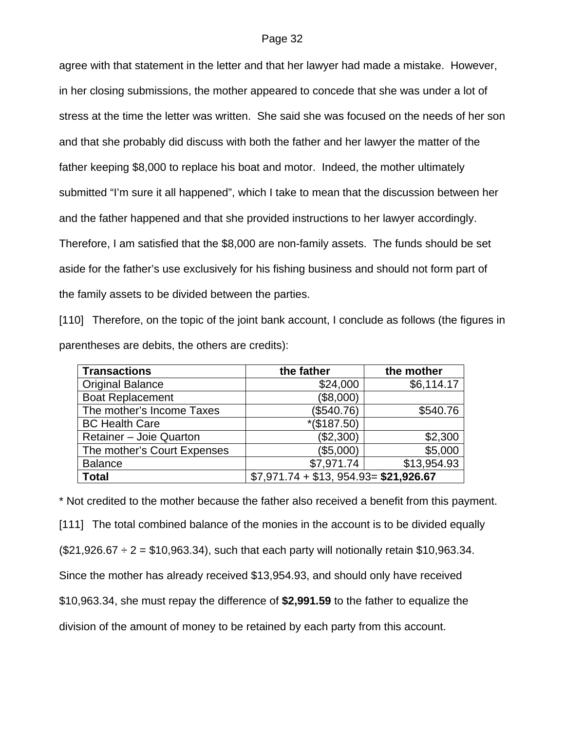agree with that statement in the letter and that her lawyer had made a mistake. However, in her closing submissions, the mother appeared to concede that she was under a lot of stress at the time the letter was written. She said she was focused on the needs of her son and that she probably did discuss with both the father and her lawyer the matter of the father keeping $8,000 to replace his boat and motor. Indeed, the mother ultimately submitted "I'm sure it all happened", which I take to mean that the discussion between her and the father happened and that she provided instructions to her lawyer accordingly. Therefore, I am satisfied that the $8,000 are non-family assets. The funds should be set aside for the father's use exclusively for his fishing business and should not form part of the family assets to be divided between the parties.

[110] Therefore, on the topic of the joint bank account, I conclude as follows (the figures in parentheses are debits, the others are credits):

| **Transactions** | **the father** | **the mother** |
|---|---:|---:|
| Original Balance | $24,000 | $6,114.17 |
| Boat Replacement | ($8,000) | |
| The mother's Income Taxes | ($540.76) | $540.76 |
| BC Health Care | *($187.50) | |
| Retainer – Joie Quarton | ($2,300) | $2,300 |
| The mother's Court Expenses | ($5,000) | $5,000 |
| Balance | $7,971.74 | $13,954.93 |
| **Total** | $7,971.74 + $13, 954.93= **$21,926.67** | |

\* Not credited to the mother because the father also received a benefit from this payment.

[111] The total combined balance of the monies in the account is to be divided equally ($21,926.67 ÷ 2 = $10,963.34), such that each party will notionally retain $10,963.34. Since the mother has already received $13,954.93, and should only have received $10,963.34, she must repay the difference of **$2,991.59** to the father to equalize the division of the amount of money to be retained by each party from this account.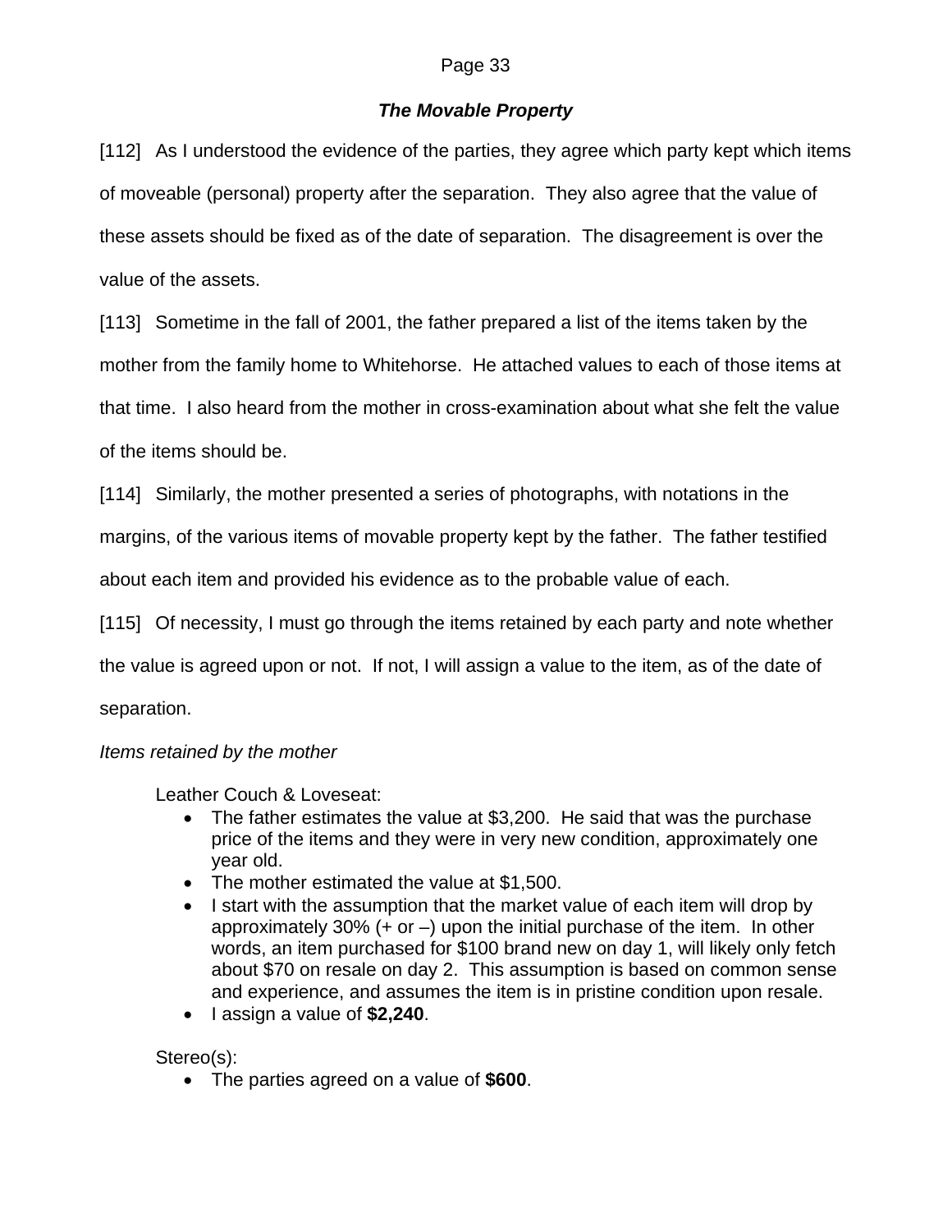### *The Movable Property*

[112] As I understood the evidence of the parties, they agree which party kept which items of moveable (personal) property after the separation. They also agree that the value of these assets should be fixed as of the date of separation. The disagreement is over the value of the assets.

[113] Sometime in the fall of 2001, the father prepared a list of the items taken by the mother from the family home to Whitehorse. He attached values to each of those items at that time. I also heard from the mother in cross-examination about what she felt the value of the items should be.

[114] Similarly, the mother presented a series of photographs, with notations in the margins, of the various items of movable property kept by the father. The father testified about each item and provided his evidence as to the probable value of each.

[115] Of necessity, I must go through the items retained by each party and note whether the value is agreed upon or not. If not, I will assign a value to the item, as of the date of separation.

*Items retained by the mother*

Leather Couch & Loveseat:

- The father estimates the value at $3,200. He said that was the purchase price of the items and they were in very new condition, approximately one year old.
- The mother estimated the value at $1,500.
- I start with the assumption that the market value of each item will drop by approximately 30% (+ or –) upon the initial purchase of the item. In other words, an item purchased for $100 brand new on day 1, will likely only fetch about $70 on resale on day 2. This assumption is based on common sense and experience, and assumes the item is in pristine condition upon resale.
- I assign a value of **$2,240**.

Stereo(s):

- The parties agreed on a value of **$600**.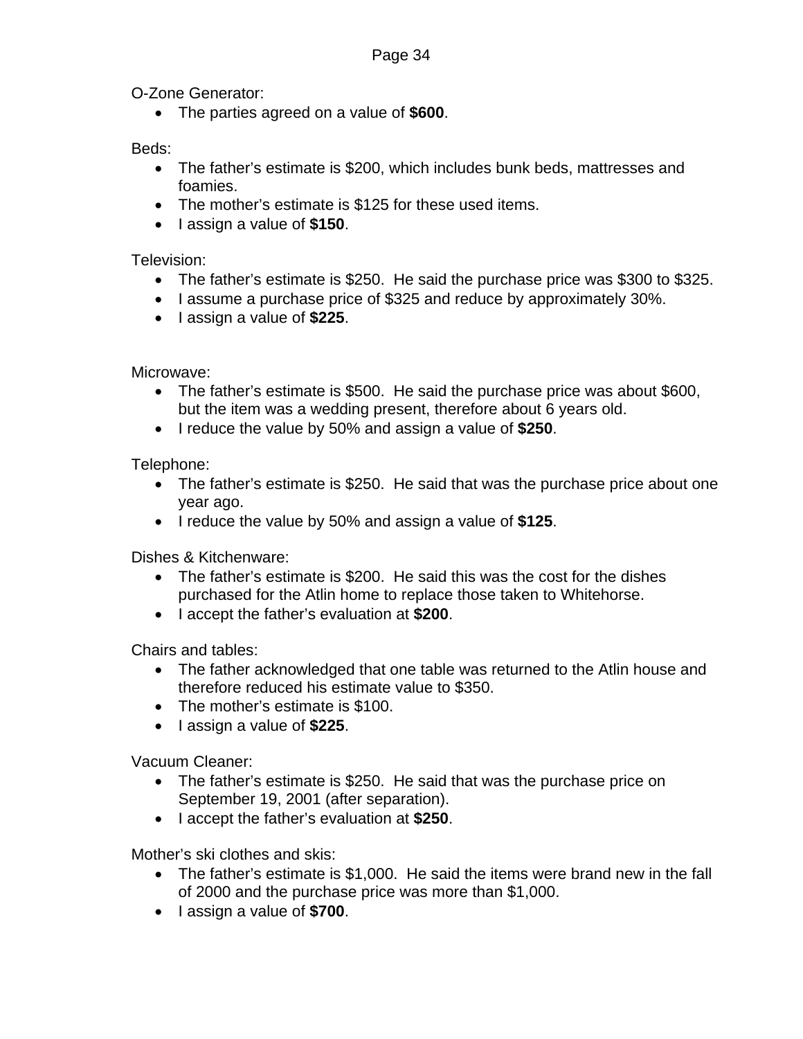O-Zone Generator:

- The parties agreed on a value of **$600**.

Beds:

- The father's estimate is $200, which includes bunk beds, mattresses and foamies.
- The mother's estimate is $125 for these used items.
- I assign a value of **$150**.

Television:

- The father's estimate is $250. He said the purchase price was $300 to $325.
- I assume a purchase price of $325 and reduce by approximately 30%.
- I assign a value of **$225**.

Microwave:

- The father's estimate is $500. He said the purchase price was about $600, but the item was a wedding present, therefore about 6 years old.
- I reduce the value by 50% and assign a value of **$250**.

Telephone:

- The father's estimate is $250. He said that was the purchase price about one year ago.
- I reduce the value by 50% and assign a value of **$125**.

Dishes & Kitchenware:

- The father's estimate is $200. He said this was the cost for the dishes purchased for the Atlin home to replace those taken to Whitehorse.
- I accept the father's evaluation at **$200**.

Chairs and tables:

- The father acknowledged that one table was returned to the Atlin house and therefore reduced his estimate value to $350.
- The mother's estimate is $100.
- I assign a value of **$225**.

Vacuum Cleaner:

- The father's estimate is $250. He said that was the purchase price on September 19, 2001 (after separation).
- I accept the father's evaluation at **$250**.

Mother's ski clothes and skis:

- The father's estimate is $1,000. He said the items were brand new in the fall of 2000 and the purchase price was more than $1,000.
- I assign a value of **$700**.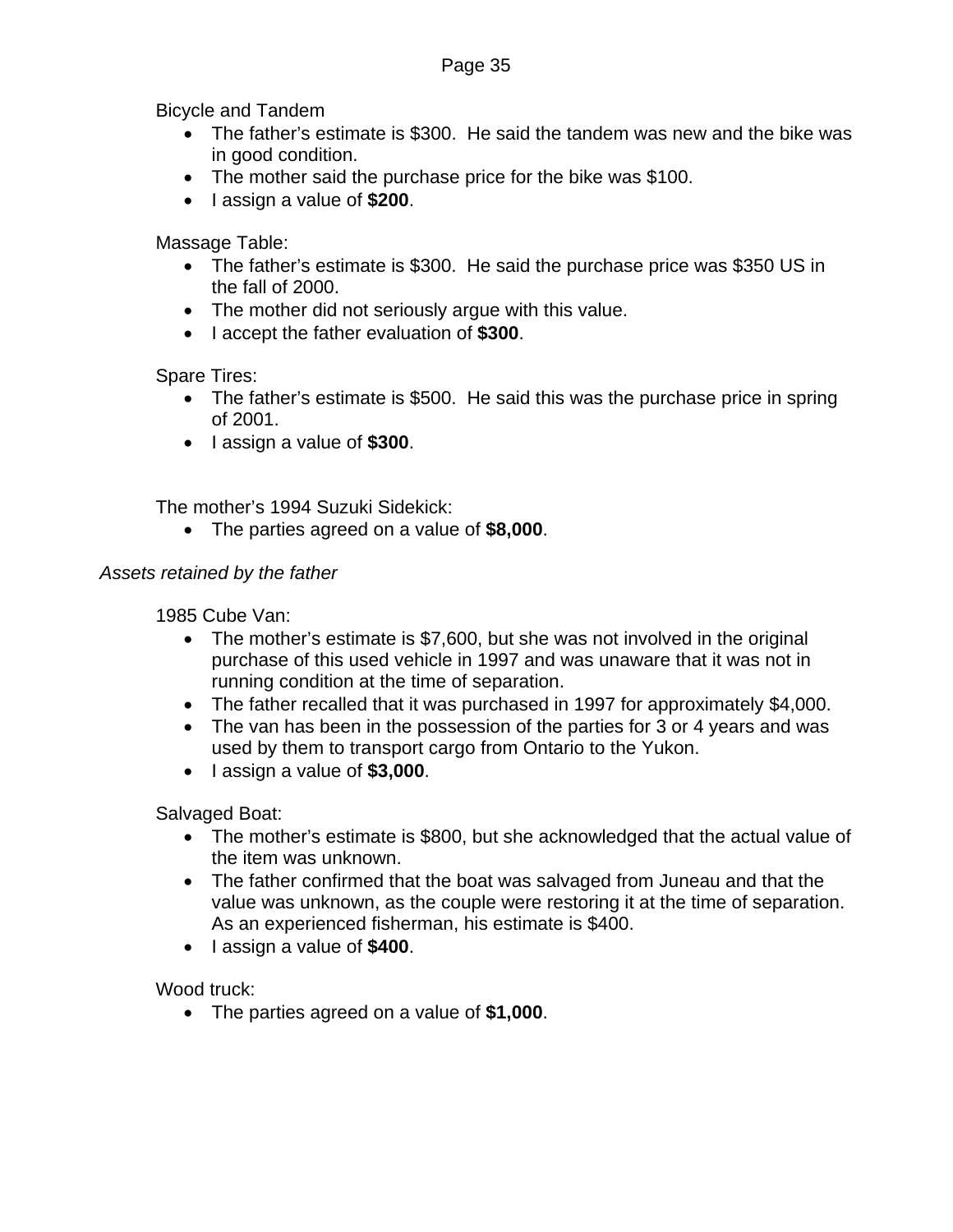Bicycle and Tandem

- The father's estimate is $300.  He said the tandem was new and the bike was in good condition.
- The mother said the purchase price for the bike was $100.
- I assign a value of **$200**.

Massage Table:

- The father's estimate is $300.  He said the purchase price was $350 US in the fall of 2000.
- The mother did not seriously argue with this value.
- I accept the father evaluation of **$300**.

Spare Tires:

- The father's estimate is $500.  He said this was the purchase price in spring of 2001.
- I assign a value of **$300**.

The mother's 1994 Suzuki Sidekick:

- The parties agreed on a value of **$8,000**.

*Assets retained by the father*

1985 Cube Van:

- The mother's estimate is $7,600, but she was not involved in the original purchase of this used vehicle in 1997 and was unaware that it was not in running condition at the time of separation.
- The father recalled that it was purchased in 1997 for approximately $4,000.
- The van has been in the possession of the parties for 3 or 4 years and was used by them to transport cargo from Ontario to the Yukon.
- I assign a value of **$3,000**.

Salvaged Boat:

- The mother's estimate is $800, but she acknowledged that the actual value of the item was unknown.
- The father confirmed that the boat was salvaged from Juneau and that the value was unknown, as the couple were restoring it at the time of separation.  As an experienced fisherman, his estimate is $400.
- I assign a value of **$400**.

Wood truck:

- The parties agreed on a value of **$1,000**.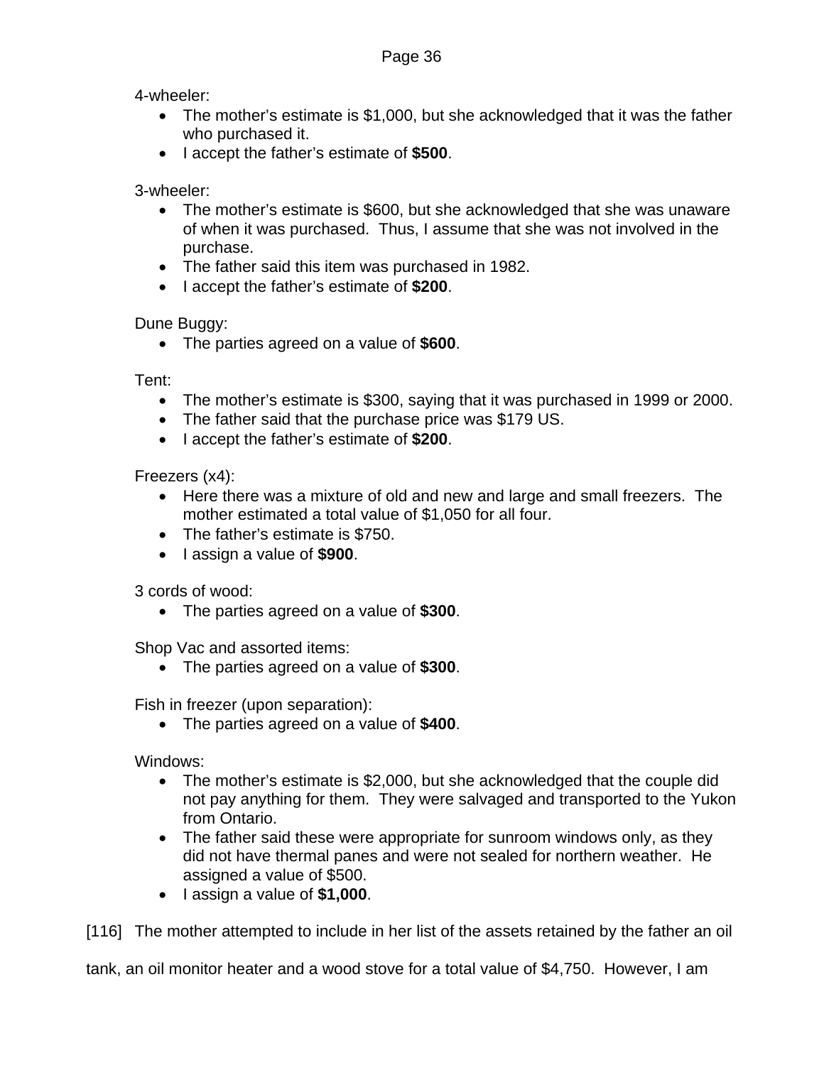4-wheeler:

- The mother's estimate is $1,000, but she acknowledged that it was the father who purchased it.
- I accept the father's estimate of **$500**.

3-wheeler:

- The mother's estimate is $600, but she acknowledged that she was unaware of when it was purchased. Thus, I assume that she was not involved in the purchase.
- The father said this item was purchased in 1982.
- I accept the father's estimate of **$200**.

Dune Buggy:

- The parties agreed on a value of **$600**.

Tent:

- The mother's estimate is $300, saying that it was purchased in 1999 or 2000.
- The father said that the purchase price was $179 US.
- I accept the father's estimate of **$200**.

Freezers (x4):

- Here there was a mixture of old and new and large and small freezers. The mother estimated a total value of $1,050 for all four.
- The father's estimate is $750.
- I assign a value of **$900**.

3 cords of wood:

- The parties agreed on a value of **$300**.

Shop Vac and assorted items:

- The parties agreed on a value of **$300**.

Fish in freezer (upon separation):

- The parties agreed on a value of **$400**.

Windows:

- The mother's estimate is $2,000, but she acknowledged that the couple did not pay anything for them. They were salvaged and transported to the Yukon from Ontario.
- The father said these were appropriate for sunroom windows only, as they did not have thermal panes and were not sealed for northern weather. He assigned a value of $500.
- I assign a value of **$1,000**.

[116] The mother attempted to include in her list of the assets retained by the father an oil tank, an oil monitor heater and a wood stove for a total value of $4,750. However, I am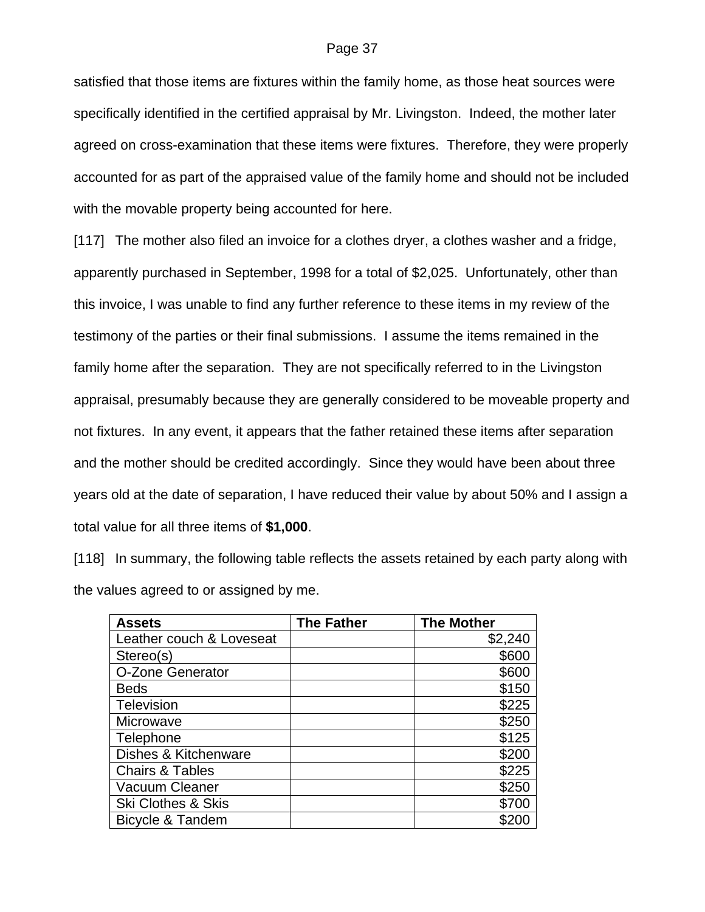satisfied that those items are fixtures within the family home, as those heat sources were specifically identified in the certified appraisal by Mr. Livingston. Indeed, the mother later agreed on cross-examination that these items were fixtures. Therefore, they were properly accounted for as part of the appraised value of the family home and should not be included with the movable property being accounted for here.

[117] The mother also filed an invoice for a clothes dryer, a clothes washer and a fridge, apparently purchased in September, 1998 for a total of $2,025. Unfortunately, other than this invoice, I was unable to find any further reference to these items in my review of the testimony of the parties or their final submissions. I assume the items remained in the family home after the separation. They are not specifically referred to in the Livingston appraisal, presumably because they are generally considered to be moveable property and not fixtures. In any event, it appears that the father retained these items after separation and the mother should be credited accordingly. Since they would have been about three years old at the date of separation, I have reduced their value by about 50% and I assign a total value for all three items of **$1,000**.

[118] In summary, the following table reflects the assets retained by each party along with the values agreed to or assigned by me.

| Assets | The Father | The Mother |
|---|---|---|
| Leather couch & Loveseat | | $2,240 |
| Stereo(s) | | $600 |
| O-Zone Generator | | $600 |
| Beds | | $150 |
| Television | | $225 |
| Microwave | | $250 |
| Telephone | | $125 |
| Dishes & Kitchenware | | $200 |
| Chairs & Tables | | $225 |
| Vacuum Cleaner | | $250 |
| Ski Clothes & Skis | | $700 |
| Bicycle & Tandem | | $200 |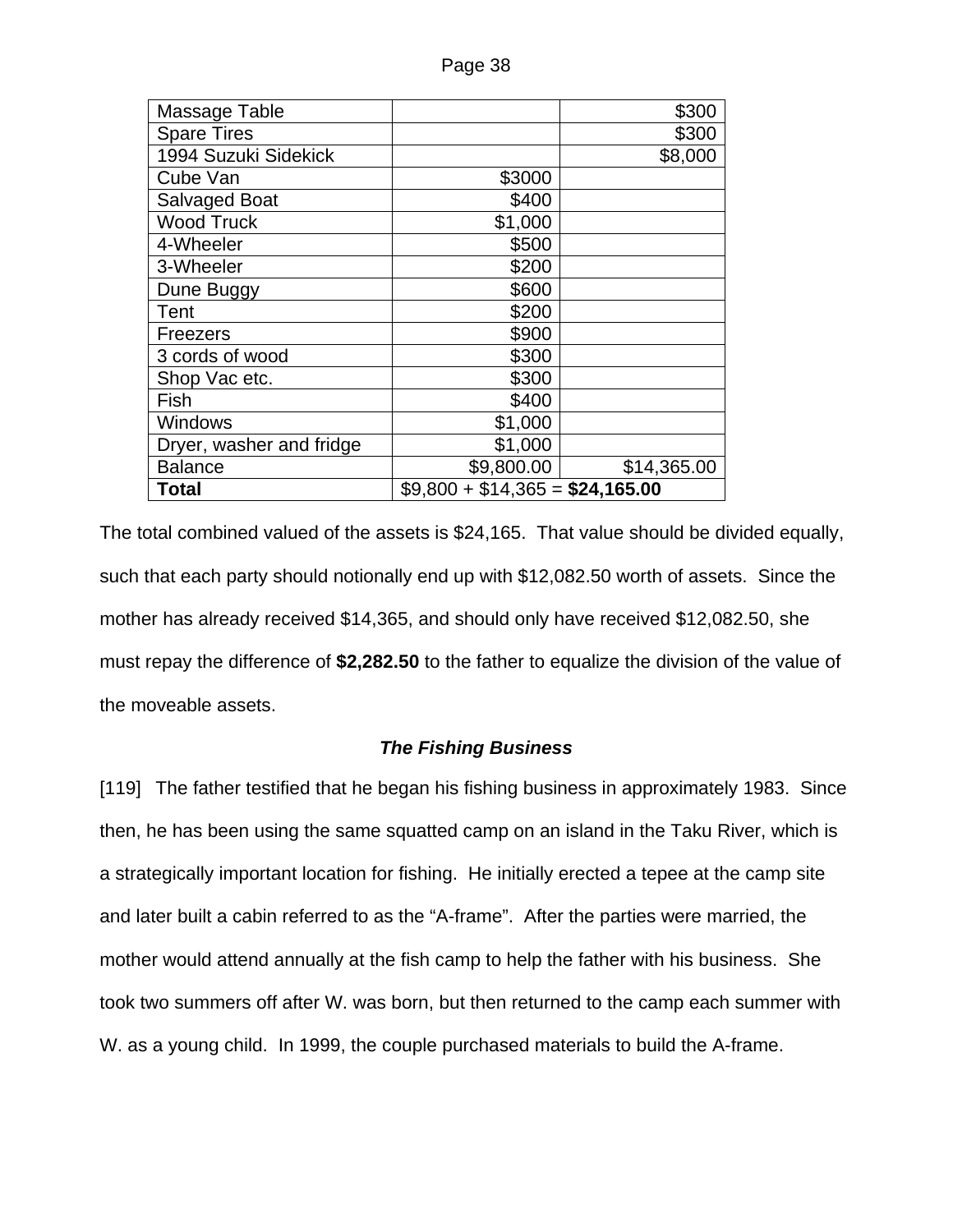| | | |
|---|---|---|
| Massage Table | | $300 |
| Spare Tires | | $300 |
| 1994 Suzuki Sidekick | | $8,000 |
| Cube Van | $3000 | |
| Salvaged Boat | $400 | |
| Wood Truck | $1,000 | |
| 4-Wheeler | $500 | |
| 3-Wheeler | $200 | |
| Dune Buggy | $600 | |
| Tent | $200 | |
| Freezers | $900 | |
| 3 cords of wood | $300 | |
| Shop Vac etc. | $300 | |
| Fish | $400 | |
| Windows | $1,000 | |
| Dryer, washer and fridge | $1,000 | |
| Balance | $9,800.00 | $14,365.00 |
| **Total** | $9,800 + $14,365 = **$24,165.00** | |

The total combined valued of the assets is $24,165. That value should be divided equally, such that each party should notionally end up with $12,082.50 worth of assets. Since the mother has already received $14,365, and should only have received $12,082.50, she must repay the difference of **$2,282.50** to the father to equalize the division of the value of the moveable assets.

### ***The Fishing Business***

[119] The father testified that he began his fishing business in approximately 1983. Since then, he has been using the same squatted camp on an island in the Taku River, which is a strategically important location for fishing. He initially erected a tepee at the camp site and later built a cabin referred to as the "A-frame". After the parties were married, the mother would attend annually at the fish camp to help the father with his business. She took two summers off after W. was born, but then returned to the camp each summer with W. as a young child. In 1999, the couple purchased materials to build the A-frame.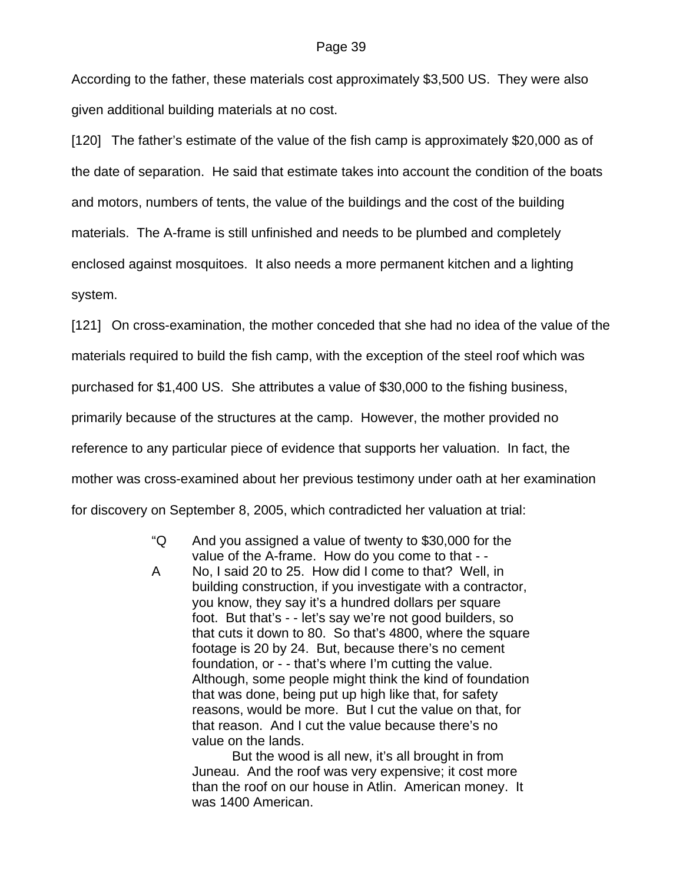According to the father, these materials cost approximately $3,500 US. They were also given additional building materials at no cost.

[120] The father's estimate of the value of the fish camp is approximately $20,000 as of the date of separation. He said that estimate takes into account the condition of the boats and motors, numbers of tents, the value of the buildings and the cost of the building materials. The A-frame is still unfinished and needs to be plumbed and completely enclosed against mosquitoes. It also needs a more permanent kitchen and a lighting system.

[121] On cross-examination, the mother conceded that she had no idea of the value of the materials required to build the fish camp, with the exception of the steel roof which was purchased for $1,400 US. She attributes a value of $30,000 to the fishing business, primarily because of the structures at the camp. However, the mother provided no reference to any particular piece of evidence that supports her valuation. In fact, the mother was cross-examined about her previous testimony under oath at her examination for discovery on September 8, 2005, which contradicted her valuation at trial:

> "Q And you assigned a value of twenty to $30,000 for the value of the A-frame. How do you come to that - -
>
> A No, I said 20 to 25. How did I come to that? Well, in building construction, if you investigate with a contractor, you know, they say it's a hundred dollars per square foot. But that's - - let's say we're not good builders, so that cuts it down to 80. So that's 4800, where the square footage is 20 by 24. But, because there's no cement foundation, or - - that's where I'm cutting the value. Although, some people might think the kind of foundation that was done, being put up high like that, for safety reasons, would be more. But I cut the value on that, for that reason. And I cut the value because there's no value on the lands.
>
> But the wood is all new, it's all brought in from Juneau. And the roof was very expensive; it cost more than the roof on our house in Atlin. American money. It was 1400 American.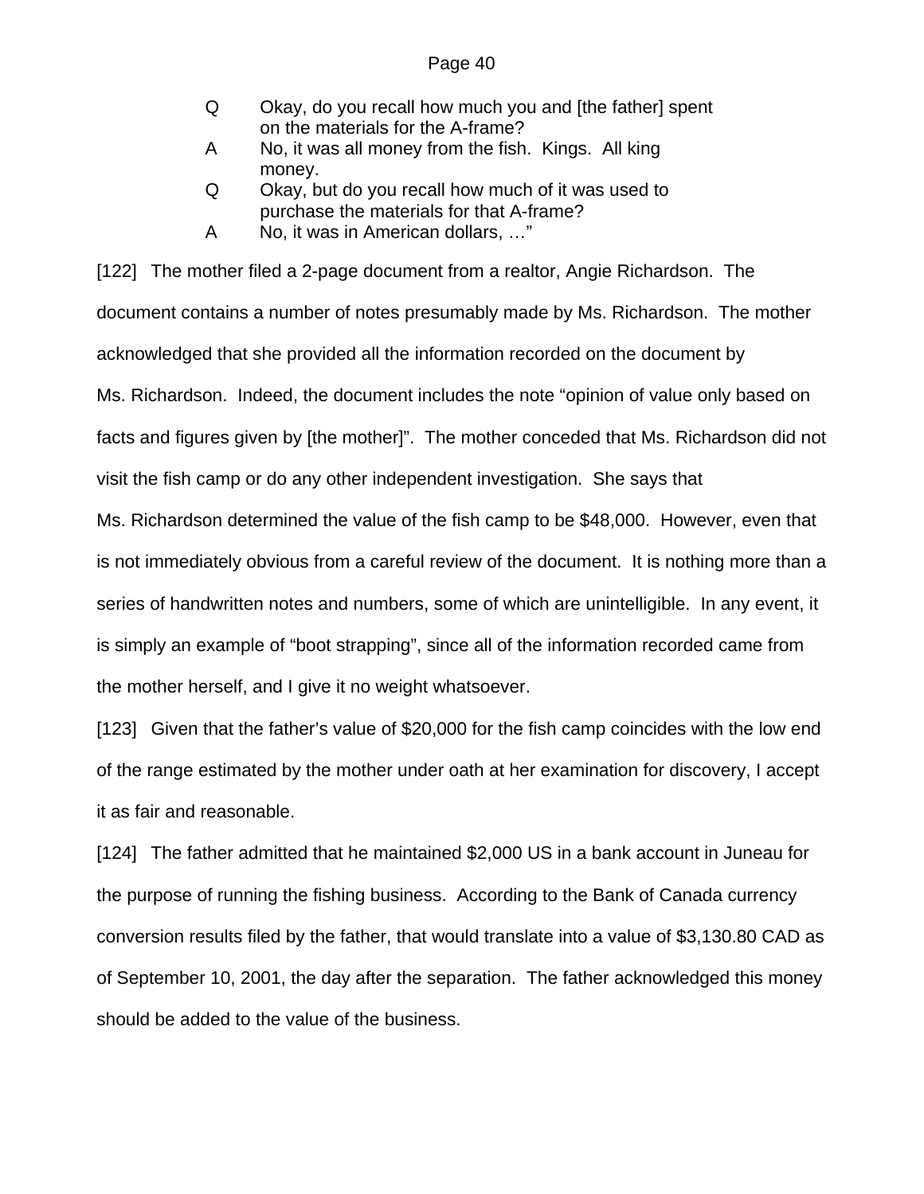Q Okay, do you recall how much you and [the father] spent on the materials for the A-frame?

A No, it was all money from the fish. Kings. All king money.

Q Okay, but do you recall how much of it was used to purchase the materials for that A-frame?

A No, it was in American dollars, …"

[122] The mother filed a 2-page document from a realtor, Angie Richardson. The document contains a number of notes presumably made by Ms. Richardson. The mother acknowledged that she provided all the information recorded on the document by Ms. Richardson. Indeed, the document includes the note "opinion of value only based on facts and figures given by [the mother]". The mother conceded that Ms. Richardson did not visit the fish camp or do any other independent investigation. She says that Ms. Richardson determined the value of the fish camp to be $48,000. However, even that is not immediately obvious from a careful review of the document. It is nothing more than a series of handwritten notes and numbers, some of which are unintelligible. In any event, it is simply an example of "boot strapping", since all of the information recorded came from the mother herself, and I give it no weight whatsoever.

[123] Given that the father's value of $20,000 for the fish camp coincides with the low end of the range estimated by the mother under oath at her examination for discovery, I accept it as fair and reasonable.

[124] The father admitted that he maintained $2,000 US in a bank account in Juneau for the purpose of running the fishing business. According to the Bank of Canada currency conversion results filed by the father, that would translate into a value of $3,130.80 CAD as of September 10, 2001, the day after the separation. The father acknowledged this money should be added to the value of the business.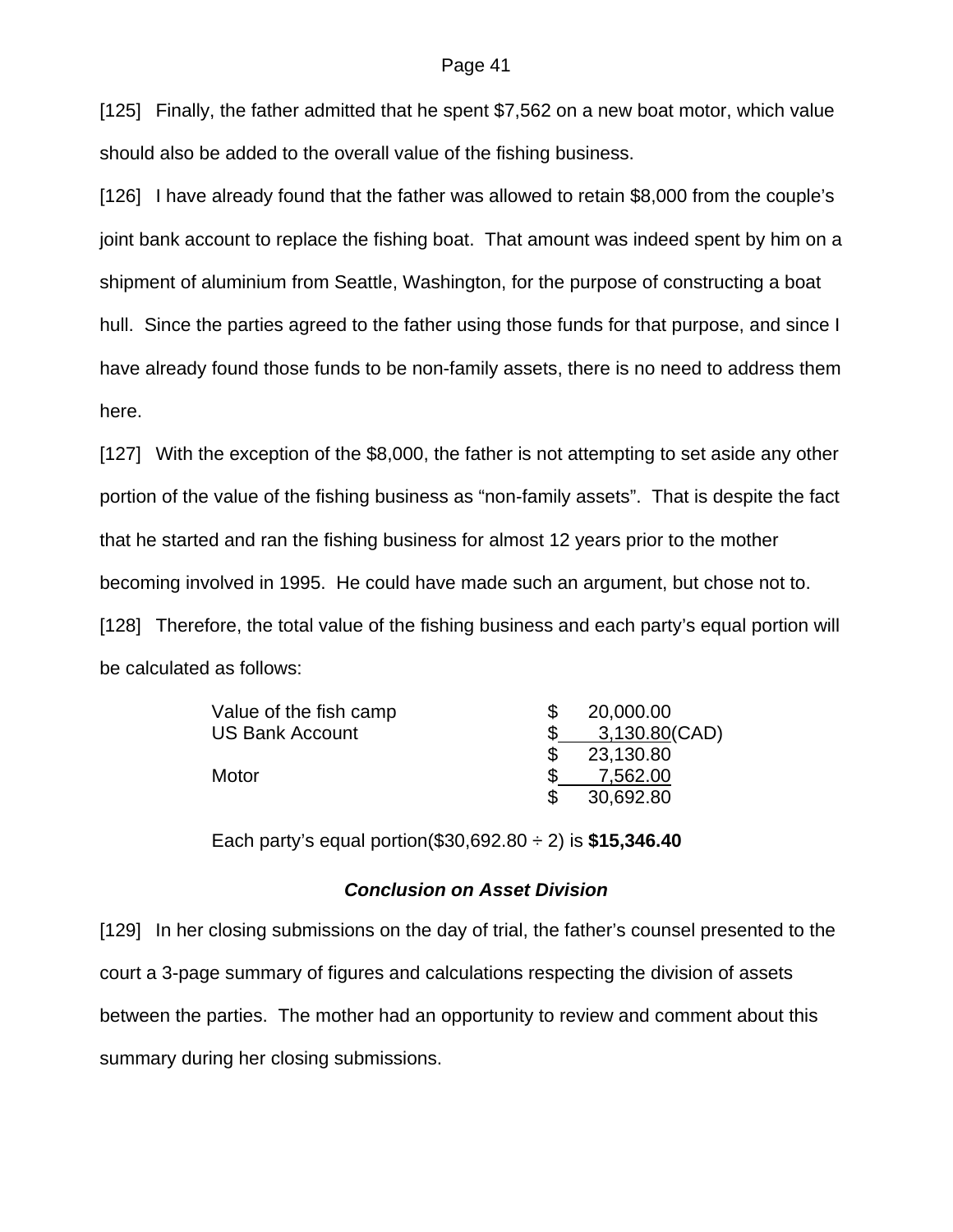[125] Finally, the father admitted that he spent $7,562 on a new boat motor, which value should also be added to the overall value of the fishing business.

[126] I have already found that the father was allowed to retain $8,000 from the couple's joint bank account to replace the fishing boat. That amount was indeed spent by him on a shipment of aluminium from Seattle, Washington, for the purpose of constructing a boat hull. Since the parties agreed to the father using those funds for that purpose, and since I have already found those funds to be non-family assets, there is no need to address them here.

[127] With the exception of the $8,000, the father is not attempting to set aside any other portion of the value of the fishing business as "non-family assets". That is despite the fact that he started and ran the fishing business for almost 12 years prior to the mother becoming involved in 1995. He could have made such an argument, but chose not to.

[128] Therefore, the total value of the fishing business and each party's equal portion will be calculated as follows:

| | | |
|---|---|---|
| Value of the fish camp | $ | 20,000.00 |
| US Bank Account | $ | 3,130.80(CAD) |
| | $ | 23,130.80 |
| Motor | $ | 7,562.00 |
| | $ | 30,692.80 |

Each party's equal portion($30,692.80 ÷ 2) is **$15,346.40**

### *Conclusion on Asset Division*

[129] In her closing submissions on the day of trial, the father's counsel presented to the court a 3-page summary of figures and calculations respecting the division of assets between the parties. The mother had an opportunity to review and comment about this summary during her closing submissions.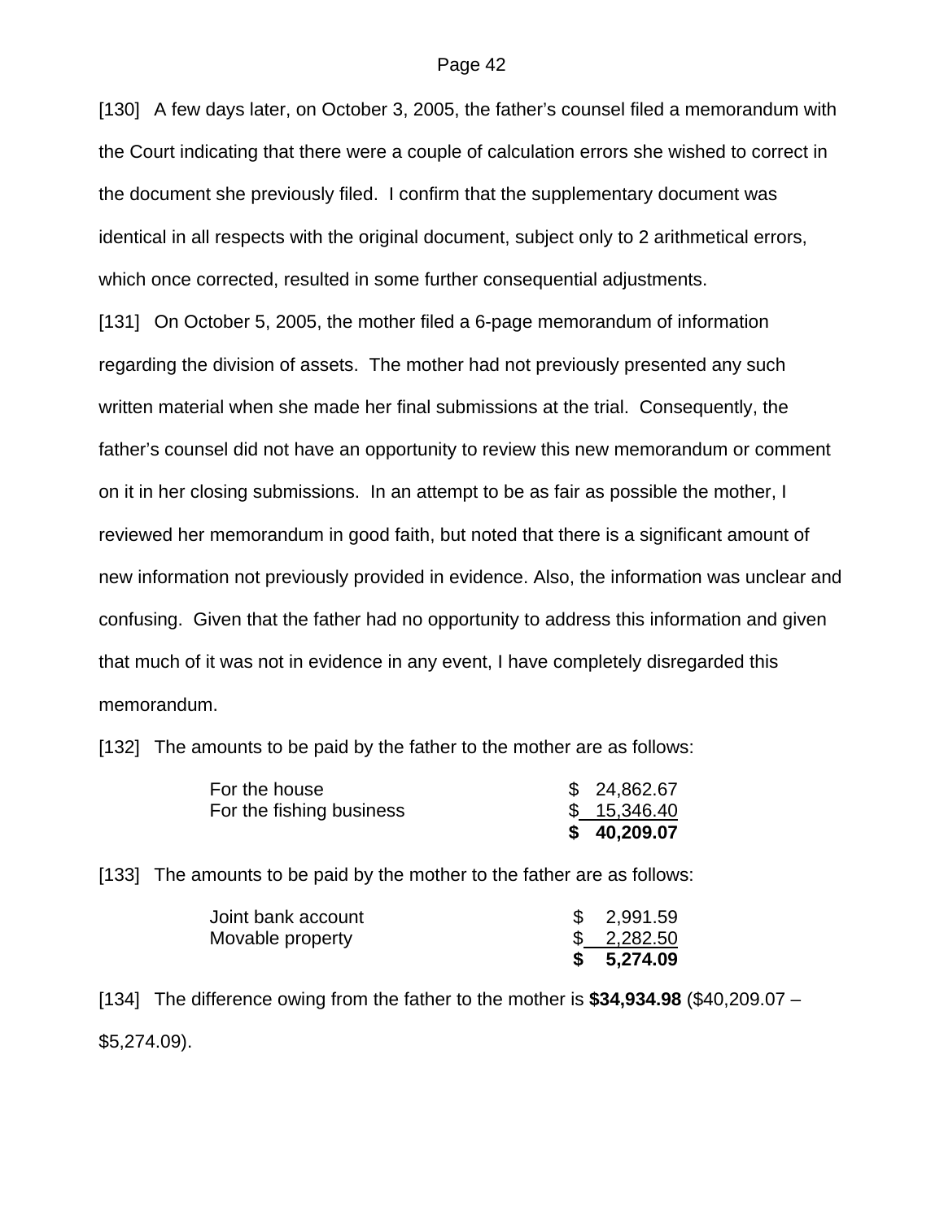[130] A few days later, on October 3, 2005, the father's counsel filed a memorandum with the Court indicating that there were a couple of calculation errors she wished to correct in the document she previously filed. I confirm that the supplementary document was identical in all respects with the original document, subject only to 2 arithmetical errors, which once corrected, resulted in some further consequential adjustments.

[131] On October 5, 2005, the mother filed a 6-page memorandum of information regarding the division of assets. The mother had not previously presented any such written material when she made her final submissions at the trial. Consequently, the father's counsel did not have an opportunity to review this new memorandum or comment on it in her closing submissions. In an attempt to be as fair as possible the mother, I reviewed her memorandum in good faith, but noted that there is a significant amount of new information not previously provided in evidence. Also, the information was unclear and confusing. Given that the father had no opportunity to address this information and given that much of it was not in evidence in any event, I have completely disregarded this memorandum.

[132] The amounts to be paid by the father to the mother are as follows:

| | |
|---|---|
| For the house | $ 24,862.67 |
| For the fishing business | $ 15,346.40 |
| | **$ 40,209.07** |

[133] The amounts to be paid by the mother to the father are as follows:

| | |
|---|---|
| Joint bank account | $ 2,991.59 |
| Movable property | $ 2,282.50 |
| | **$ 5,274.09** |

[134] The difference owing from the father to the mother is **$34,934.98** ($40,209.07 – $5,274.09).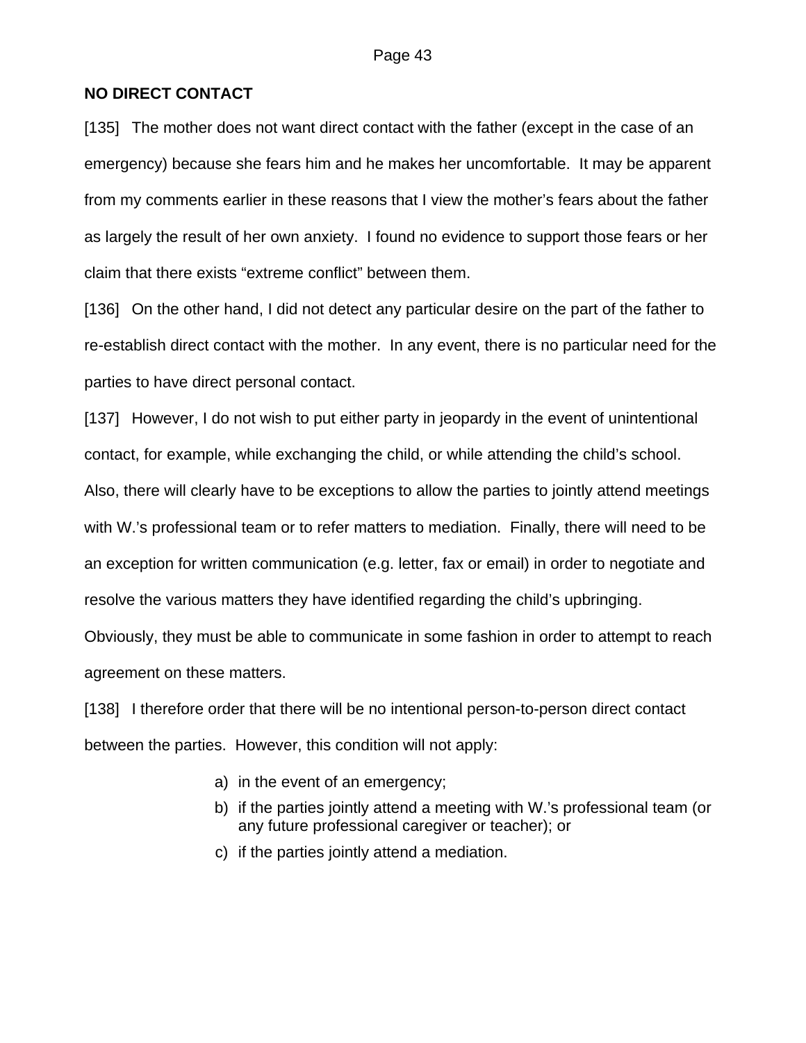## NO DIRECT CONTACT

[135] The mother does not want direct contact with the father (except in the case of an emergency) because she fears him and he makes her uncomfortable. It may be apparent from my comments earlier in these reasons that I view the mother's fears about the father as largely the result of her own anxiety. I found no evidence to support those fears or her claim that there exists "extreme conflict" between them.

[136] On the other hand, I did not detect any particular desire on the part of the father to re-establish direct contact with the mother. In any event, there is no particular need for the parties to have direct personal contact.

[137] However, I do not wish to put either party in jeopardy in the event of unintentional contact, for example, while exchanging the child, or while attending the child's school. Also, there will clearly have to be exceptions to allow the parties to jointly attend meetings with W.'s professional team or to refer matters to mediation. Finally, there will need to be an exception for written communication (e.g. letter, fax or email) in order to negotiate and resolve the various matters they have identified regarding the child's upbringing. Obviously, they must be able to communicate in some fashion in order to attempt to reach agreement on these matters.

[138] I therefore order that there will be no intentional person-to-person direct contact between the parties. However, this condition will not apply:

a) in the event of an emergency;
b) if the parties jointly attend a meeting with W.'s professional team (or any future professional caregiver or teacher); or
c) if the parties jointly attend a mediation.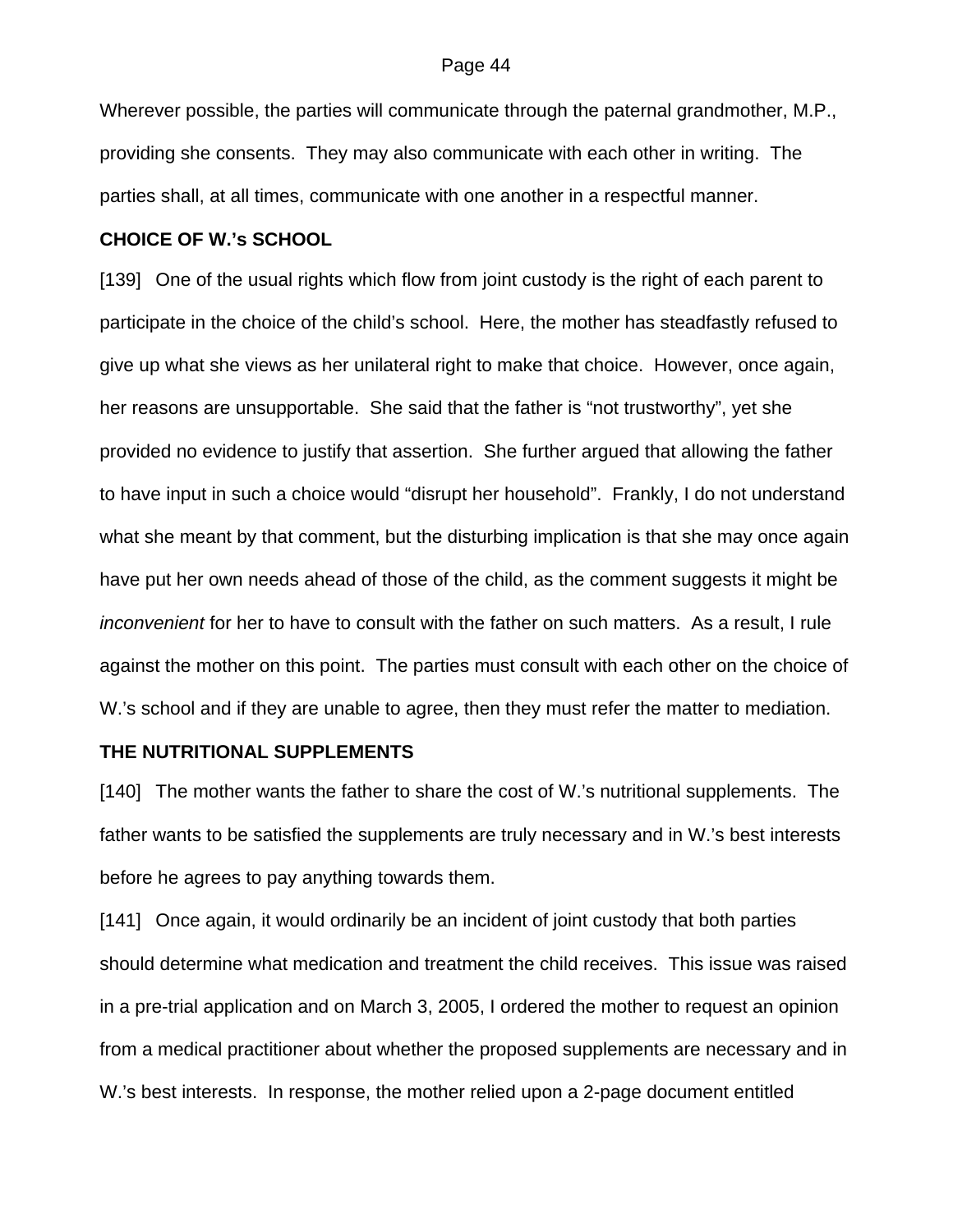Wherever possible, the parties will communicate through the paternal grandmother, M.P., providing she consents. They may also communicate with each other in writing. The parties shall, at all times, communicate with one another in a respectful manner.

**CHOICE OF W.'s SCHOOL**

[139] One of the usual rights which flow from joint custody is the right of each parent to participate in the choice of the child's school. Here, the mother has steadfastly refused to give up what she views as her unilateral right to make that choice. However, once again, her reasons are unsupportable. She said that the father is "not trustworthy", yet she provided no evidence to justify that assertion. She further argued that allowing the father to have input in such a choice would "disrupt her household". Frankly, I do not understand what she meant by that comment, but the disturbing implication is that she may once again have put her own needs ahead of those of the child, as the comment suggests it might be *inconvenient* for her to have to consult with the father on such matters. As a result, I rule against the mother on this point. The parties must consult with each other on the choice of W.'s school and if they are unable to agree, then they must refer the matter to mediation.

**THE NUTRITIONAL SUPPLEMENTS**

[140] The mother wants the father to share the cost of W.'s nutritional supplements. The father wants to be satisfied the supplements are truly necessary and in W.'s best interests before he agrees to pay anything towards them.

[141] Once again, it would ordinarily be an incident of joint custody that both parties should determine what medication and treatment the child receives. This issue was raised in a pre-trial application and on March 3, 2005, I ordered the mother to request an opinion from a medical practitioner about whether the proposed supplements are necessary and in W.'s best interests. In response, the mother relied upon a 2-page document entitled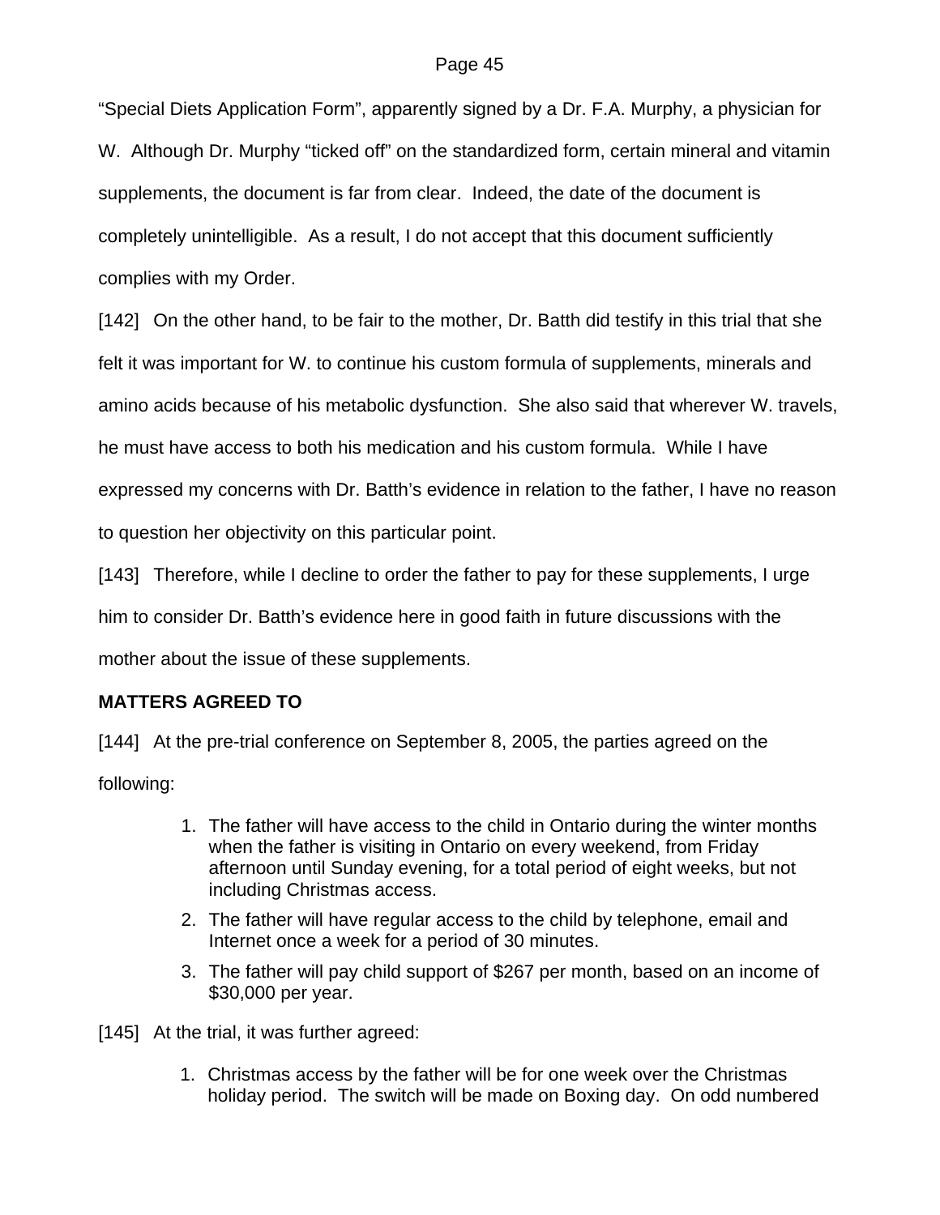"Special Diets Application Form", apparently signed by a Dr. F.A. Murphy, a physician for W. Although Dr. Murphy "ticked off" on the standardized form, certain mineral and vitamin supplements, the document is far from clear. Indeed, the date of the document is completely unintelligible. As a result, I do not accept that this document sufficiently complies with my Order.

[142] On the other hand, to be fair to the mother, Dr. Batth did testify in this trial that she felt it was important for W. to continue his custom formula of supplements, minerals and amino acids because of his metabolic dysfunction. She also said that wherever W. travels, he must have access to both his medication and his custom formula. While I have expressed my concerns with Dr. Batth's evidence in relation to the father, I have no reason to question her objectivity on this particular point.

[143] Therefore, while I decline to order the father to pay for these supplements, I urge him to consider Dr. Batth's evidence here in good faith in future discussions with the mother about the issue of these supplements.

**MATTERS AGREED TO**

[144] At the pre-trial conference on September 8, 2005, the parties agreed on the following:

1. The father will have access to the child in Ontario during the winter months when the father is visiting in Ontario on every weekend, from Friday afternoon until Sunday evening, for a total period of eight weeks, but not including Christmas access.
2. The father will have regular access to the child by telephone, email and Internet once a week for a period of 30 minutes.
3. The father will pay child support of $267 per month, based on an income of $30,000 per year.

[145] At the trial, it was further agreed:

1. Christmas access by the father will be for one week over the Christmas holiday period. The switch will be made on Boxing day. On odd numbered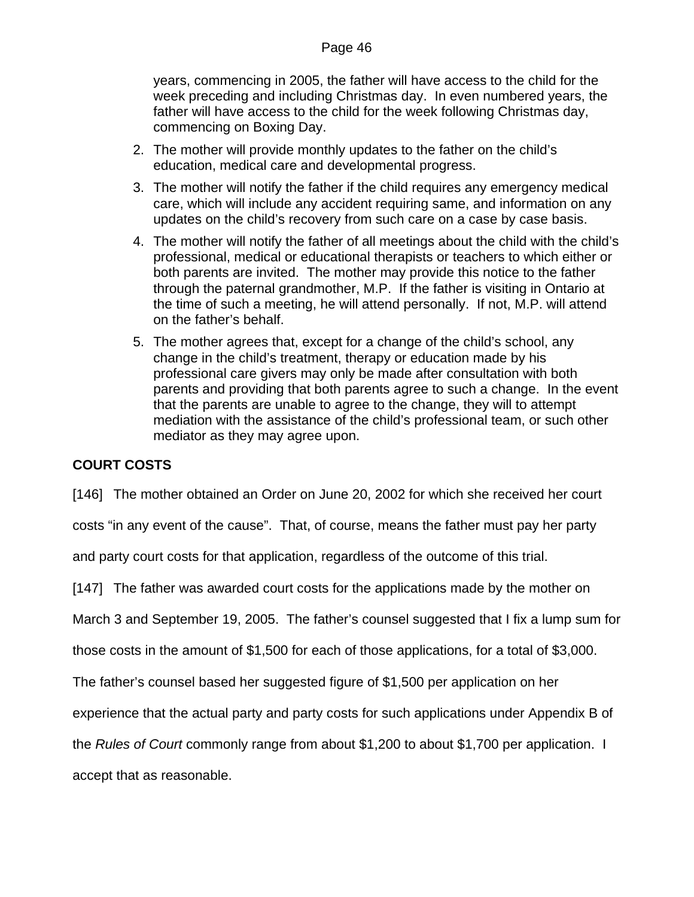years, commencing in 2005, the father will have access to the child for the week preceding and including Christmas day. In even numbered years, the father will have access to the child for the week following Christmas day, commencing on Boxing Day.

2. The mother will provide monthly updates to the father on the child's education, medical care and developmental progress.
3. The mother will notify the father if the child requires any emergency medical care, which will include any accident requiring same, and information on any updates on the child's recovery from such care on a case by case basis.
4. The mother will notify the father of all meetings about the child with the child's professional, medical or educational therapists or teachers to which either or both parents are invited. The mother may provide this notice to the father through the paternal grandmother, M.P. If the father is visiting in Ontario at the time of such a meeting, he will attend personally. If not, M.P. will attend on the father's behalf.
5. The mother agrees that, except for a change of the child's school, any change in the child's treatment, therapy or education made by his professional care givers may only be made after consultation with both parents and providing that both parents agree to such a change. In the event that the parents are unable to agree to the change, they will to attempt mediation with the assistance of the child's professional team, or such other mediator as they may agree upon.

## COURT COSTS

[146] The mother obtained an Order on June 20, 2002 for which she received her court costs "in any event of the cause". That, of course, means the father must pay her party and party court costs for that application, regardless of the outcome of this trial.

[147] The father was awarded court costs for the applications made by the mother on March 3 and September 19, 2005. The father's counsel suggested that I fix a lump sum for those costs in the amount of $1,500 for each of those applications, for a total of $3,000. The father's counsel based her suggested figure of $1,500 per application on her experience that the actual party and party costs for such applications under Appendix B of the *Rules of Court* commonly range from about $1,200 to about $1,700 per application. I accept that as reasonable.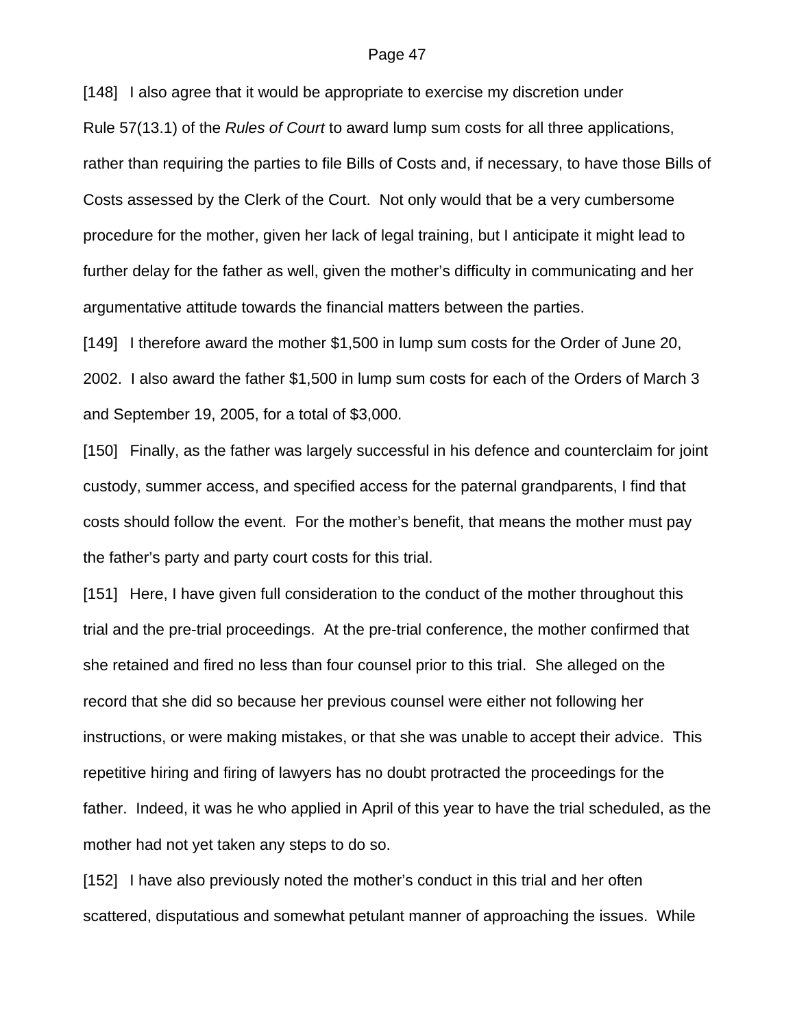[148] I also agree that it would be appropriate to exercise my discretion under Rule 57(13.1) of the *Rules of Court* to award lump sum costs for all three applications, rather than requiring the parties to file Bills of Costs and, if necessary, to have those Bills of Costs assessed by the Clerk of the Court. Not only would that be a very cumbersome procedure for the mother, given her lack of legal training, but I anticipate it might lead to further delay for the father as well, given the mother's difficulty in communicating and her argumentative attitude towards the financial matters between the parties.

[149] I therefore award the mother $1,500 in lump sum costs for the Order of June 20, 2002. I also award the father $1,500 in lump sum costs for each of the Orders of March 3 and September 19, 2005, for a total of $3,000.

[150] Finally, as the father was largely successful in his defence and counterclaim for joint custody, summer access, and specified access for the paternal grandparents, I find that costs should follow the event. For the mother's benefit, that means the mother must pay the father's party and party court costs for this trial.

[151] Here, I have given full consideration to the conduct of the mother throughout this trial and the pre-trial proceedings. At the pre-trial conference, the mother confirmed that she retained and fired no less than four counsel prior to this trial. She alleged on the record that she did so because her previous counsel were either not following her instructions, or were making mistakes, or that she was unable to accept their advice. This repetitive hiring and firing of lawyers has no doubt protracted the proceedings for the father. Indeed, it was he who applied in April of this year to have the trial scheduled, as the mother had not yet taken any steps to do so.

[152] I have also previously noted the mother's conduct in this trial and her often scattered, disputatious and somewhat petulant manner of approaching the issues. While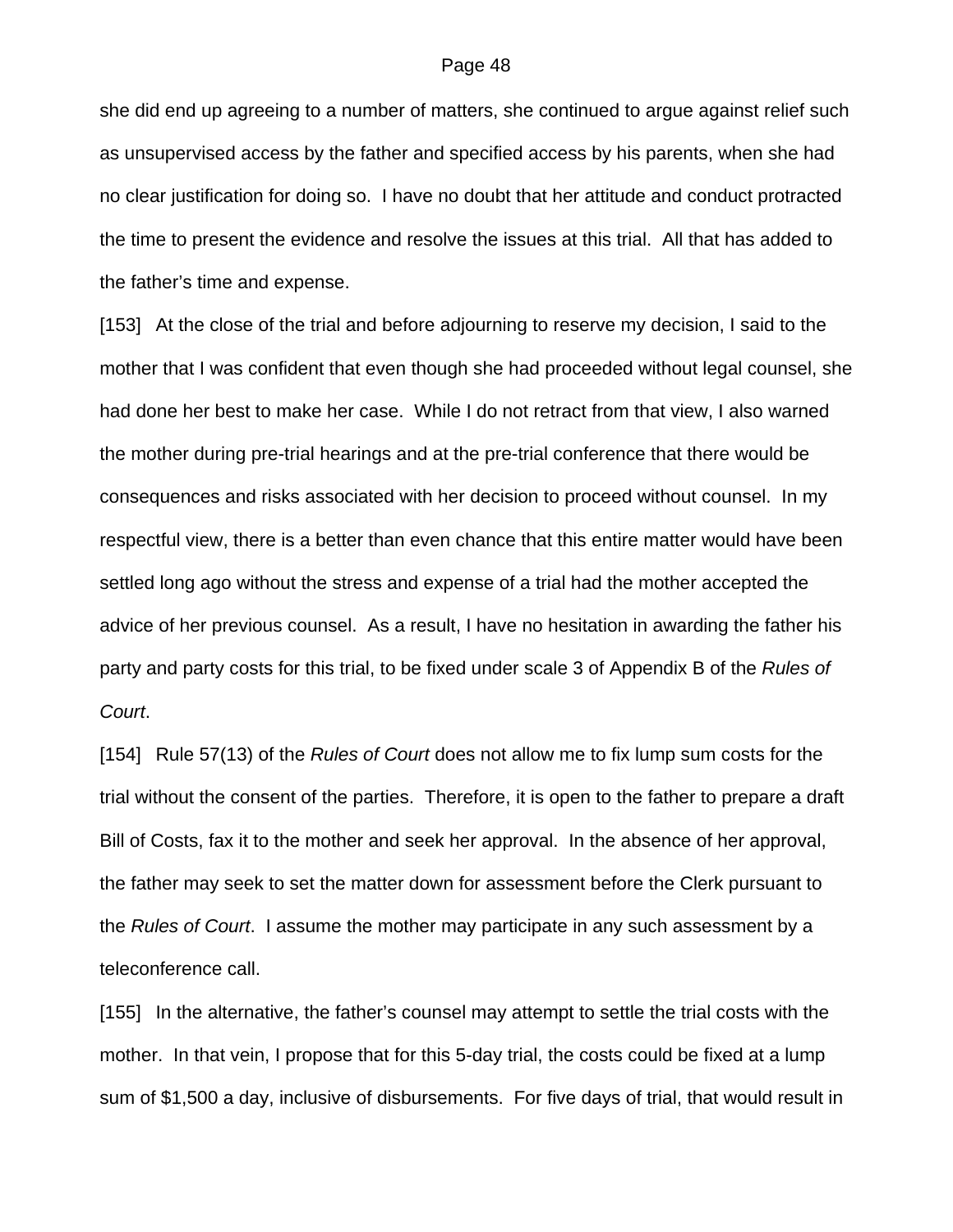she did end up agreeing to a number of matters, she continued to argue against relief such as unsupervised access by the father and specified access by his parents, when she had no clear justification for doing so. I have no doubt that her attitude and conduct protracted the time to present the evidence and resolve the issues at this trial. All that has added to the father's time and expense.

[153] At the close of the trial and before adjourning to reserve my decision, I said to the mother that I was confident that even though she had proceeded without legal counsel, she had done her best to make her case. While I do not retract from that view, I also warned the mother during pre-trial hearings and at the pre-trial conference that there would be consequences and risks associated with her decision to proceed without counsel. In my respectful view, there is a better than even chance that this entire matter would have been settled long ago without the stress and expense of a trial had the mother accepted the advice of her previous counsel. As a result, I have no hesitation in awarding the father his party and party costs for this trial, to be fixed under scale 3 of Appendix B of the *Rules of Court*.

[154] Rule 57(13) of the *Rules of Court* does not allow me to fix lump sum costs for the trial without the consent of the parties. Therefore, it is open to the father to prepare a draft Bill of Costs, fax it to the mother and seek her approval. In the absence of her approval, the father may seek to set the matter down for assessment before the Clerk pursuant to the *Rules of Court*. I assume the mother may participate in any such assessment by a teleconference call.

[155] In the alternative, the father's counsel may attempt to settle the trial costs with the mother. In that vein, I propose that for this 5-day trial, the costs could be fixed at a lump sum of $1,500 a day, inclusive of disbursements. For five days of trial, that would result in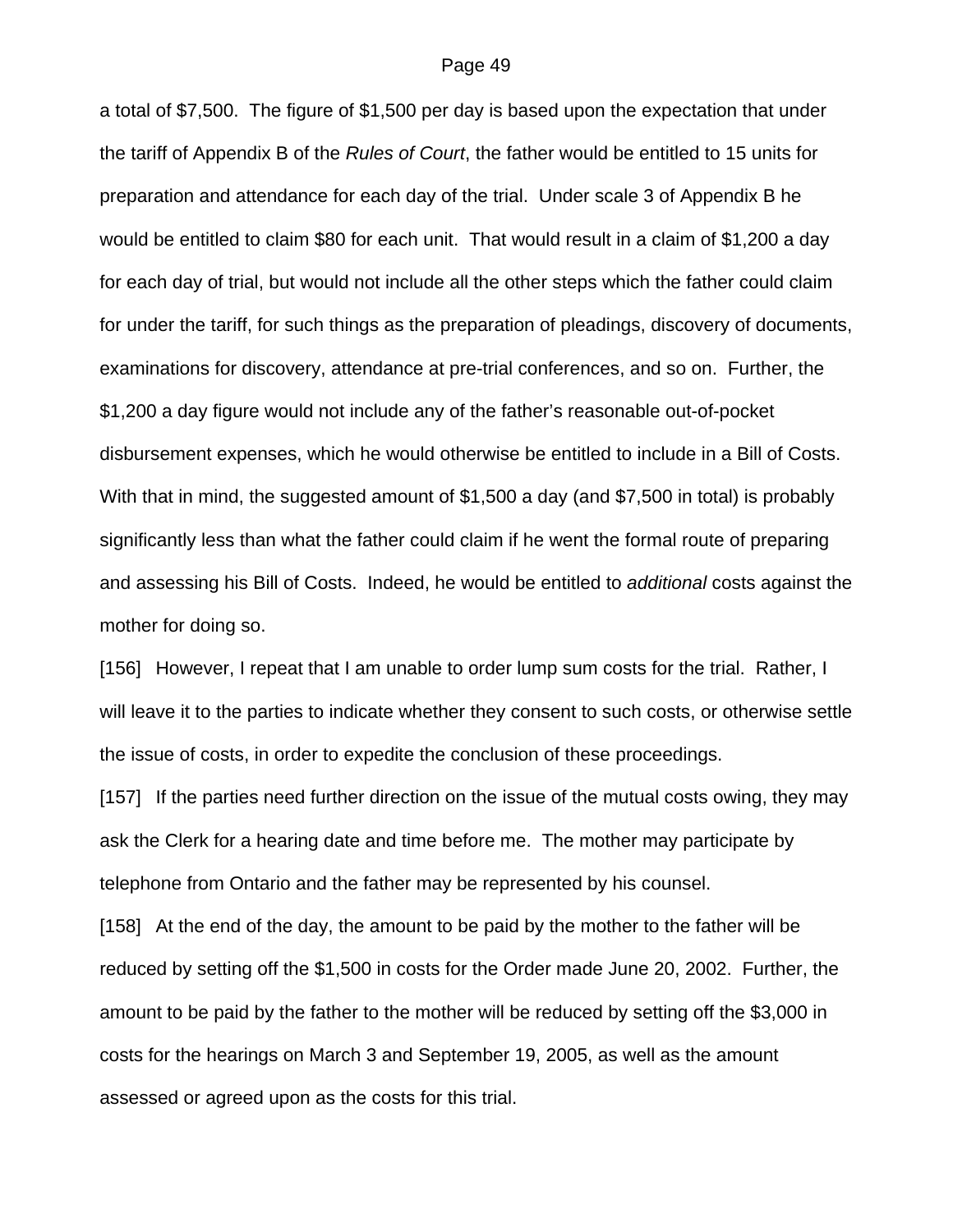a total of $7,500. The figure of $1,500 per day is based upon the expectation that under the tariff of Appendix B of the *Rules of Court*, the father would be entitled to 15 units for preparation and attendance for each day of the trial. Under scale 3 of Appendix B he would be entitled to claim $80 for each unit. That would result in a claim of $1,200 a day for each day of trial, but would not include all the other steps which the father could claim for under the tariff, for such things as the preparation of pleadings, discovery of documents, examinations for discovery, attendance at pre-trial conferences, and so on. Further, the $1,200 a day figure would not include any of the father's reasonable out-of-pocket disbursement expenses, which he would otherwise be entitled to include in a Bill of Costs. With that in mind, the suggested amount of $1,500 a day (and $7,500 in total) is probably significantly less than what the father could claim if he went the formal route of preparing and assessing his Bill of Costs. Indeed, he would be entitled to *additional* costs against the mother for doing so.

[156] However, I repeat that I am unable to order lump sum costs for the trial. Rather, I will leave it to the parties to indicate whether they consent to such costs, or otherwise settle the issue of costs, in order to expedite the conclusion of these proceedings.

[157] If the parties need further direction on the issue of the mutual costs owing, they may ask the Clerk for a hearing date and time before me. The mother may participate by telephone from Ontario and the father may be represented by his counsel.

[158] At the end of the day, the amount to be paid by the mother to the father will be reduced by setting off the $1,500 in costs for the Order made June 20, 2002. Further, the amount to be paid by the father to the mother will be reduced by setting off the $3,000 in costs for the hearings on March 3 and September 19, 2005, as well as the amount assessed or agreed upon as the costs for this trial.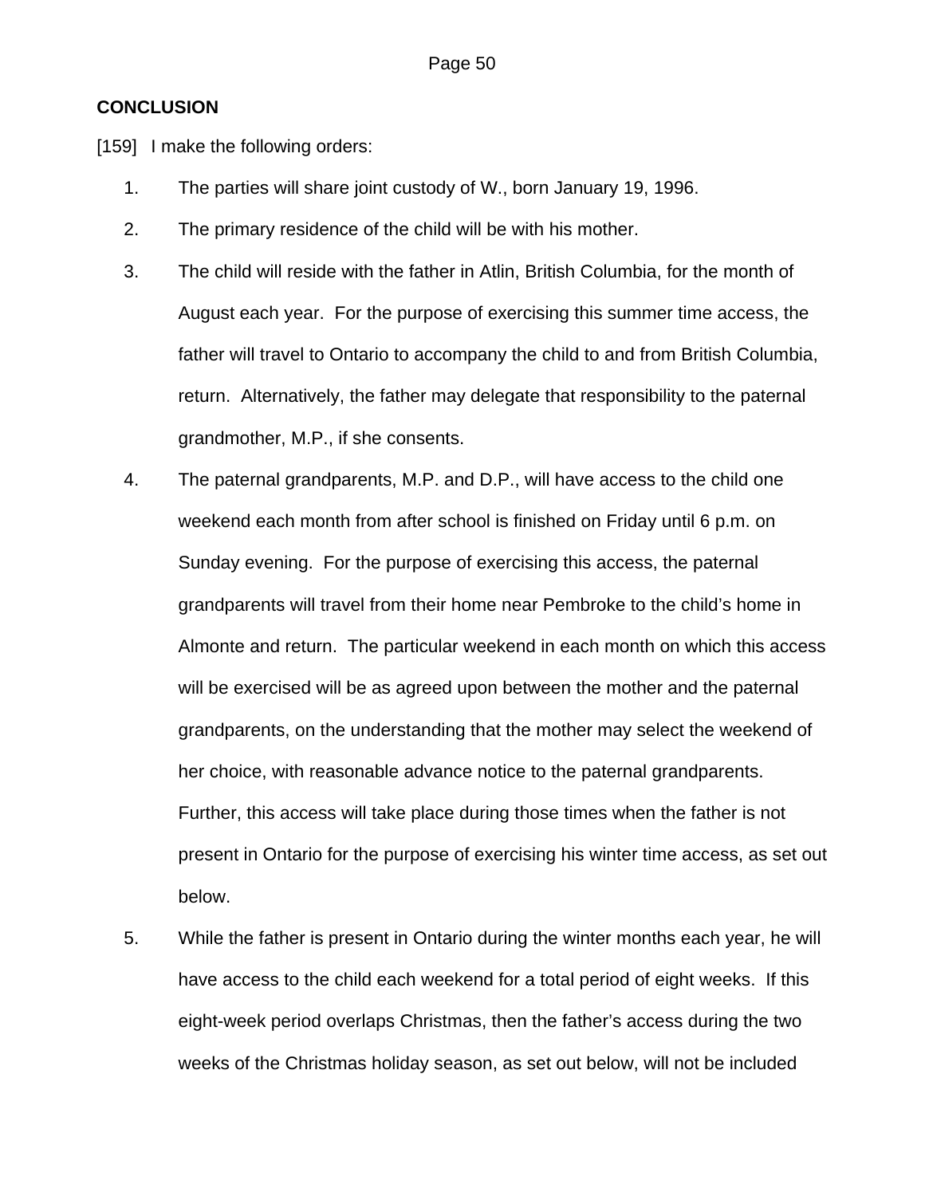**CONCLUSION**

[159] I make the following orders:

1. The parties will share joint custody of W., born January 19, 1996.

2. The primary residence of the child will be with his mother.

3. The child will reside with the father in Atlin, British Columbia, for the month of August each year. For the purpose of exercising this summer time access, the father will travel to Ontario to accompany the child to and from British Columbia, return. Alternatively, the father may delegate that responsibility to the paternal grandmother, M.P., if she consents.

4. The paternal grandparents, M.P. and D.P., will have access to the child one weekend each month from after school is finished on Friday until 6 p.m. on Sunday evening. For the purpose of exercising this access, the paternal grandparents will travel from their home near Pembroke to the child's home in Almonte and return. The particular weekend in each month on which this access will be exercised will be as agreed upon between the mother and the paternal grandparents, on the understanding that the mother may select the weekend of her choice, with reasonable advance notice to the paternal grandparents. Further, this access will take place during those times when the father is not present in Ontario for the purpose of exercising his winter time access, as set out below.

5. While the father is present in Ontario during the winter months each year, he will have access to the child each weekend for a total period of eight weeks. If this eight-week period overlaps Christmas, then the father's access during the two weeks of the Christmas holiday season, as set out below, will not be included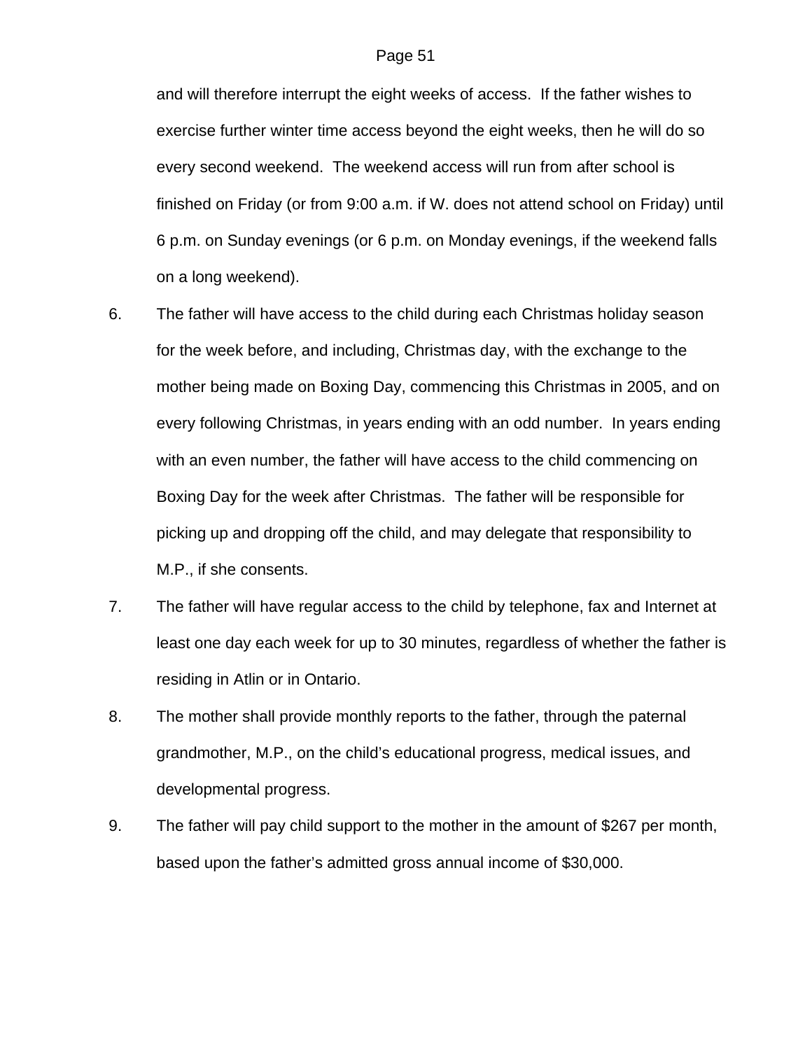and will therefore interrupt the eight weeks of access. If the father wishes to exercise further winter time access beyond the eight weeks, then he will do so every second weekend. The weekend access will run from after school is finished on Friday (or from 9:00 a.m. if W. does not attend school on Friday) until 6 p.m. on Sunday evenings (or 6 p.m. on Monday evenings, if the weekend falls on a long weekend).

6. The father will have access to the child during each Christmas holiday season for the week before, and including, Christmas day, with the exchange to the mother being made on Boxing Day, commencing this Christmas in 2005, and on every following Christmas, in years ending with an odd number. In years ending with an even number, the father will have access to the child commencing on Boxing Day for the week after Christmas. The father will be responsible for picking up and dropping off the child, and may delegate that responsibility to M.P., if she consents.

7. The father will have regular access to the child by telephone, fax and Internet at least one day each week for up to 30 minutes, regardless of whether the father is residing in Atlin or in Ontario.

8. The mother shall provide monthly reports to the father, through the paternal grandmother, M.P., on the child's educational progress, medical issues, and developmental progress.

9. The father will pay child support to the mother in the amount of $267 per month, based upon the father's admitted gross annual income of $30,000.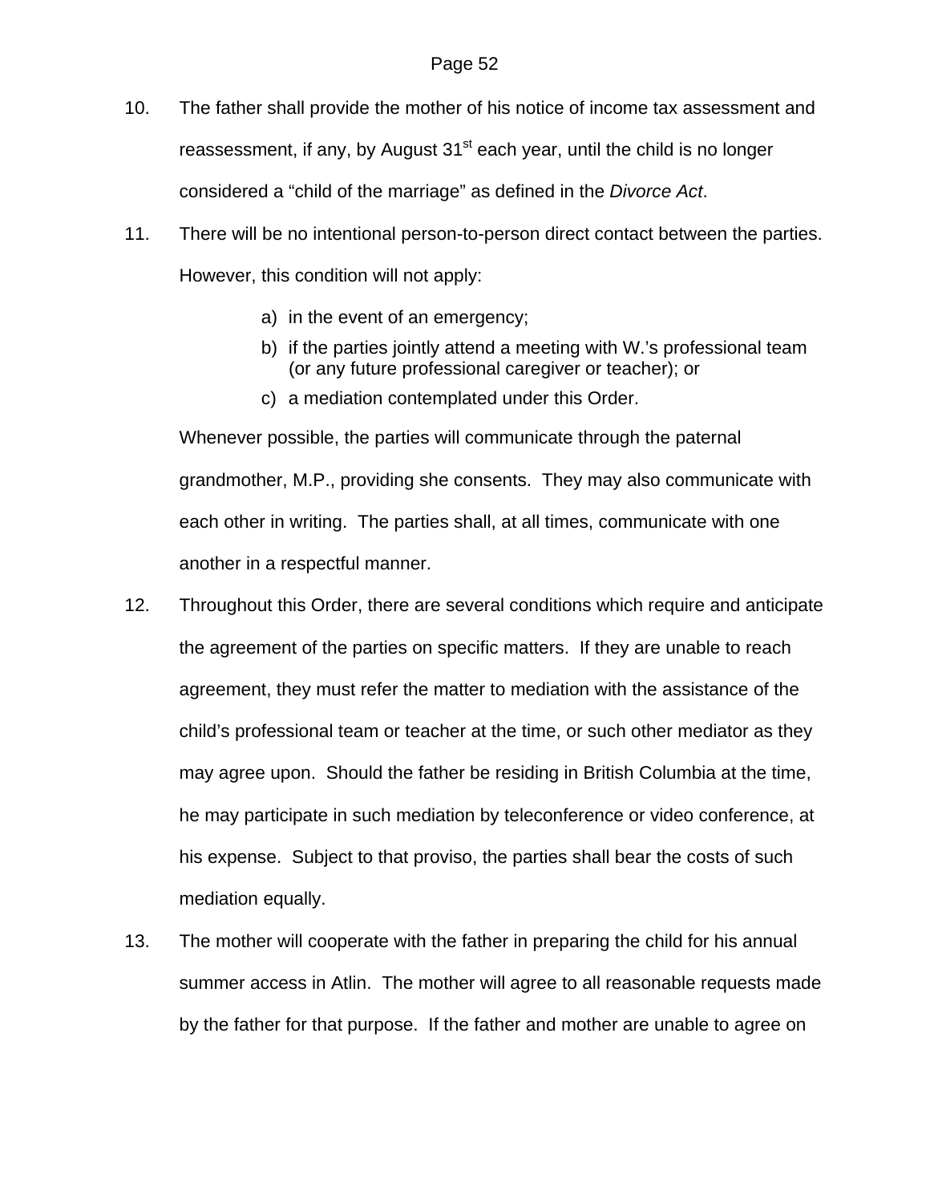10. The father shall provide the mother of his notice of income tax assessment and reassessment, if any, by August 31st each year, until the child is no longer considered a "child of the marriage" as defined in the *Divorce Act*.

11. There will be no intentional person-to-person direct contact between the parties. However, this condition will not apply:

    a) in the event of an emergency;
    b) if the parties jointly attend a meeting with W.'s professional team (or any future professional caregiver or teacher); or
    c) a mediation contemplated under this Order.

    Whenever possible, the parties will communicate through the paternal grandmother, M.P., providing she consents. They may also communicate with each other in writing. The parties shall, at all times, communicate with one another in a respectful manner.

12. Throughout this Order, there are several conditions which require and anticipate the agreement of the parties on specific matters. If they are unable to reach agreement, they must refer the matter to mediation with the assistance of the child's professional team or teacher at the time, or such other mediator as they may agree upon. Should the father be residing in British Columbia at the time, he may participate in such mediation by teleconference or video conference, at his expense. Subject to that proviso, the parties shall bear the costs of such mediation equally.

13. The mother will cooperate with the father in preparing the child for his annual summer access in Atlin. The mother will agree to all reasonable requests made by the father for that purpose. If the father and mother are unable to agree on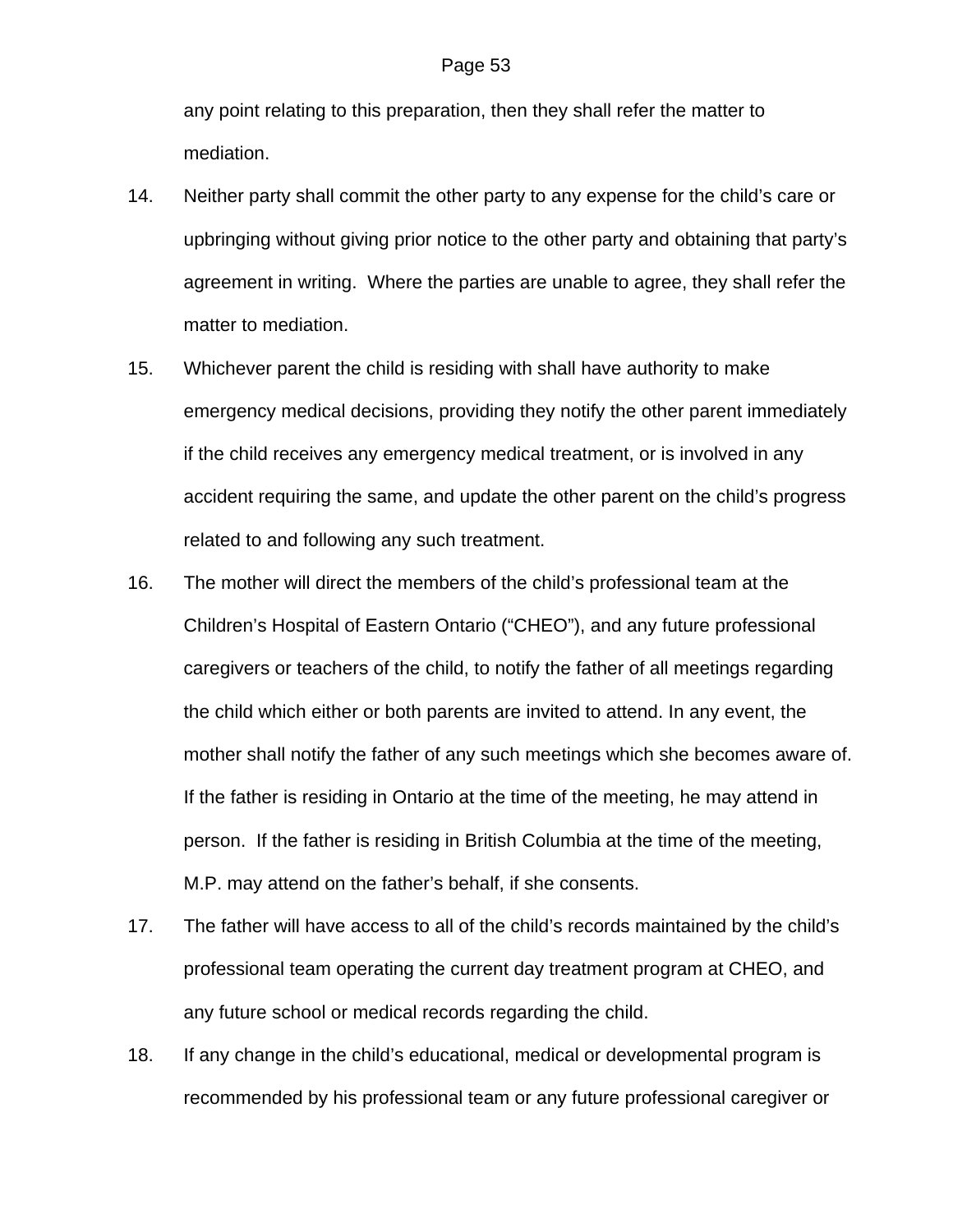any point relating to this preparation, then they shall refer the matter to mediation.

14. Neither party shall commit the other party to any expense for the child's care or upbringing without giving prior notice to the other party and obtaining that party's agreement in writing. Where the parties are unable to agree, they shall refer the matter to mediation.

15. Whichever parent the child is residing with shall have authority to make emergency medical decisions, providing they notify the other parent immediately if the child receives any emergency medical treatment, or is involved in any accident requiring the same, and update the other parent on the child's progress related to and following any such treatment.

16. The mother will direct the members of the child's professional team at the Children's Hospital of Eastern Ontario ("CHEO"), and any future professional caregivers or teachers of the child, to notify the father of all meetings regarding the child which either or both parents are invited to attend. In any event, the mother shall notify the father of any such meetings which she becomes aware of. If the father is residing in Ontario at the time of the meeting, he may attend in person. If the father is residing in British Columbia at the time of the meeting, M.P. may attend on the father's behalf, if she consents.

17. The father will have access to all of the child's records maintained by the child's professional team operating the current day treatment program at CHEO, and any future school or medical records regarding the child.

18. If any change in the child's educational, medical or developmental program is recommended by his professional team or any future professional caregiver or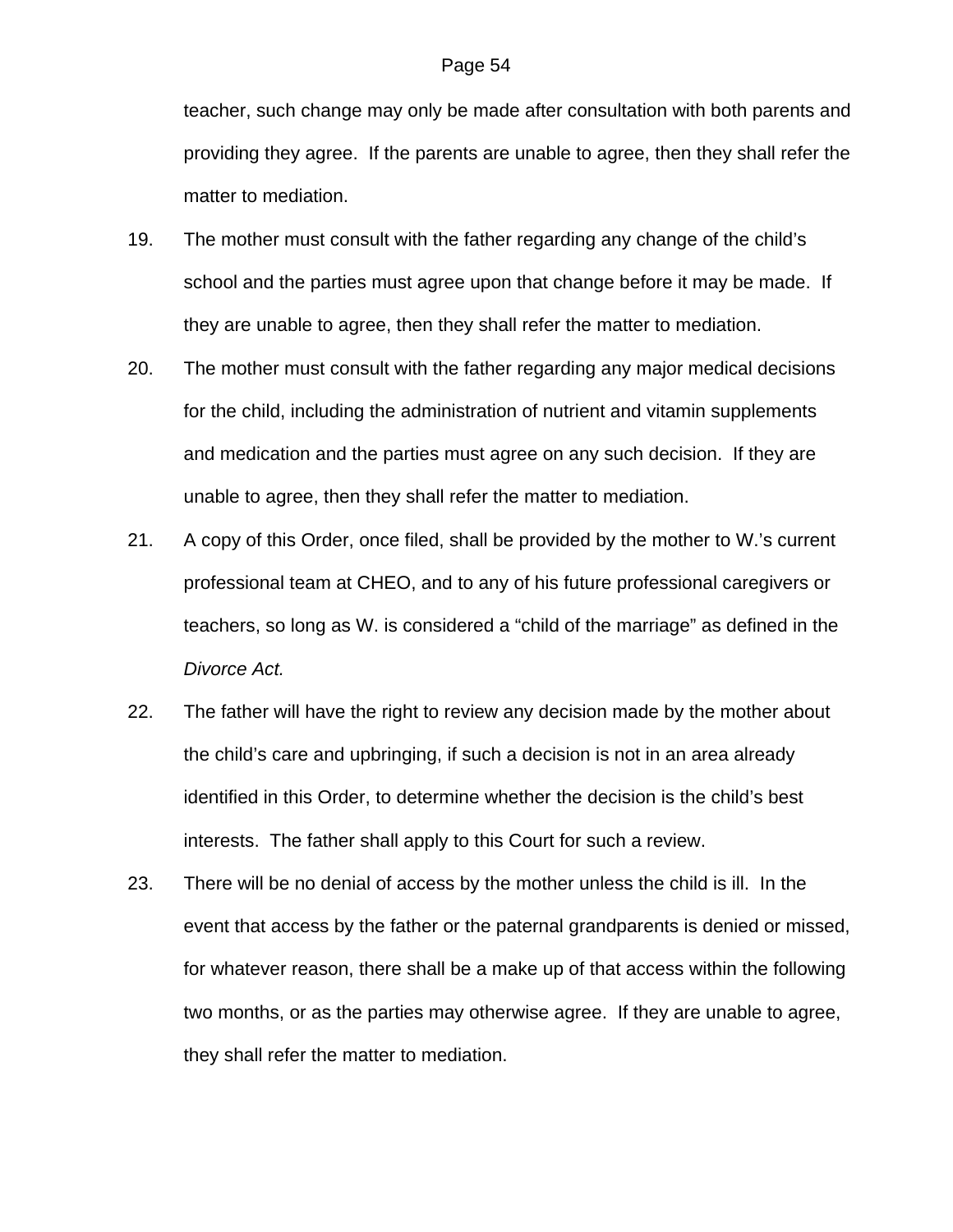teacher, such change may only be made after consultation with both parents and providing they agree. If the parents are unable to agree, then they shall refer the matter to mediation.

19. The mother must consult with the father regarding any change of the child's school and the parties must agree upon that change before it may be made. If they are unable to agree, then they shall refer the matter to mediation.

20. The mother must consult with the father regarding any major medical decisions for the child, including the administration of nutrient and vitamin supplements and medication and the parties must agree on any such decision. If they are unable to agree, then they shall refer the matter to mediation.

21. A copy of this Order, once filed, shall be provided by the mother to W.'s current professional team at CHEO, and to any of his future professional caregivers or teachers, so long as W. is considered a "child of the marriage" as defined in the *Divorce Act.*

22. The father will have the right to review any decision made by the mother about the child's care and upbringing, if such a decision is not in an area already identified in this Order, to determine whether the decision is the child's best interests. The father shall apply to this Court for such a review.

23. There will be no denial of access by the mother unless the child is ill. In the event that access by the father or the paternal grandparents is denied or missed, for whatever reason, there shall be a make up of that access within the following two months, or as the parties may otherwise agree. If they are unable to agree, they shall refer the matter to mediation.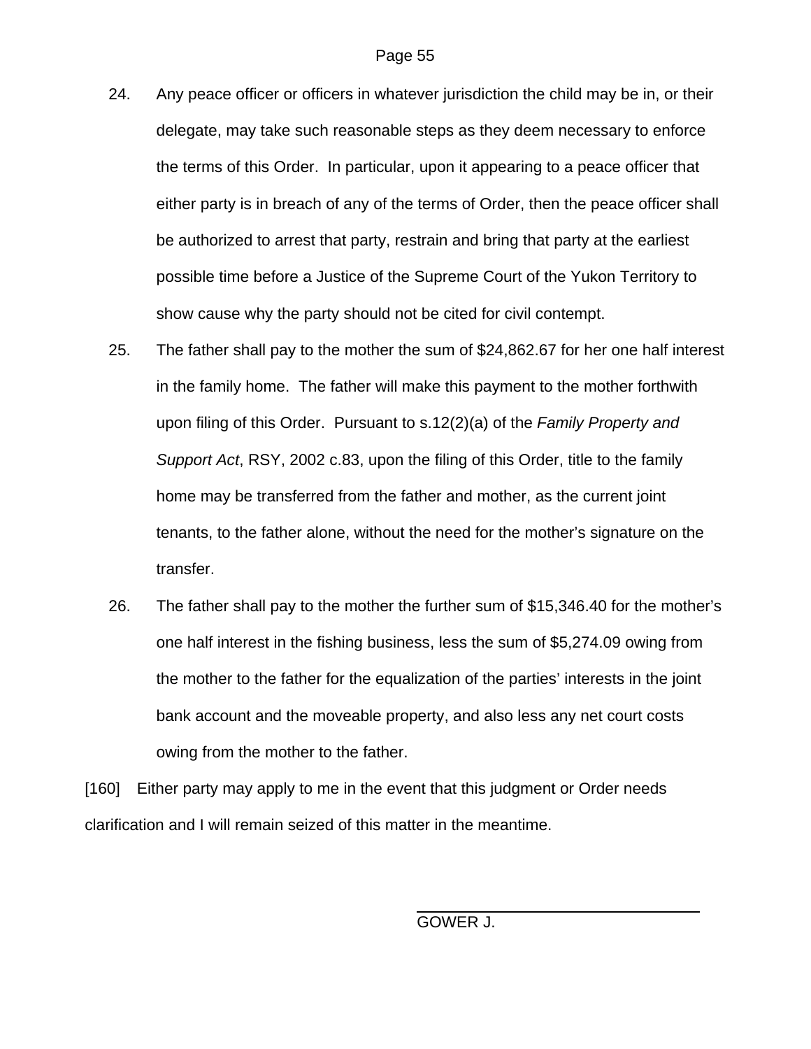24. Any peace officer or officers in whatever jurisdiction the child may be in, or their delegate, may take such reasonable steps as they deem necessary to enforce the terms of this Order. In particular, upon it appearing to a peace officer that either party is in breach of any of the terms of Order, then the peace officer shall be authorized to arrest that party, restrain and bring that party at the earliest possible time before a Justice of the Supreme Court of the Yukon Territory to show cause why the party should not be cited for civil contempt.

25. The father shall pay to the mother the sum of $24,862.67 for her one half interest in the family home. The father will make this payment to the mother forthwith upon filing of this Order. Pursuant to s.12(2)(a) of the *Family Property and Support Act*, RSY, 2002 c.83, upon the filing of this Order, title to the family home may be transferred from the father and mother, as the current joint tenants, to the father alone, without the need for the mother's signature on the transfer.

26. The father shall pay to the mother the further sum of $15,346.40 for the mother's one half interest in the fishing business, less the sum of $5,274.09 owing from the mother to the father for the equalization of the parties' interests in the joint bank account and the moveable property, and also less any net court costs owing from the mother to the father.

[160] Either party may apply to me in the event that this judgment or Order needs clarification and I will remain seized of this matter in the meantime.

GOWER J.